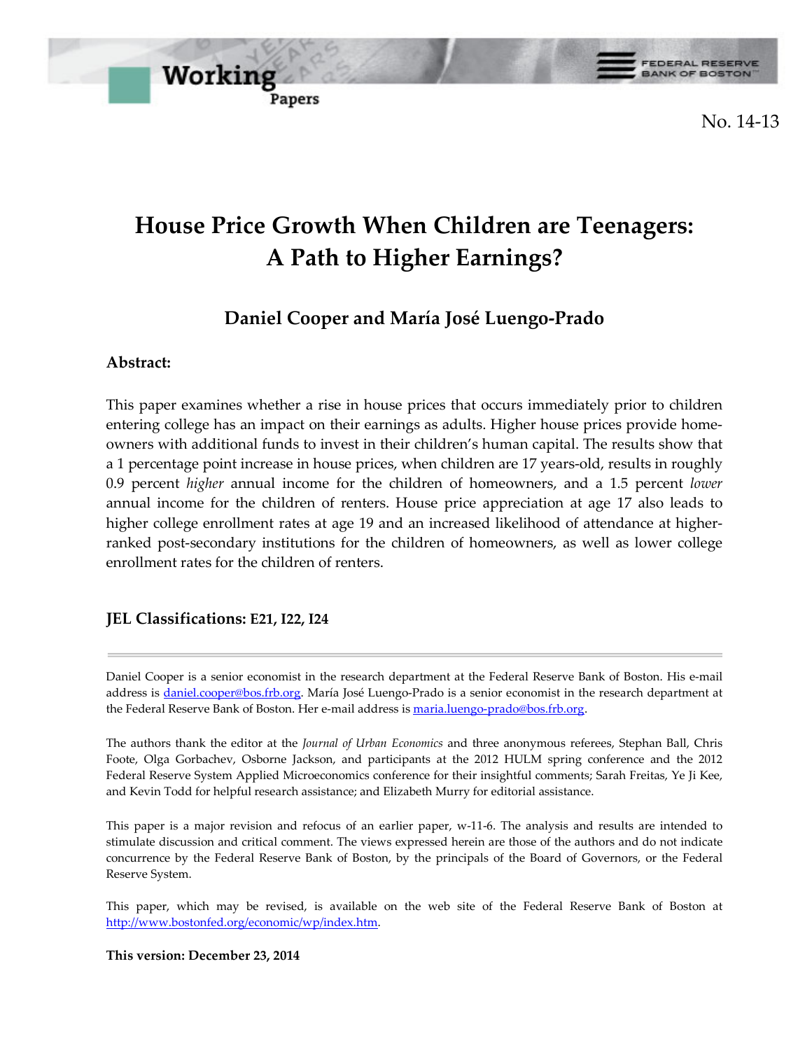Working Papers

FEDERAL RESERVE BANK OF BOSTON

No. 14-13

# House Price Growth When Children are Teenagers: A Path to Higher Earnings?

## Daniel Cooper and María José Luengo-Prado

### Abstract:

This paper examines whether a rise in house prices that occurs immediately prior to children entering college has an impact on their earnings as adults. Higher house prices provide homeowners with additional funds to invest in their children's human capital. The results show that a 1 percentage point increase in house prices, when children are 17 years-old, results in roughly 0.9 percent *higher* annual income for the children of homeowners, and a 1.5 percent *lower* annual income for the children of renters. House price appreciation at age 17 also leads to higher college enrollment rates at age 19 and an increased likelihood of attendance at higher-ranked post-secondary institutions for the children of homeowners, as well as lower college enrollment rates for the children of renters.

### JEL Classifications: E21, I22, I24

---

Daniel Cooper is a senior economist in the research department at the Federal Reserve Bank of Boston. His e-mail address is daniel.cooper@bos.frb.org. María José Luengo-Prado is a senior economist in the research department at the Federal Reserve Bank of Boston. Her e-mail address is maria.luengo-prado@bos.frb.org.

The authors thank the editor at the *Journal of Urban Economics* and three anonymous referees, Stephan Ball, Chris Foote, Olga Gorbachev, Osborne Jackson, and participants at the 2012 HULM spring conference and the 2012 Federal Reserve System Applied Microeconomics conference for their insightful comments; Sarah Freitas, Ye Ji Kee, and Kevin Todd for helpful research assistance; and Elizabeth Murry for editorial assistance.

This paper is a major revision and refocus of an earlier paper, w-11-6. The analysis and results are intended to stimulate discussion and critical comment. The views expressed herein are those of the authors and do not indicate concurrence by the Federal Reserve Bank of Boston, by the principals of the Board of Governors, or the Federal Reserve System.

This paper, which may be revised, is available on the web site of the Federal Reserve Bank of Boston at http://www.bostonfed.org/economic/wp/index.htm.

**This version: December 23, 2014**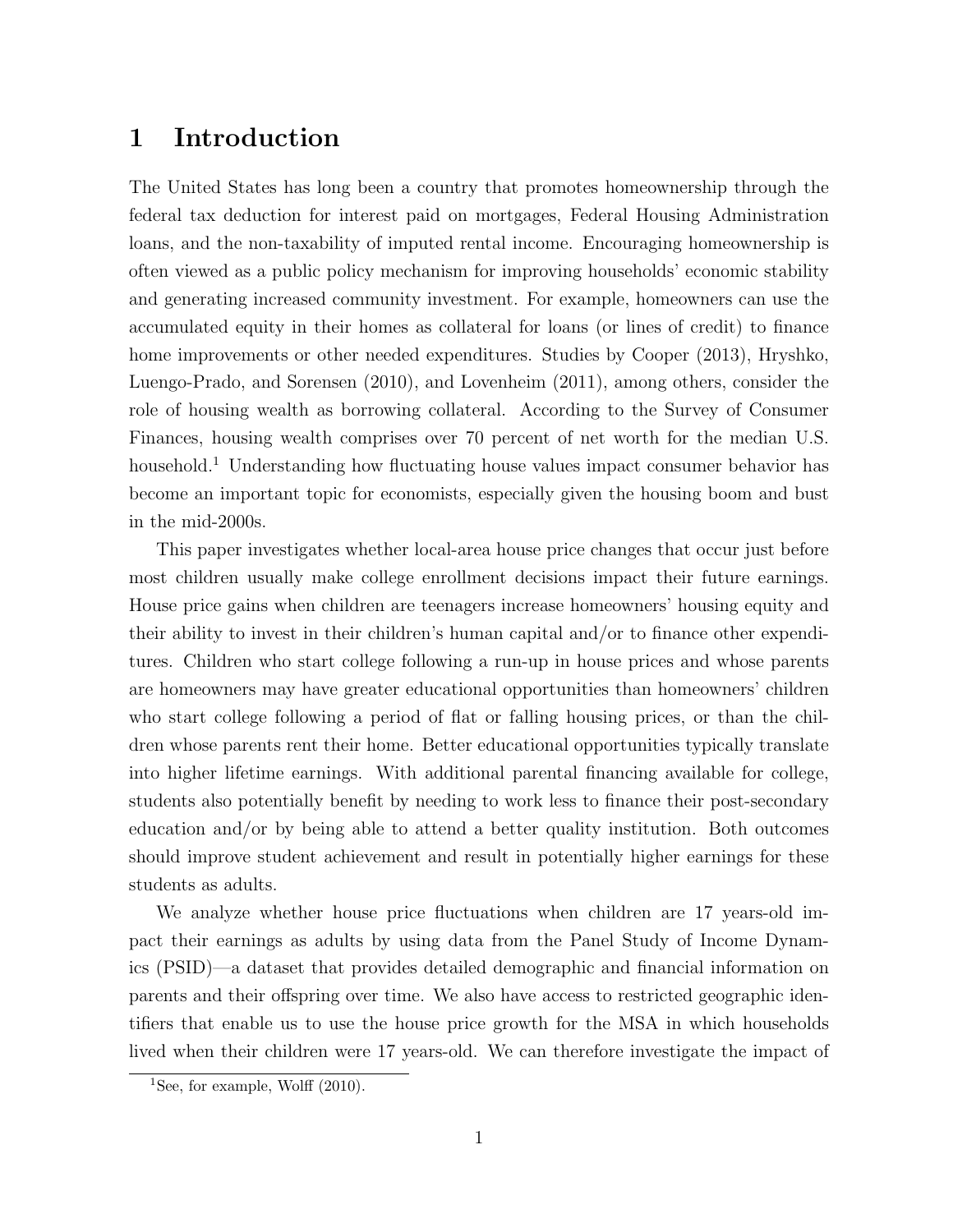# 1 Introduction

The United States has long been a country that promotes homeownership through the federal tax deduction for interest paid on mortgages, Federal Housing Administration loans, and the non-taxability of imputed rental income. Encouraging homeownership is often viewed as a public policy mechanism for improving households' economic stability and generating increased community investment. For example, homeowners can use the accumulated equity in their homes as collateral for loans (or lines of credit) to finance home improvements or other needed expenditures. Studies by Cooper (2013), Hryshko, Luengo-Prado, and Sorensen (2010), and Lovenheim (2011), among others, consider the role of housing wealth as borrowing collateral. According to the Survey of Consumer Finances, housing wealth comprises over 70 percent of net worth for the median U.S. household.[1] Understanding how fluctuating house values impact consumer behavior has become an important topic for economists, especially given the housing boom and bust in the mid-2000s.

This paper investigates whether local-area house price changes that occur just before most children usually make college enrollment decisions impact their future earnings. House price gains when children are teenagers increase homeowners' housing equity and their ability to invest in their children's human capital and/or to finance other expenditures. Children who start college following a run-up in house prices and whose parents are homeowners may have greater educational opportunities than homeowners' children who start college following a period of flat or falling housing prices, or than the children whose parents rent their home. Better educational opportunities typically translate into higher lifetime earnings. With additional parental financing available for college, students also potentially benefit by needing to work less to finance their post-secondary education and/or by being able to attend a better quality institution. Both outcomes should improve student achievement and result in potentially higher earnings for these students as adults.

We analyze whether house price fluctuations when children are 17 years-old impact their earnings as adults by using data from the Panel Study of Income Dynamics (PSID)—a dataset that provides detailed demographic and financial information on parents and their offspring over time. We also have access to restricted geographic identifiers that enable us to use the house price growth for the MSA in which households lived when their children were 17 years-old. We can therefore investigate the impact of

[1] See, for example, Wolff (2010).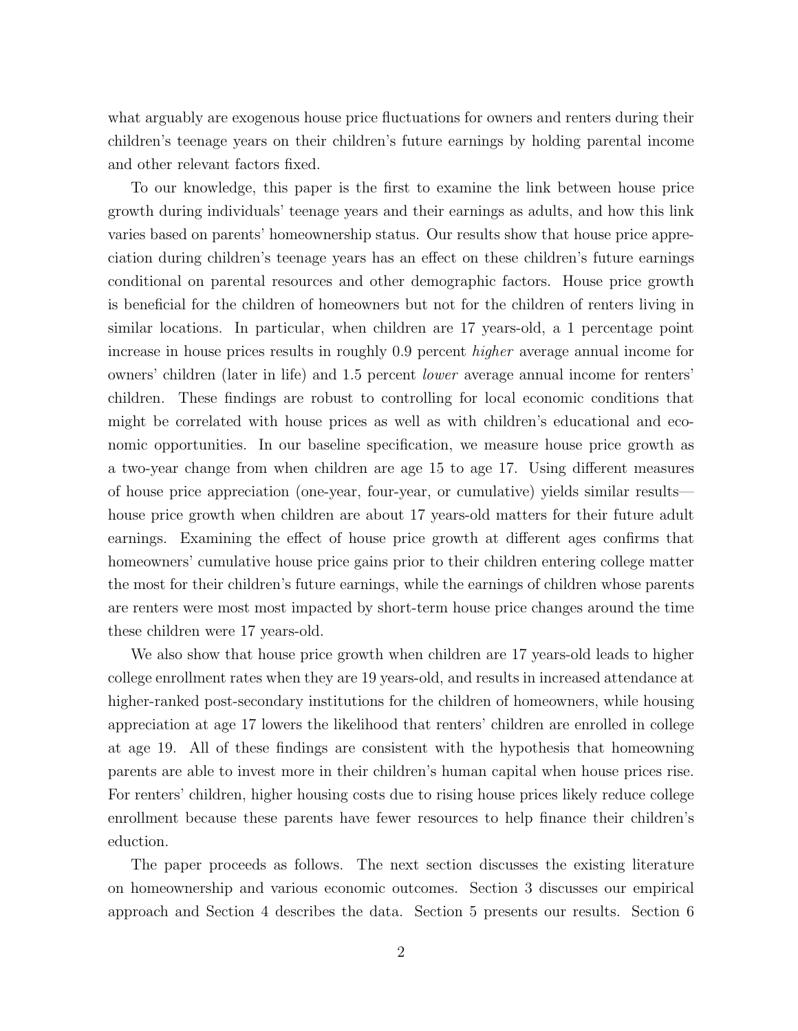what arguably are exogenous house price fluctuations for owners and renters during their children's teenage years on their children's future earnings by holding parental income and other relevant factors fixed.

To our knowledge, this paper is the first to examine the link between house price growth during individuals' teenage years and their earnings as adults, and how this link varies based on parents' homeownership status. Our results show that house price appreciation during children's teenage years has an effect on these children's future earnings conditional on parental resources and other demographic factors. House price growth is beneficial for the children of homeowners but not for the children of renters living in similar locations. In particular, when children are 17 years-old, a 1 percentage point increase in house prices results in roughly 0.9 percent *higher* average annual income for owners' children (later in life) and 1.5 percent *lower* average annual income for renters' children. These findings are robust to controlling for local economic conditions that might be correlated with house prices as well as with children's educational and economic opportunities. In our baseline specification, we measure house price growth as a two-year change from when children are age 15 to age 17. Using different measures of house price appreciation (one-year, four-year, or cumulative) yields similar results—house price growth when children are about 17 years-old matters for their future adult earnings. Examining the effect of house price growth at different ages confirms that homeowners' cumulative house price gains prior to their children entering college matter the most for their children's future earnings, while the earnings of children whose parents are renters were most most impacted by short-term house price changes around the time these children were 17 years-old.

We also show that house price growth when children are 17 years-old leads to higher college enrollment rates when they are 19 years-old, and results in increased attendance at higher-ranked post-secondary institutions for the children of homeowners, while housing appreciation at age 17 lowers the likelihood that renters' children are enrolled in college at age 19. All of these findings are consistent with the hypothesis that homeowning parents are able to invest more in their children's human capital when house prices rise. For renters' children, higher housing costs due to rising house prices likely reduce college enrollment because these parents have fewer resources to help finance their children's eduction.

The paper proceeds as follows. The next section discusses the existing literature on homeownership and various economic outcomes. Section 3 discusses our empirical approach and Section 4 describes the data. Section 5 presents our results. Section 6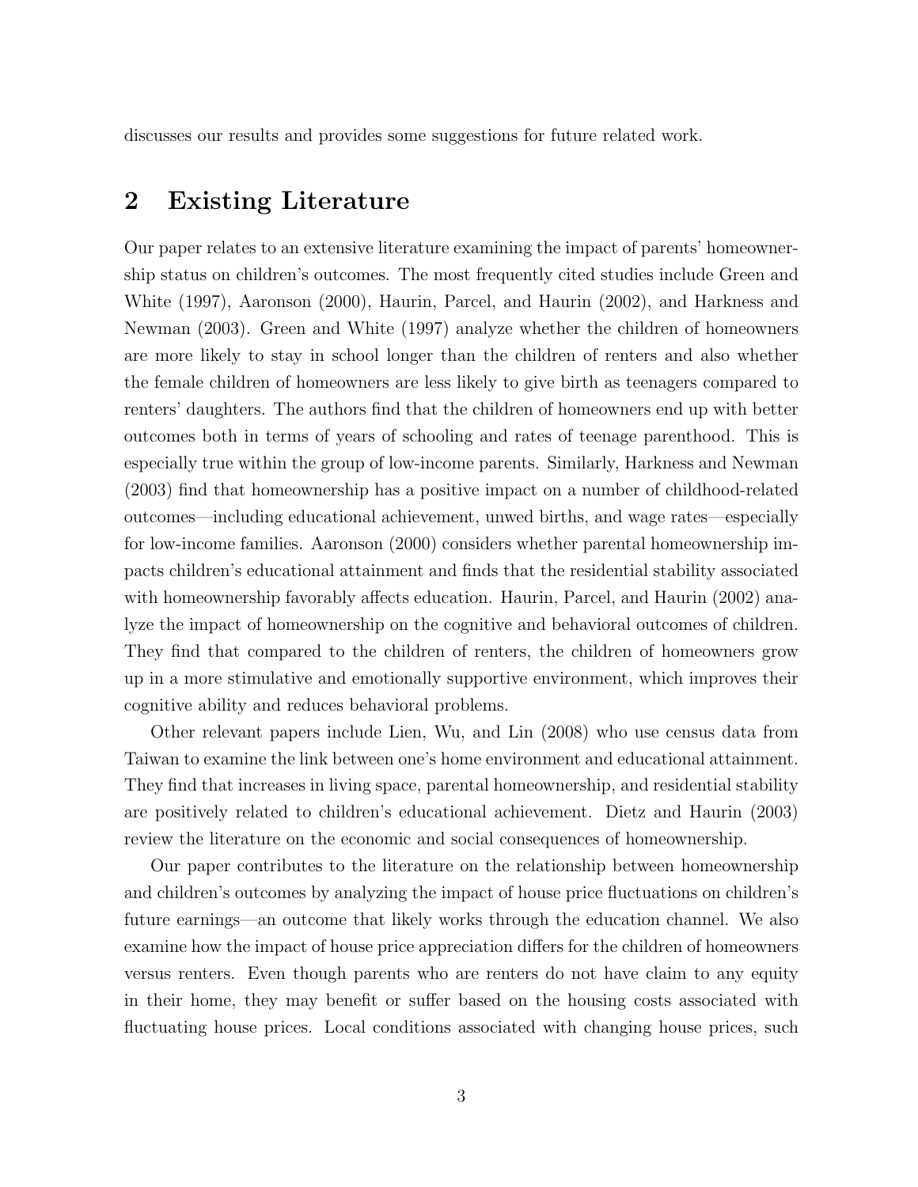discusses our results and provides some suggestions for future related work.

## 2 Existing Literature

Our paper relates to an extensive literature examining the impact of parents' homeownership status on children's outcomes. The most frequently cited studies include Green and White (1997), Aaronson (2000), Haurin, Parcel, and Haurin (2002), and Harkness and Newman (2003). Green and White (1997) analyze whether the children of homeowners are more likely to stay in school longer than the children of renters and also whether the female children of homeowners are less likely to give birth as teenagers compared to renters' daughters. The authors find that the children of homeowners end up with better outcomes both in terms of years of schooling and rates of teenage parenthood. This is especially true within the group of low-income parents. Similarly, Harkness and Newman (2003) find that homeownership has a positive impact on a number of childhood-related outcomes—including educational achievement, unwed births, and wage rates—especially for low-income families. Aaronson (2000) considers whether parental homeownership impacts children's educational attainment and finds that the residential stability associated with homeownership favorably affects education. Haurin, Parcel, and Haurin (2002) analyze the impact of homeownership on the cognitive and behavioral outcomes of children. They find that compared to the children of renters, the children of homeowners grow up in a more stimulative and emotionally supportive environment, which improves their cognitive ability and reduces behavioral problems.

Other relevant papers include Lien, Wu, and Lin (2008) who use census data from Taiwan to examine the link between one's home environment and educational attainment. They find that increases in living space, parental homeownership, and residential stability are positively related to children's educational achievement. Dietz and Haurin (2003) review the literature on the economic and social consequences of homeownership.

Our paper contributes to the literature on the relationship between homeownership and children's outcomes by analyzing the impact of house price fluctuations on children's future earnings—an outcome that likely works through the education channel. We also examine how the impact of house price appreciation differs for the children of homeowners versus renters. Even though parents who are renters do not have claim to any equity in their home, they may benefit or suffer based on the housing costs associated with fluctuating house prices. Local conditions associated with changing house prices, such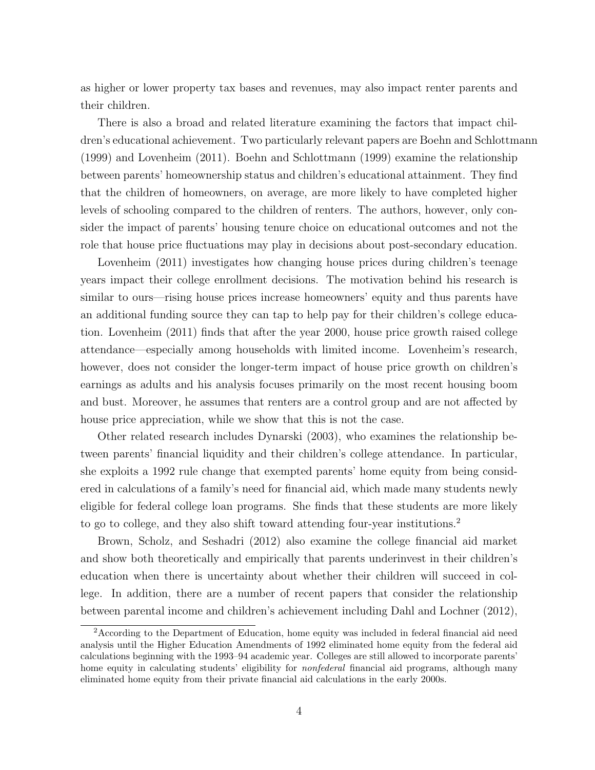as higher or lower property tax bases and revenues, may also impact renter parents and their children.

There is also a broad and related literature examining the factors that impact children's educational achievement. Two particularly relevant papers are Boehn and Schlottmann (1999) and Lovenheim (2011). Boehn and Schlottmann (1999) examine the relationship between parents' homeownership status and children's educational attainment. They find that the children of homeowners, on average, are more likely to have completed higher levels of schooling compared to the children of renters. The authors, however, only consider the impact of parents' housing tenure choice on educational outcomes and not the role that house price fluctuations may play in decisions about post-secondary education.

Lovenheim (2011) investigates how changing house prices during children's teenage years impact their college enrollment decisions. The motivation behind his research is similar to ours—rising house prices increase homeowners' equity and thus parents have an additional funding source they can tap to help pay for their children's college education. Lovenheim (2011) finds that after the year 2000, house price growth raised college attendance—especially among households with limited income. Lovenheim's research, however, does not consider the longer-term impact of house price growth on children's earnings as adults and his analysis focuses primarily on the most recent housing boom and bust. Moreover, he assumes that renters are a control group and are not affected by house price appreciation, while we show that this is not the case.

Other related research includes Dynarski (2003), who examines the relationship between parents' financial liquidity and their children's college attendance. In particular, she exploits a 1992 rule change that exempted parents' home equity from being considered in calculations of a family's need for financial aid, which made many students newly eligible for federal college loan programs. She finds that these students are more likely to go to college, and they also shift toward attending four-year institutions.[2]

Brown, Scholz, and Seshadri (2012) also examine the college financial aid market and show both theoretically and empirically that parents underinvest in their children's education when there is uncertainty about whether their children will succeed in college. In addition, there are a number of recent papers that consider the relationship between parental income and children's achievement including Dahl and Lochner (2012),

[2] According to the Department of Education, home equity was included in federal financial aid need analysis until the Higher Education Amendments of 1992 eliminated home equity from the federal aid calculations beginning with the 1993–94 academic year. Colleges are still allowed to incorporate parents' home equity in calculating students' eligibility for *nonfederal* financial aid programs, although many eliminated home equity from their private financial aid calculations in the early 2000s.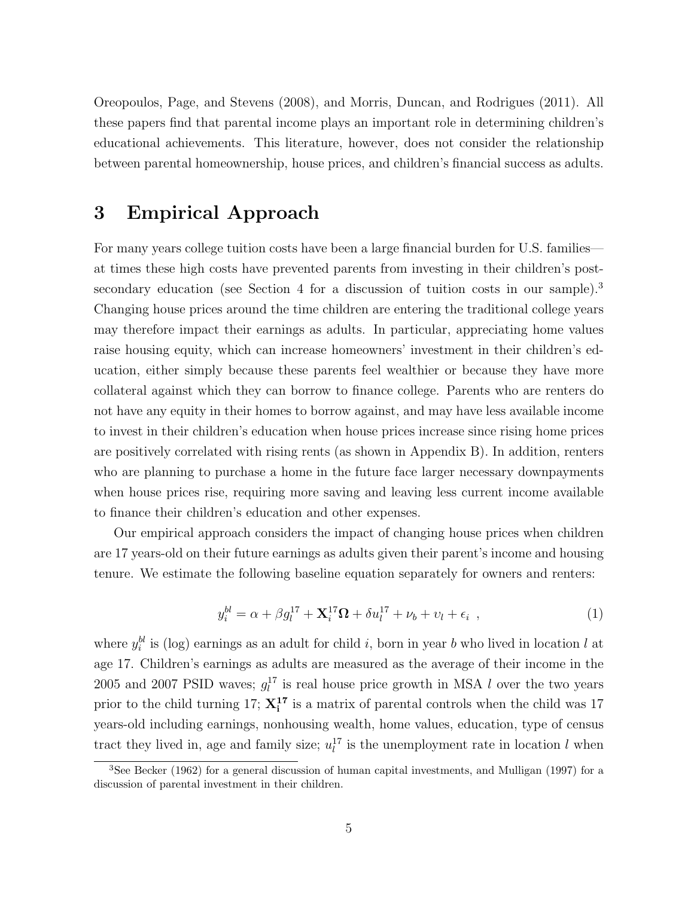Oreopoulos, Page, and Stevens (2008), and Morris, Duncan, and Rodrigues (2011). All these papers find that parental income plays an important role in determining children's educational achievements. This literature, however, does not consider the relationship between parental homeownership, house prices, and children's financial success as adults.

# 3 Empirical Approach

For many years college tuition costs have been a large financial burden for U.S. families—at times these high costs have prevented parents from investing in their children's post-secondary education (see Section 4 for a discussion of tuition costs in our sample).[3] Changing house prices around the time children are entering the traditional college years may therefore impact their earnings as adults. In particular, appreciating home values raise housing equity, which can increase homeowners' investment in their children's education, either simply because these parents feel wealthier or because they have more collateral against which they can borrow to finance college. Parents who are renters do not have any equity in their homes to borrow against, and may have less available income to invest in their children's education when house prices increase since rising home prices are positively correlated with rising rents (as shown in Appendix B). In addition, renters who are planning to purchase a home in the future face larger necessary downpayments when house prices rise, requiring more saving and leaving less current income available to finance their children's education and other expenses.

Our empirical approach considers the impact of changing house prices when children are 17 years-old on their future earnings as adults given their parent's income and housing tenure. We estimate the following baseline equation separately for owners and renters:

$$y_i^{bl} = \alpha + \beta g_l^{17} + \mathbf{X}_i^{17}\mathbf{\Omega} + \delta u_l^{17} + \nu_b + \upsilon_l + \epsilon_i \ , \tag{1}$$

where $y_i^{bl}$ is (log) earnings as an adult for child $i$, born in year $b$ who lived in location $l$ at age 17. Children's earnings as adults are measured as the average of their income in the 2005 and 2007 PSID waves; $g_l^{17}$ is real house price growth in MSA $l$ over the two years prior to the child turning 17; $\mathbf{X_i^{17}}$ is a matrix of parental controls when the child was 17 years-old including earnings, nonhousing wealth, home values, education, type of census tract they lived in, age and family size; $u_l^{17}$ is the unemployment rate in location $l$ when

[3] See Becker (1962) for a general discussion of human capital investments, and Mulligan (1997) for a discussion of parental investment in their children.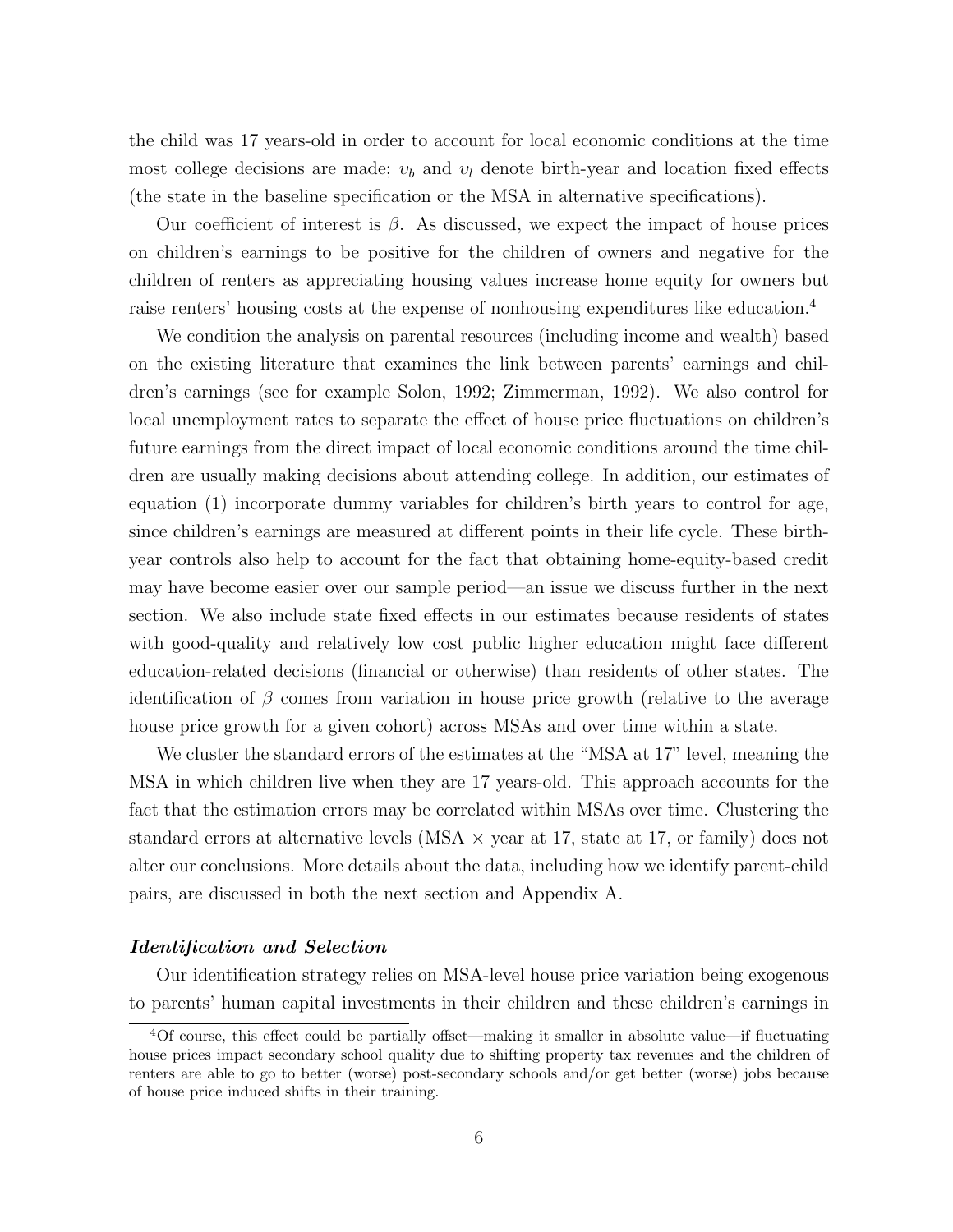the child was 17 years-old in order to account for local economic conditions at the time most college decisions are made; $\upsilon_b$ and $\upsilon_l$ denote birth-year and location fixed effects (the state in the baseline specification or the MSA in alternative specifications).

Our coefficient of interest is $\beta$. As discussed, we expect the impact of house prices on children's earnings to be positive for the children of owners and negative for the children of renters as appreciating housing values increase home equity for owners but raise renters' housing costs at the expense of nonhousing expenditures like education.[4]

We condition the analysis on parental resources (including income and wealth) based on the existing literature that examines the link between parents' earnings and children's earnings (see for example Solon, 1992; Zimmerman, 1992). We also control for local unemployment rates to separate the effect of house price fluctuations on children's future earnings from the direct impact of local economic conditions around the time children are usually making decisions about attending college. In addition, our estimates of equation (1) incorporate dummy variables for children's birth years to control for age, since children's earnings are measured at different points in their life cycle. These birth-year controls also help to account for the fact that obtaining home-equity-based credit may have become easier over our sample period—an issue we discuss further in the next section. We also include state fixed effects in our estimates because residents of states with good-quality and relatively low cost public higher education might face different education-related decisions (financial or otherwise) than residents of other states. The identification of $\beta$ comes from variation in house price growth (relative to the average house price growth for a given cohort) across MSAs and over time within a state.

We cluster the standard errors of the estimates at the "MSA at 17" level, meaning the MSA in which children live when they are 17 years-old. This approach accounts for the fact that the estimation errors may be correlated within MSAs over time. Clustering the standard errors at alternative levels (MSA $\times$ year at 17, state at 17, or family) does not alter our conclusions. More details about the data, including how we identify parent-child pairs, are discussed in both the next section and Appendix A.

***Identification and Selection***

Our identification strategy relies on MSA-level house price variation being exogenous to parents' human capital investments in their children and these children's earnings in

[4] Of course, this effect could be partially offset—making it smaller in absolute value—if fluctuating house prices impact secondary school quality due to shifting property tax revenues and the children of renters are able to go to better (worse) post-secondary schools and/or get better (worse) jobs because of house price induced shifts in their training.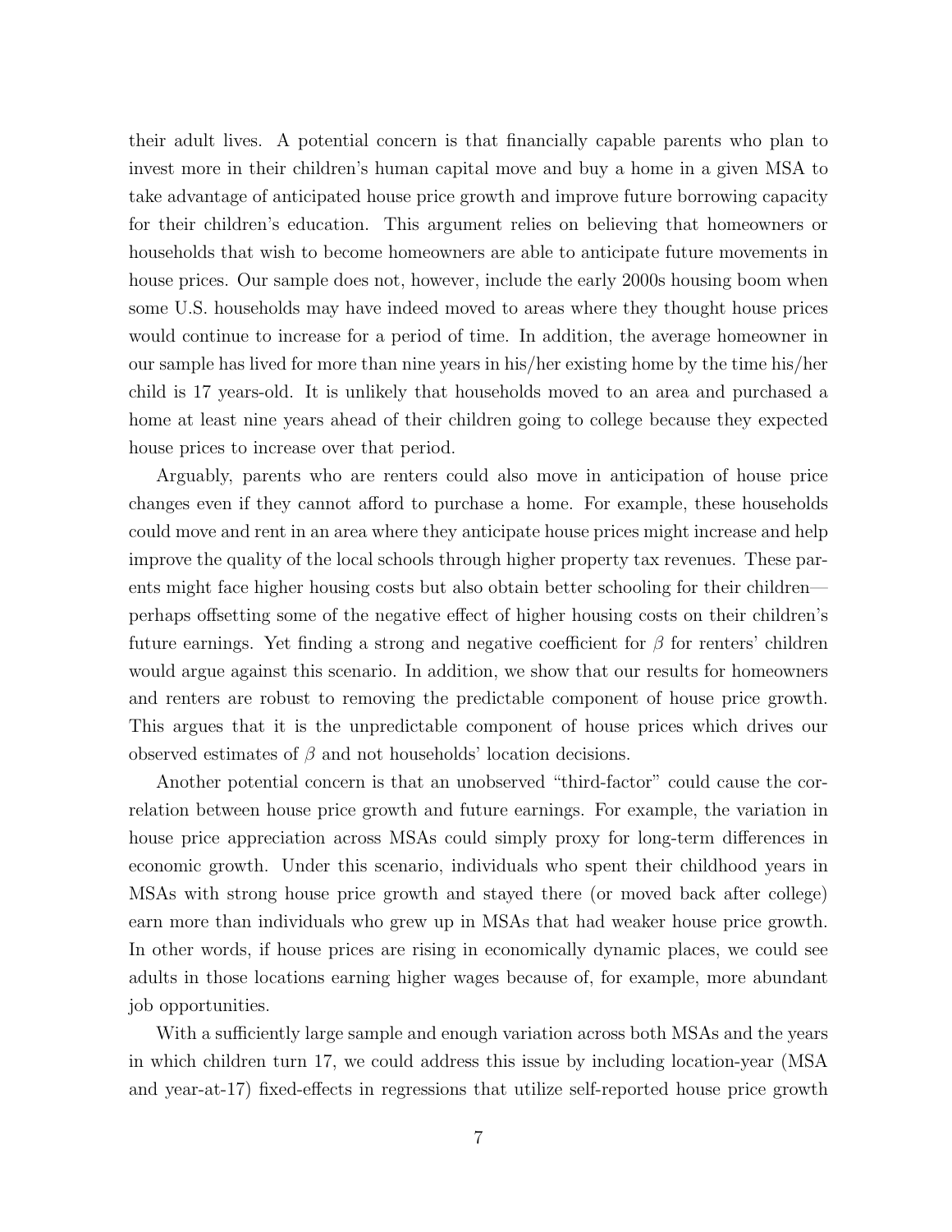their adult lives. A potential concern is that financially capable parents who plan to invest more in their children's human capital move and buy a home in a given MSA to take advantage of anticipated house price growth and improve future borrowing capacity for their children's education. This argument relies on believing that homeowners or households that wish to become homeowners are able to anticipate future movements in house prices. Our sample does not, however, include the early 2000s housing boom when some U.S. households may have indeed moved to areas where they thought house prices would continue to increase for a period of time. In addition, the average homeowner in our sample has lived for more than nine years in his/her existing home by the time his/her child is 17 years-old. It is unlikely that households moved to an area and purchased a home at least nine years ahead of their children going to college because they expected house prices to increase over that period.

Arguably, parents who are renters could also move in anticipation of house price changes even if they cannot afford to purchase a home. For example, these households could move and rent in an area where they anticipate house prices might increase and help improve the quality of the local schools through higher property tax revenues. These parents might face higher housing costs but also obtain better schooling for their children—perhaps offsetting some of the negative effect of higher housing costs on their children's future earnings. Yet finding a strong and negative coefficient for $\beta$ for renters' children would argue against this scenario. In addition, we show that our results for homeowners and renters are robust to removing the predictable component of house price growth. This argues that it is the unpredictable component of house prices which drives our observed estimates of $\beta$ and not households' location decisions.

Another potential concern is that an unobserved "third-factor" could cause the correlation between house price growth and future earnings. For example, the variation in house price appreciation across MSAs could simply proxy for long-term differences in economic growth. Under this scenario, individuals who spent their childhood years in MSAs with strong house price growth and stayed there (or moved back after college) earn more than individuals who grew up in MSAs that had weaker house price growth. In other words, if house prices are rising in economically dynamic places, we could see adults in those locations earning higher wages because of, for example, more abundant job opportunities.

With a sufficiently large sample and enough variation across both MSAs and the years in which children turn 17, we could address this issue by including location-year (MSA and year-at-17) fixed-effects in regressions that utilize self-reported house price growth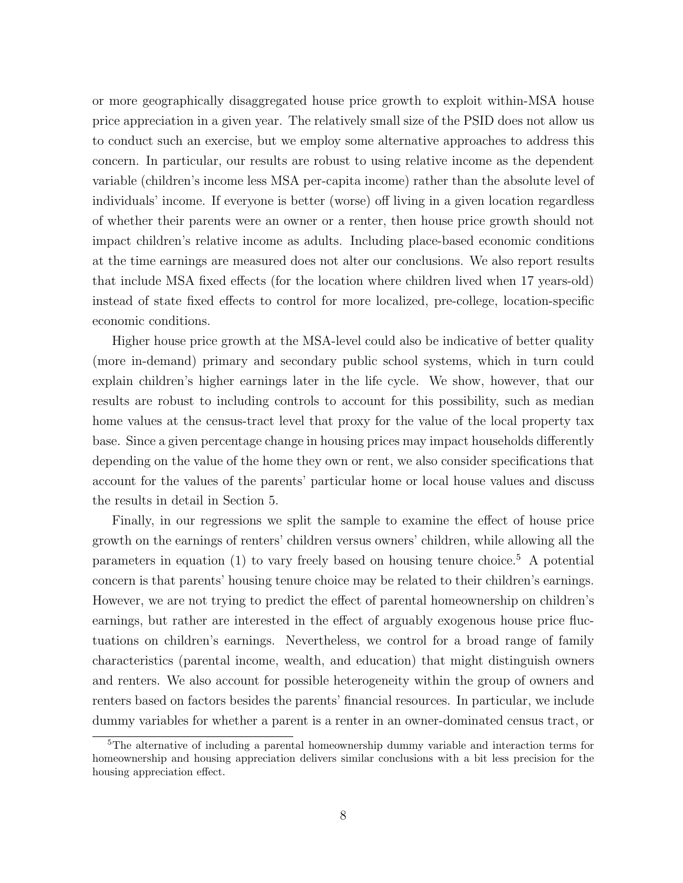or more geographically disaggregated house price growth to exploit within-MSA house price appreciation in a given year. The relatively small size of the PSID does not allow us to conduct such an exercise, but we employ some alternative approaches to address this concern. In particular, our results are robust to using relative income as the dependent variable (children's income less MSA per-capita income) rather than the absolute level of individuals' income. If everyone is better (worse) off living in a given location regardless of whether their parents were an owner or a renter, then house price growth should not impact children's relative income as adults. Including place-based economic conditions at the time earnings are measured does not alter our conclusions. We also report results that include MSA fixed effects (for the location where children lived when 17 years-old) instead of state fixed effects to control for more localized, pre-college, location-specific economic conditions.

Higher house price growth at the MSA-level could also be indicative of better quality (more in-demand) primary and secondary public school systems, which in turn could explain children's higher earnings later in the life cycle. We show, however, that our results are robust to including controls to account for this possibility, such as median home values at the census-tract level that proxy for the value of the local property tax base. Since a given percentage change in housing prices may impact households differently depending on the value of the home they own or rent, we also consider specifications that account for the values of the parents' particular home or local house values and discuss the results in detail in Section 5.

Finally, in our regressions we split the sample to examine the effect of house price growth on the earnings of renters' children versus owners' children, while allowing all the parameters in equation (1) to vary freely based on housing tenure choice.[5] A potential concern is that parents' housing tenure choice may be related to their children's earnings. However, we are not trying to predict the effect of parental homeownership on children's earnings, but rather are interested in the effect of arguably exogenous house price fluctuations on children's earnings. Nevertheless, we control for a broad range of family characteristics (parental income, wealth, and education) that might distinguish owners and renters. We also account for possible heterogeneity within the group of owners and renters based on factors besides the parents' financial resources. In particular, we include dummy variables for whether a parent is a renter in an owner-dominated census tract, or

[5] The alternative of including a parental homeownership dummy variable and interaction terms for homeownership and housing appreciation delivers similar conclusions with a bit less precision for the housing appreciation effect.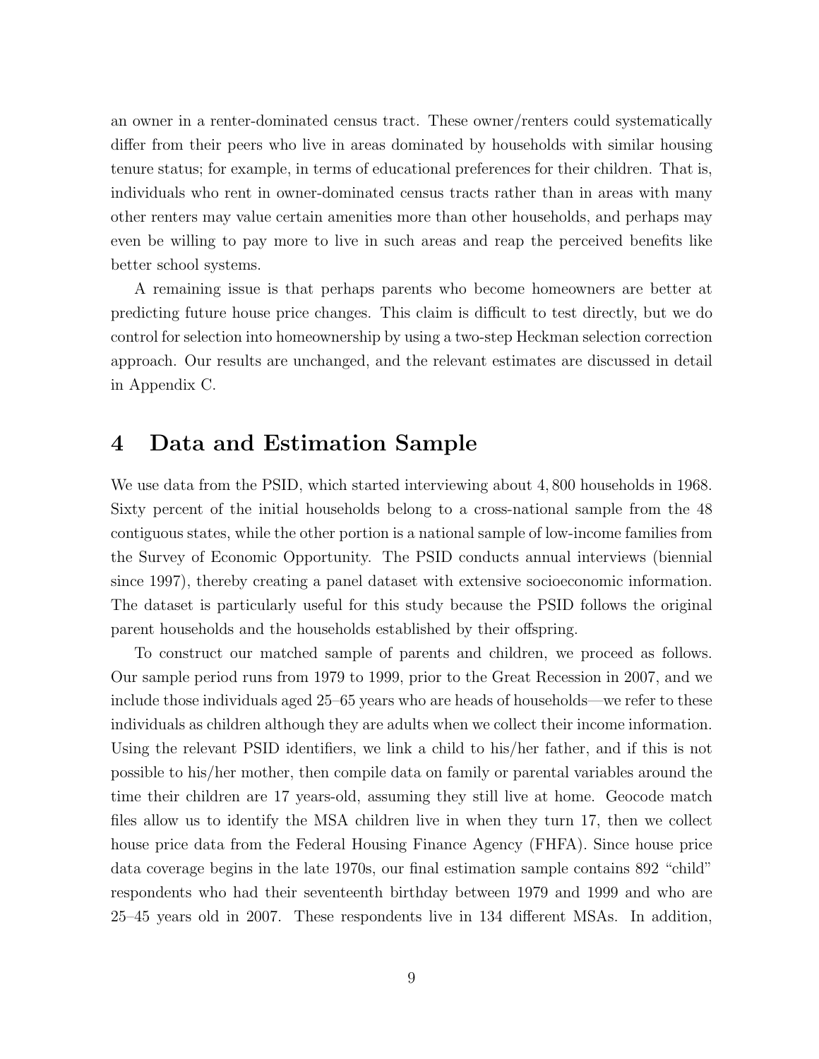an owner in a renter-dominated census tract. These owner/renters could systematically differ from their peers who live in areas dominated by households with similar housing tenure status; for example, in terms of educational preferences for their children. That is, individuals who rent in owner-dominated census tracts rather than in areas with many other renters may value certain amenities more than other households, and perhaps may even be willing to pay more to live in such areas and reap the perceived benefits like better school systems.

A remaining issue is that perhaps parents who become homeowners are better at predicting future house price changes. This claim is difficult to test directly, but we do control for selection into homeownership by using a two-step Heckman selection correction approach. Our results are unchanged, and the relevant estimates are discussed in detail in Appendix C.

# 4 Data and Estimation Sample

We use data from the PSID, which started interviewing about 4,800 households in 1968. Sixty percent of the initial households belong to a cross-national sample from the 48 contiguous states, while the other portion is a national sample of low-income families from the Survey of Economic Opportunity. The PSID conducts annual interviews (biennial since 1997), thereby creating a panel dataset with extensive socioeconomic information. The dataset is particularly useful for this study because the PSID follows the original parent households and the households established by their offspring.

To construct our matched sample of parents and children, we proceed as follows. Our sample period runs from 1979 to 1999, prior to the Great Recession in 2007, and we include those individuals aged 25–65 years who are heads of households—we refer to these individuals as children although they are adults when we collect their income information. Using the relevant PSID identifiers, we link a child to his/her father, and if this is not possible to his/her mother, then compile data on family or parental variables around the time their children are 17 years-old, assuming they still live at home. Geocode match files allow us to identify the MSA children live in when they turn 17, then we collect house price data from the Federal Housing Finance Agency (FHFA). Since house price data coverage begins in the late 1970s, our final estimation sample contains 892 "child" respondents who had their seventeenth birthday between 1979 and 1999 and who are 25–45 years old in 2007. These respondents live in 134 different MSAs. In addition,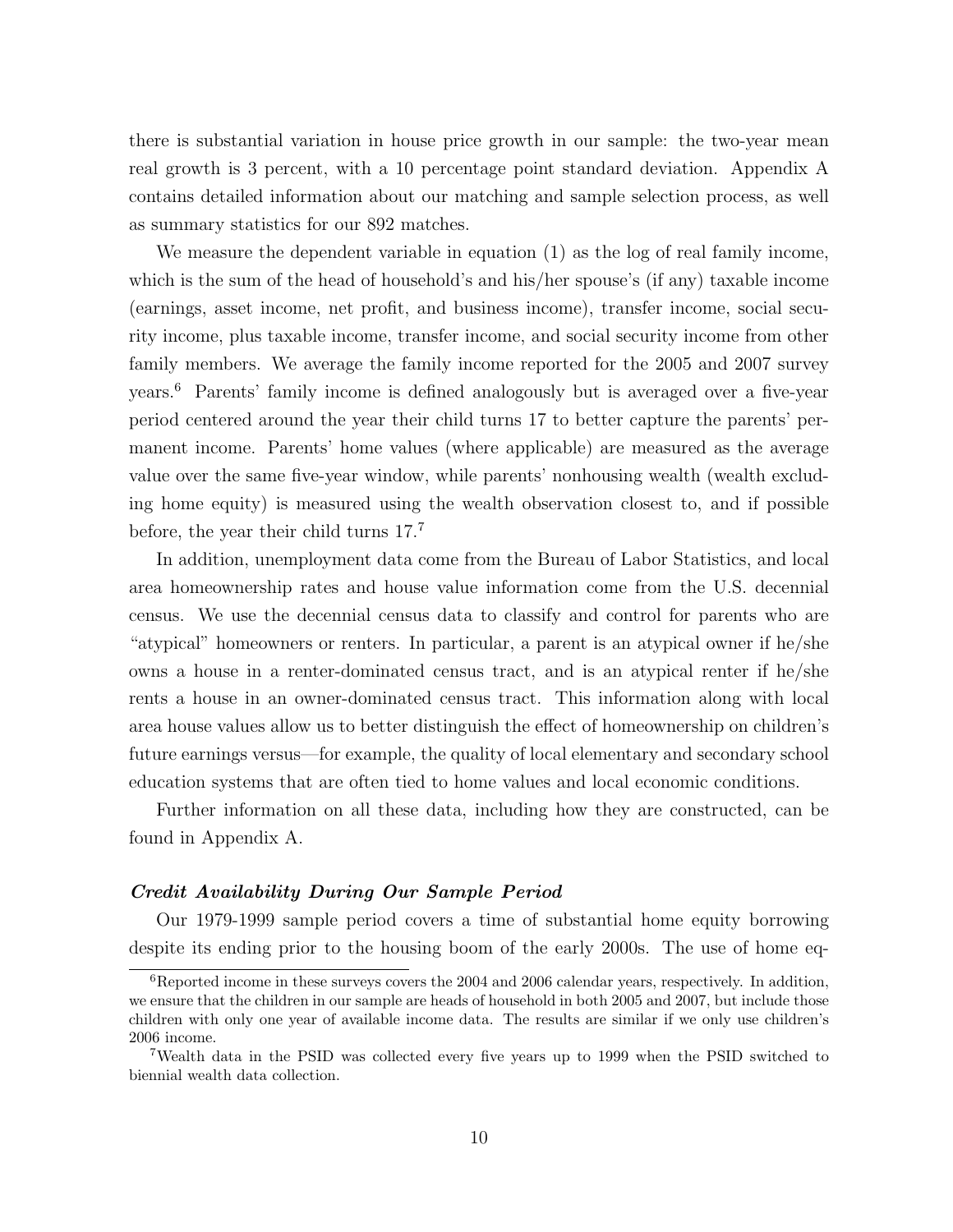there is substantial variation in house price growth in our sample: the two-year mean real growth is 3 percent, with a 10 percentage point standard deviation. Appendix A contains detailed information about our matching and sample selection process, as well as summary statistics for our 892 matches.

We measure the dependent variable in equation (1) as the log of real family income, which is the sum of the head of household's and his/her spouse's (if any) taxable income (earnings, asset income, net profit, and business income), transfer income, social security income, plus taxable income, transfer income, and social security income from other family members. We average the family income reported for the 2005 and 2007 survey years.[6] Parents' family income is defined analogously but is averaged over a five-year period centered around the year their child turns 17 to better capture the parents' permanent income. Parents' home values (where applicable) are measured as the average value over the same five-year window, while parents' nonhousing wealth (wealth excluding home equity) is measured using the wealth observation closest to, and if possible before, the year their child turns 17.[7]

In addition, unemployment data come from the Bureau of Labor Statistics, and local area homeownership rates and house value information come from the U.S. decennial census. We use the decennial census data to classify and control for parents who are "atypical" homeowners or renters. In particular, a parent is an atypical owner if he/she owns a house in a renter-dominated census tract, and is an atypical renter if he/she rents a house in an owner-dominated census tract. This information along with local area house values allow us to better distinguish the effect of homeownership on children's future earnings versus—for example, the quality of local elementary and secondary school education systems that are often tied to home values and local economic conditions.

Further information on all these data, including how they are constructed, can be found in Appendix A.

***Credit Availability During Our Sample Period***

Our 1979-1999 sample period covers a time of substantial home equity borrowing despite its ending prior to the housing boom of the early 2000s. The use of home eq-

[6] Reported income in these surveys covers the 2004 and 2006 calendar years, respectively. In addition, we ensure that the children in our sample are heads of household in both 2005 and 2007, but include those children with only one year of available income data. The results are similar if we only use children's 2006 income.

[7] Wealth data in the PSID was collected every five years up to 1999 when the PSID switched to biennial wealth data collection.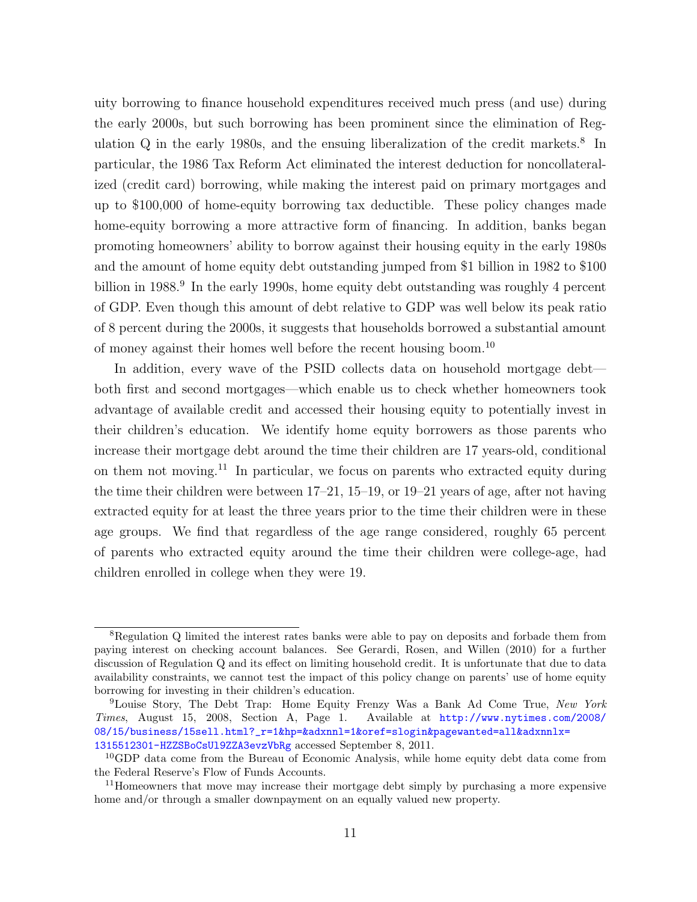uity borrowing to finance household expenditures received much press (and use) during the early 2000s, but such borrowing has been prominent since the elimination of Regulation Q in the early 1980s, and the ensuing liberalization of the credit markets.[8] In particular, the 1986 Tax Reform Act eliminated the interest deduction for noncollateralized (credit card) borrowing, while making the interest paid on primary mortgages and up to $100,000 of home-equity borrowing tax deductible. These policy changes made home-equity borrowing a more attractive form of financing. In addition, banks began promoting homeowners' ability to borrow against their housing equity in the early 1980s and the amount of home equity debt outstanding jumped from $1 billion in 1982 to $100 billion in 1988.[9] In the early 1990s, home equity debt outstanding was roughly 4 percent of GDP. Even though this amount of debt relative to GDP was well below its peak ratio of 8 percent during the 2000s, it suggests that households borrowed a substantial amount of money against their homes well before the recent housing boom.[10]

In addition, every wave of the PSID collects data on household mortgage debt—both first and second mortgages—which enable us to check whether homeowners took advantage of available credit and accessed their housing equity to potentially invest in their children's education. We identify home equity borrowers as those parents who increase their mortgage debt around the time their children are 17 years-old, conditional on them not moving.[11] In particular, we focus on parents who extracted equity during the time their children were between 17–21, 15–19, or 19–21 years of age, after not having extracted equity for at least the three years prior to the time their children were in these age groups. We find that regardless of the age range considered, roughly 65 percent of parents who extracted equity around the time their children were college-age, had children enrolled in college when they were 19.

---

[8] Regulation Q limited the interest rates banks were able to pay on deposits and forbade them from paying interest on checking account balances. See Gerardi, Rosen, and Willen (2010) for a further discussion of Regulation Q and its effect on limiting household credit. It is unfortunate that due to data availability constraints, we cannot test the impact of this policy change on parents' use of home equity borrowing for investing in their children's education.

[9] Louise Story, The Debt Trap: Home Equity Frenzy Was a Bank Ad Come True, *New York Times*, August 15, 2008, Section A, Page 1. Available at http://www.nytimes.com/2008/08/15/business/15sell.html?_r=1&hp=&adxnnl=1&oref=slogin&pagewanted=all&adxnnlx=1315512301-HZZSBoCsUl9ZZA3evzVbRg accessed September 8, 2011.

[10] GDP data come from the Bureau of Economic Analysis, while home equity debt data come from the Federal Reserve's Flow of Funds Accounts.

[11] Homeowners that move may increase their mortgage debt simply by purchasing a more expensive home and/or through a smaller downpayment on an equally valued new property.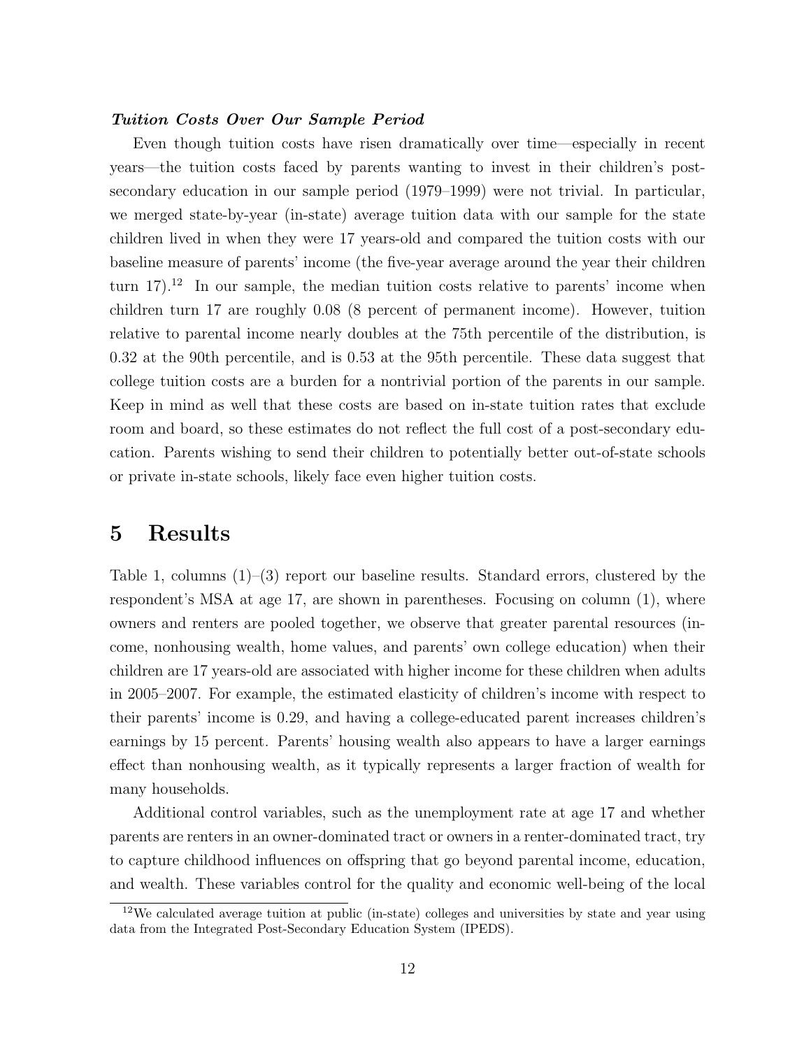***Tuition Costs Over Our Sample Period***

Even though tuition costs have risen dramatically over time—especially in recent years—the tuition costs faced by parents wanting to invest in their children's post-secondary education in our sample period (1979–1999) were not trivial. In particular, we merged state-by-year (in-state) average tuition data with our sample for the state children lived in when they were 17 years-old and compared the tuition costs with our baseline measure of parents' income (the five-year average around the year their children turn 17).[12] In our sample, the median tuition costs relative to parents' income when children turn 17 are roughly 0.08 (8 percent of permanent income). However, tuition relative to parental income nearly doubles at the 75th percentile of the distribution, is 0.32 at the 90th percentile, and is 0.53 at the 95th percentile. These data suggest that college tuition costs are a burden for a nontrivial portion of the parents in our sample. Keep in mind as well that these costs are based on in-state tuition rates that exclude room and board, so these estimates do not reflect the full cost of a post-secondary education. Parents wishing to send their children to potentially better out-of-state schools or private in-state schools, likely face even higher tuition costs.

# 5 Results

Table 1, columns (1)–(3) report our baseline results. Standard errors, clustered by the respondent's MSA at age 17, are shown in parentheses. Focusing on column (1), where owners and renters are pooled together, we observe that greater parental resources (income, nonhousing wealth, home values, and parents' own college education) when their children are 17 years-old are associated with higher income for these children when adults in 2005–2007. For example, the estimated elasticity of children's income with respect to their parents' income is 0.29, and having a college-educated parent increases children's earnings by 15 percent. Parents' housing wealth also appears to have a larger earnings effect than nonhousing wealth, as it typically represents a larger fraction of wealth for many households.

Additional control variables, such as the unemployment rate at age 17 and whether parents are renters in an owner-dominated tract or owners in a renter-dominated tract, try to capture childhood influences on offspring that go beyond parental income, education, and wealth. These variables control for the quality and economic well-being of the local

[12] We calculated average tuition at public (in-state) colleges and universities by state and year using data from the Integrated Post-Secondary Education System (IPEDS).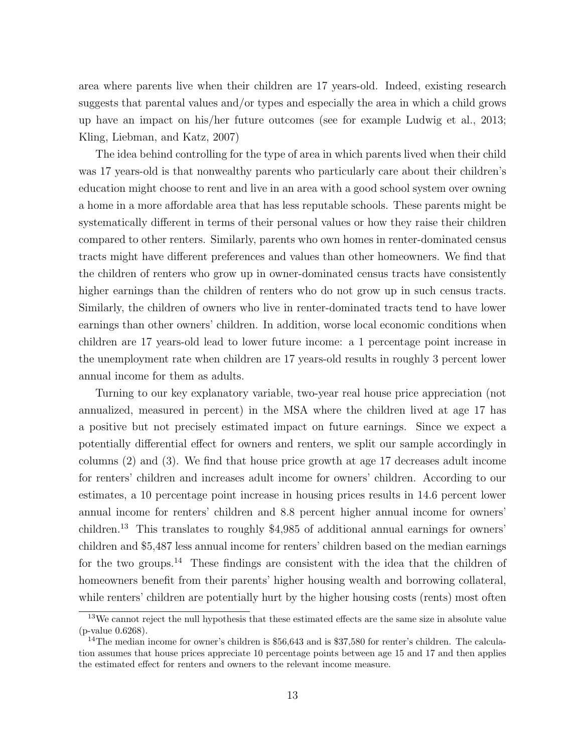area where parents live when their children are 17 years-old. Indeed, existing research suggests that parental values and/or types and especially the area in which a child grows up have an impact on his/her future outcomes (see for example Ludwig et al., 2013; Kling, Liebman, and Katz, 2007)

The idea behind controlling for the type of area in which parents lived when their child was 17 years-old is that nonwealthy parents who particularly care about their children's education might choose to rent and live in an area with a good school system over owning a home in a more affordable area that has less reputable schools. These parents might be systematically different in terms of their personal values or how they raise their children compared to other renters. Similarly, parents who own homes in renter-dominated census tracts might have different preferences and values than other homeowners. We find that the children of renters who grow up in owner-dominated census tracts have consistently higher earnings than the children of renters who do not grow up in such census tracts. Similarly, the children of owners who live in renter-dominated tracts tend to have lower earnings than other owners' children. In addition, worse local economic conditions when children are 17 years-old lead to lower future income: a 1 percentage point increase in the unemployment rate when children are 17 years-old results in roughly 3 percent lower annual income for them as adults.

Turning to our key explanatory variable, two-year real house price appreciation (not annualized, measured in percent) in the MSA where the children lived at age 17 has a positive but not precisely estimated impact on future earnings. Since we expect a potentially differential effect for owners and renters, we split our sample accordingly in columns (2) and (3). We find that house price growth at age 17 decreases adult income for renters' children and increases adult income for owners' children. According to our estimates, a 10 percentage point increase in housing prices results in 14.6 percent lower annual income for renters' children and 8.8 percent higher annual income for owners' children.[13] This translates to roughly \$4,985 of additional annual earnings for owners' children and \$5,487 less annual income for renters' children based on the median earnings for the two groups.[14] These findings are consistent with the idea that the children of homeowners benefit from their parents' higher housing wealth and borrowing collateral, while renters' children are potentially hurt by the higher housing costs (rents) most often

[13] We cannot reject the null hypothesis that these estimated effects are the same size in absolute value (p-value 0.6268).

[14] The median income for owner's children is \$56,643 and is \$37,580 for renter's children. The calculation assumes that house prices appreciate 10 percentage points between age 15 and 17 and then applies the estimated effect for renters and owners to the relevant income measure.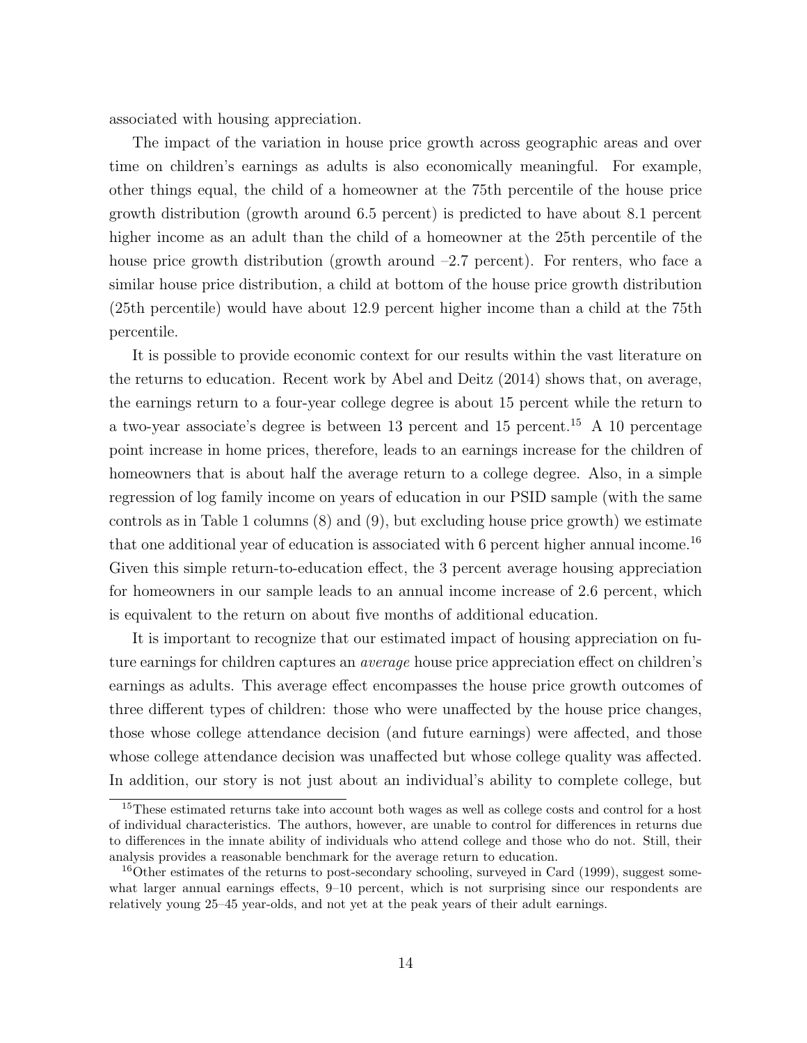associated with housing appreciation.

The impact of the variation in house price growth across geographic areas and over time on children's earnings as adults is also economically meaningful. For example, other things equal, the child of a homeowner at the 75th percentile of the house price growth distribution (growth around 6.5 percent) is predicted to have about 8.1 percent higher income as an adult than the child of a homeowner at the 25th percentile of the house price growth distribution (growth around –2.7 percent). For renters, who face a similar house price distribution, a child at bottom of the house price growth distribution (25th percentile) would have about 12.9 percent higher income than a child at the 75th percentile.

It is possible to provide economic context for our results within the vast literature on the returns to education. Recent work by Abel and Deitz (2014) shows that, on average, the earnings return to a four-year college degree is about 15 percent while the return to a two-year associate's degree is between 13 percent and 15 percent.[15] A 10 percentage point increase in home prices, therefore, leads to an earnings increase for the children of homeowners that is about half the average return to a college degree. Also, in a simple regression of log family income on years of education in our PSID sample (with the same controls as in Table 1 columns (8) and (9), but excluding house price growth) we estimate that one additional year of education is associated with 6 percent higher annual income.[16] Given this simple return-to-education effect, the 3 percent average housing appreciation for homeowners in our sample leads to an annual income increase of 2.6 percent, which is equivalent to the return on about five months of additional education.

It is important to recognize that our estimated impact of housing appreciation on future earnings for children captures an *average* house price appreciation effect on children's earnings as adults. This average effect encompasses the house price growth outcomes of three different types of children: those who were unaffected by the house price changes, those whose college attendance decision (and future earnings) were affected, and those whose college attendance decision was unaffected but whose college quality was affected. In addition, our story is not just about an individual's ability to complete college, but

[15] These estimated returns take into account both wages as well as college costs and control for a host of individual characteristics. The authors, however, are unable to control for differences in returns due to differences in the innate ability of individuals who attend college and those who do not. Still, their analysis provides a reasonable benchmark for the average return to education.

[16] Other estimates of the returns to post-secondary schooling, surveyed in Card (1999), suggest somewhat larger annual earnings effects, 9–10 percent, which is not surprising since our respondents are relatively young 25–45 year-olds, and not yet at the peak years of their adult earnings.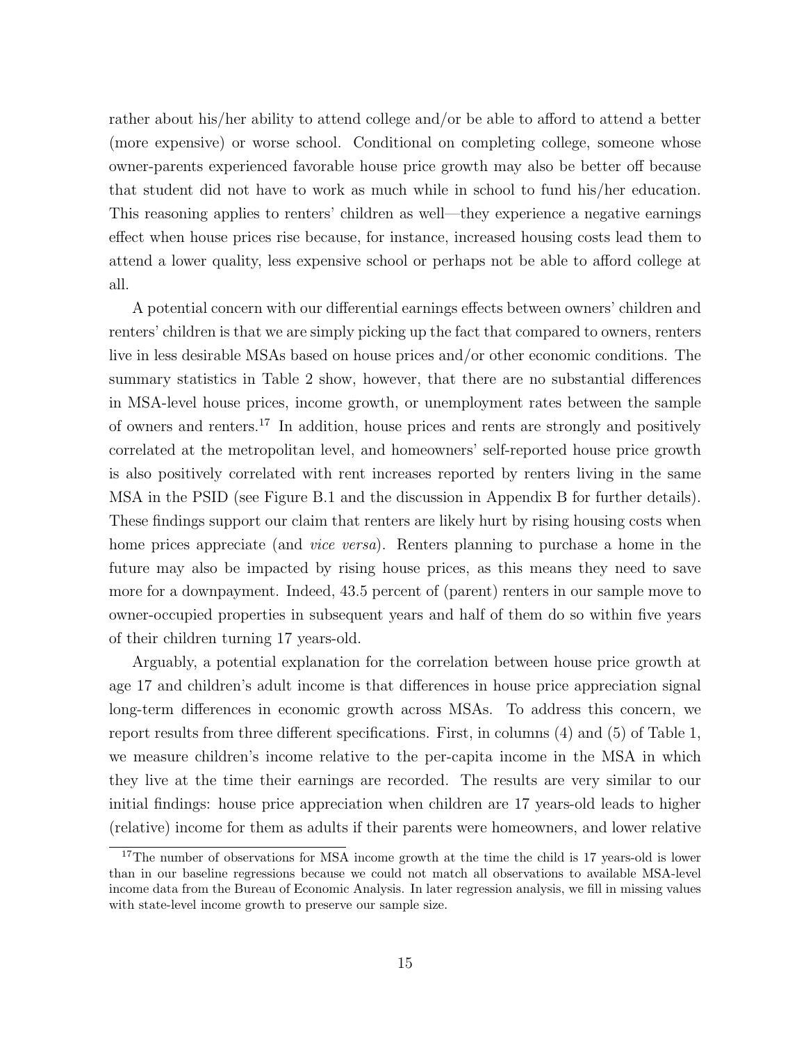rather about his/her ability to attend college and/or be able to afford to attend a better (more expensive) or worse school. Conditional on completing college, someone whose owner-parents experienced favorable house price growth may also be better off because that student did not have to work as much while in school to fund his/her education. This reasoning applies to renters' children as well—they experience a negative earnings effect when house prices rise because, for instance, increased housing costs lead them to attend a lower quality, less expensive school or perhaps not be able to afford college at all.

A potential concern with our differential earnings effects between owners' children and renters' children is that we are simply picking up the fact that compared to owners, renters live in less desirable MSAs based on house prices and/or other economic conditions. The summary statistics in Table 2 show, however, that there are no substantial differences in MSA-level house prices, income growth, or unemployment rates between the sample of owners and renters.[17] In addition, house prices and rents are strongly and positively correlated at the metropolitan level, and homeowners' self-reported house price growth is also positively correlated with rent increases reported by renters living in the same MSA in the PSID (see Figure B.1 and the discussion in Appendix B for further details). These findings support our claim that renters are likely hurt by rising housing costs when home prices appreciate (and *vice versa*). Renters planning to purchase a home in the future may also be impacted by rising house prices, as this means they need to save more for a downpayment. Indeed, 43.5 percent of (parent) renters in our sample move to owner-occupied properties in subsequent years and half of them do so within five years of their children turning 17 years-old.

Arguably, a potential explanation for the correlation between house price growth at age 17 and children's adult income is that differences in house price appreciation signal long-term differences in economic growth across MSAs. To address this concern, we report results from three different specifications. First, in columns (4) and (5) of Table 1, we measure children's income relative to the per-capita income in the MSA in which they live at the time their earnings are recorded. The results are very similar to our initial findings: house price appreciation when children are 17 years-old leads to higher (relative) income for them as adults if their parents were homeowners, and lower relative

[17] The number of observations for MSA income growth at the time the child is 17 years-old is lower than in our baseline regressions because we could not match all observations to available MSA-level income data from the Bureau of Economic Analysis. In later regression analysis, we fill in missing values with state-level income growth to preserve our sample size.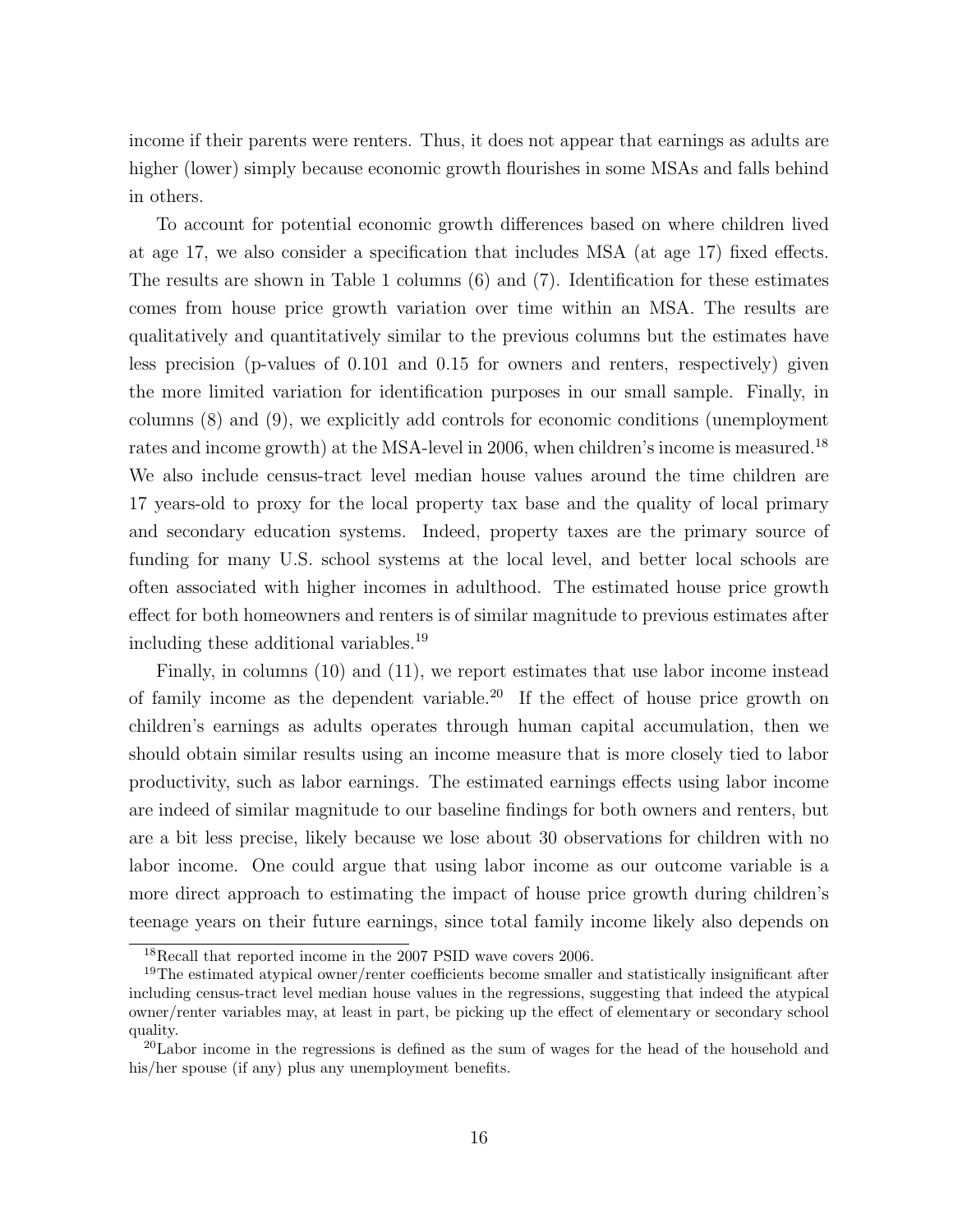income if their parents were renters. Thus, it does not appear that earnings as adults are higher (lower) simply because economic growth flourishes in some MSAs and falls behind in others.

To account for potential economic growth differences based on where children lived at age 17, we also consider a specification that includes MSA (at age 17) fixed effects. The results are shown in Table 1 columns (6) and (7). Identification for these estimates comes from house price growth variation over time within an MSA. The results are qualitatively and quantitatively similar to the previous columns but the estimates have less precision (p-values of 0.101 and 0.15 for owners and renters, respectively) given the more limited variation for identification purposes in our small sample. Finally, in columns (8) and (9), we explicitly add controls for economic conditions (unemployment rates and income growth) at the MSA-level in 2006, when children's income is measured.[18] We also include census-tract level median house values around the time children are 17 years-old to proxy for the local property tax base and the quality of local primary and secondary education systems. Indeed, property taxes are the primary source of funding for many U.S. school systems at the local level, and better local schools are often associated with higher incomes in adulthood. The estimated house price growth effect for both homeowners and renters is of similar magnitude to previous estimates after including these additional variables.[19]

Finally, in columns (10) and (11), we report estimates that use labor income instead of family income as the dependent variable.[20] If the effect of house price growth on children's earnings as adults operates through human capital accumulation, then we should obtain similar results using an income measure that is more closely tied to labor productivity, such as labor earnings. The estimated earnings effects using labor income are indeed of similar magnitude to our baseline findings for both owners and renters, but are a bit less precise, likely because we lose about 30 observations for children with no labor income. One could argue that using labor income as our outcome variable is a more direct approach to estimating the impact of house price growth during children's teenage years on their future earnings, since total family income likely also depends on

[18] Recall that reported income in the 2007 PSID wave covers 2006.

[19] The estimated atypical owner/renter coefficients become smaller and statistically insignificant after including census-tract level median house values in the regressions, suggesting that indeed the atypical owner/renter variables may, at least in part, be picking up the effect of elementary or secondary school quality.

[20] Labor income in the regressions is defined as the sum of wages for the head of the household and his/her spouse (if any) plus any unemployment benefits.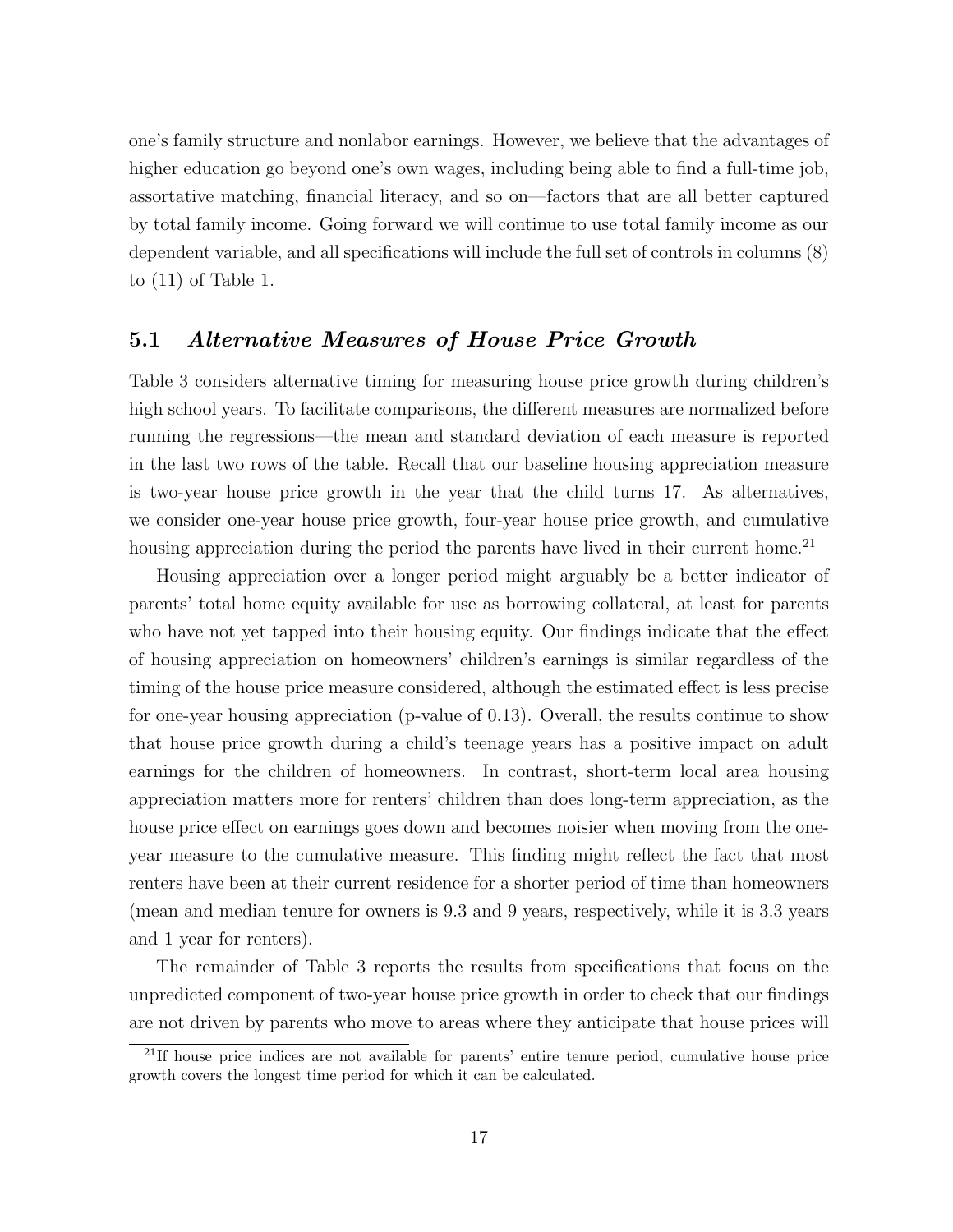one's family structure and nonlabor earnings. However, we believe that the advantages of higher education go beyond one's own wages, including being able to find a full-time job, assortative matching, financial literacy, and so on—factors that are all better captured by total family income. Going forward we will continue to use total family income as our dependent variable, and all specifications will include the full set of controls in columns (8) to (11) of Table 1.

## 5.1 *Alternative Measures of House Price Growth*

Table 3 considers alternative timing for measuring house price growth during children's high school years. To facilitate comparisons, the different measures are normalized before running the regressions—the mean and standard deviation of each measure is reported in the last two rows of the table. Recall that our baseline housing appreciation measure is two-year house price growth in the year that the child turns 17. As alternatives, we consider one-year house price growth, four-year house price growth, and cumulative housing appreciation during the period the parents have lived in their current home.[21]

Housing appreciation over a longer period might arguably be a better indicator of parents' total home equity available for use as borrowing collateral, at least for parents who have not yet tapped into their housing equity. Our findings indicate that the effect of housing appreciation on homeowners' children's earnings is similar regardless of the timing of the house price measure considered, although the estimated effect is less precise for one-year housing appreciation (p-value of 0.13). Overall, the results continue to show that house price growth during a child's teenage years has a positive impact on adult earnings for the children of homeowners. In contrast, short-term local area housing appreciation matters more for renters' children than does long-term appreciation, as the house price effect on earnings goes down and becomes noisier when moving from the one-year measure to the cumulative measure. This finding might reflect the fact that most renters have been at their current residence for a shorter period of time than homeowners (mean and median tenure for owners is 9.3 and 9 years, respectively, while it is 3.3 years and 1 year for renters).

The remainder of Table 3 reports the results from specifications that focus on the unpredicted component of two-year house price growth in order to check that our findings are not driven by parents who move to areas where they anticipate that house prices will

[21] If house price indices are not available for parents' entire tenure period, cumulative house price growth covers the longest time period for which it can be calculated.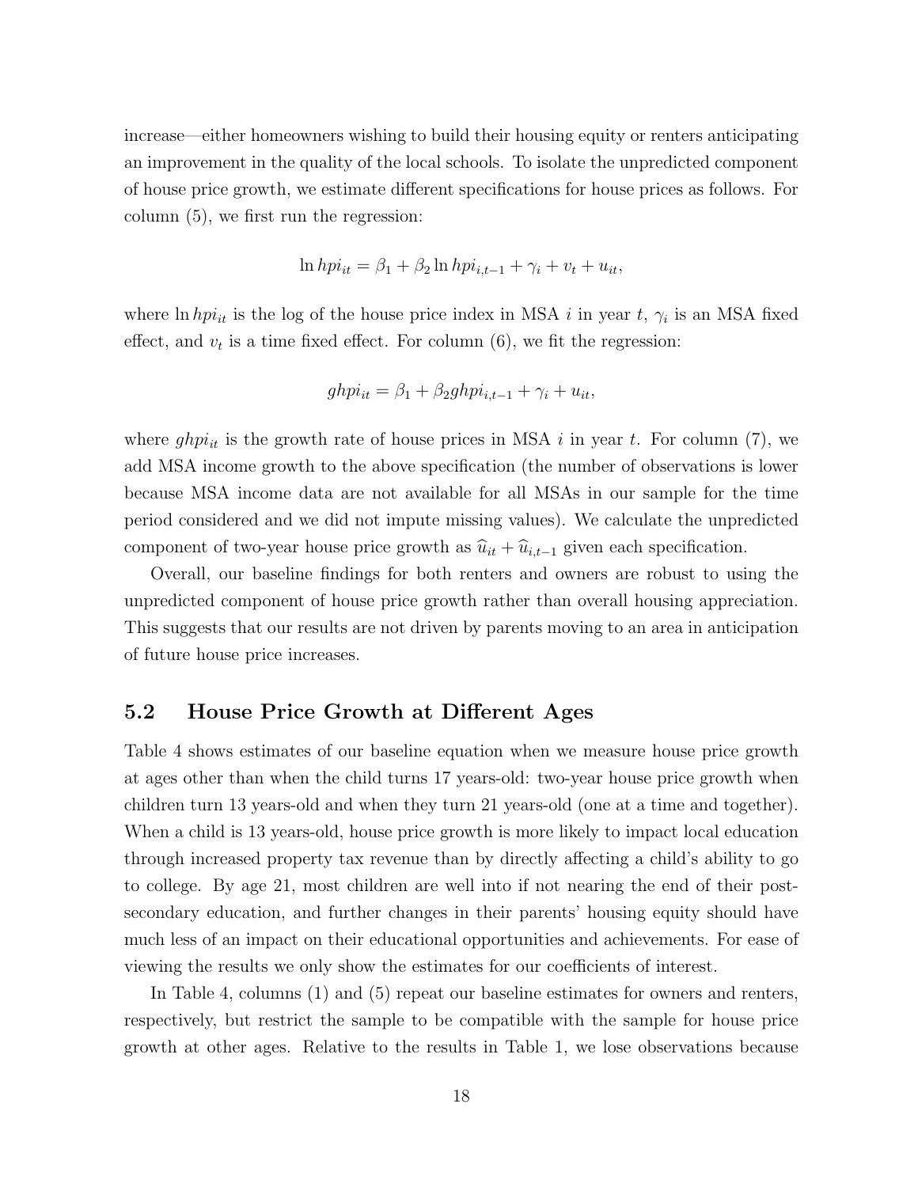increase—either homeowners wishing to build their housing equity or renters anticipating an improvement in the quality of the local schools. To isolate the unpredicted component of house price growth, we estimate different specifications for house prices as follows. For column (5), we first run the regression:

$$\ln hpi_{it} = \beta_1 + \beta_2 \ln hpi_{i,t-1} + \gamma_i + v_t + u_{it},$$

where $\ln hpi_{it}$ is the log of the house price index in MSA $i$ in year $t$, $\gamma_i$ is an MSA fixed effect, and $v_t$ is a time fixed effect. For column (6), we fit the regression:

$$ghpi_{it} = \beta_1 + \beta_2 ghpi_{i,t-1} + \gamma_i + u_{it},$$

where $ghpi_{it}$ is the growth rate of house prices in MSA $i$ in year $t$. For column (7), we add MSA income growth to the above specification (the number of observations is lower because MSA income data are not available for all MSAs in our sample for the time period considered and we did not impute missing values). We calculate the unpredicted component of two-year house price growth as $\widehat{u}_{it} + \widehat{u}_{i,t-1}$ given each specification.

Overall, our baseline findings for both renters and owners are robust to using the unpredicted component of house price growth rather than overall housing appreciation. This suggests that our results are not driven by parents moving to an area in anticipation of future house price increases.

## 5.2 House Price Growth at Different Ages

Table 4 shows estimates of our baseline equation when we measure house price growth at ages other than when the child turns 17 years-old: two-year house price growth when children turn 13 years-old and when they turn 21 years-old (one at a time and together). When a child is 13 years-old, house price growth is more likely to impact local education through increased property tax revenue than by directly affecting a child's ability to go to college. By age 21, most children are well into if not nearing the end of their post-secondary education, and further changes in their parents' housing equity should have much less of an impact on their educational opportunities and achievements. For ease of viewing the results we only show the estimates for our coefficients of interest.

In Table 4, columns (1) and (5) repeat our baseline estimates for owners and renters, respectively, but restrict the sample to be compatible with the sample for house price growth at other ages. Relative to the results in Table 1, we lose observations because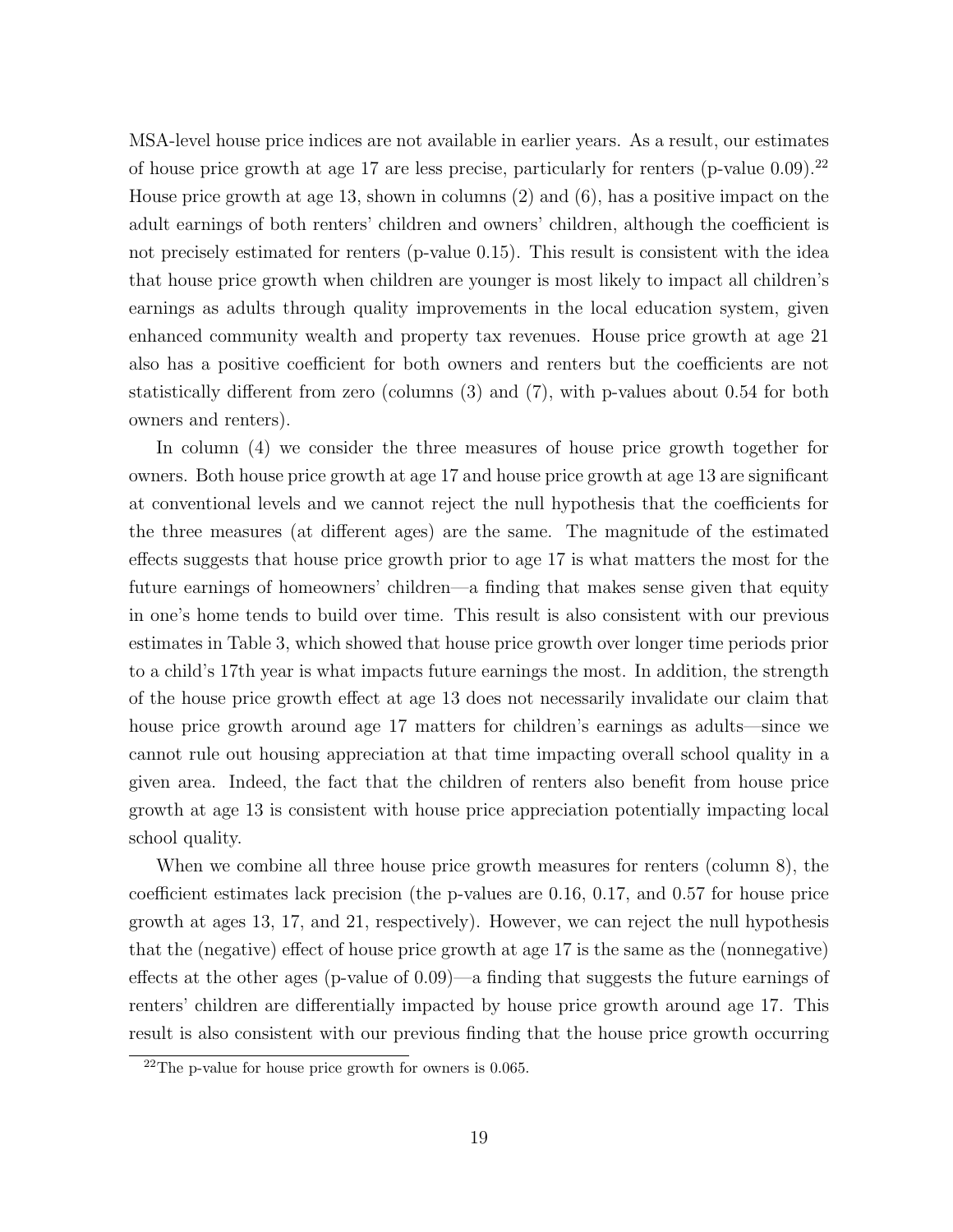MSA-level house price indices are not available in earlier years. As a result, our estimates of house price growth at age 17 are less precise, particularly for renters (p-value 0.09).[22] House price growth at age 13, shown in columns (2) and (6), has a positive impact on the adult earnings of both renters' children and owners' children, although the coefficient is not precisely estimated for renters (p-value 0.15). This result is consistent with the idea that house price growth when children are younger is most likely to impact all children's earnings as adults through quality improvements in the local education system, given enhanced community wealth and property tax revenues. House price growth at age 21 also has a positive coefficient for both owners and renters but the coefficients are not statistically different from zero (columns (3) and (7), with p-values about 0.54 for both owners and renters).

In column (4) we consider the three measures of house price growth together for owners. Both house price growth at age 17 and house price growth at age 13 are significant at conventional levels and we cannot reject the null hypothesis that the coefficients for the three measures (at different ages) are the same. The magnitude of the estimated effects suggests that house price growth prior to age 17 is what matters the most for the future earnings of homeowners' children—a finding that makes sense given that equity in one's home tends to build over time. This result is also consistent with our previous estimates in Table 3, which showed that house price growth over longer time periods prior to a child's 17th year is what impacts future earnings the most. In addition, the strength of the house price growth effect at age 13 does not necessarily invalidate our claim that house price growth around age 17 matters for children's earnings as adults—since we cannot rule out housing appreciation at that time impacting overall school quality in a given area. Indeed, the fact that the children of renters also benefit from house price growth at age 13 is consistent with house price appreciation potentially impacting local school quality.

When we combine all three house price growth measures for renters (column 8), the coefficient estimates lack precision (the p-values are 0.16, 0.17, and 0.57 for house price growth at ages 13, 17, and 21, respectively). However, we can reject the null hypothesis that the (negative) effect of house price growth at age 17 is the same as the (nonnegative) effects at the other ages (p-value of 0.09)—a finding that suggests the future earnings of renters' children are differentially impacted by house price growth around age 17. This result is also consistent with our previous finding that the house price growth occurring

[22]The p-value for house price growth for owners is 0.065.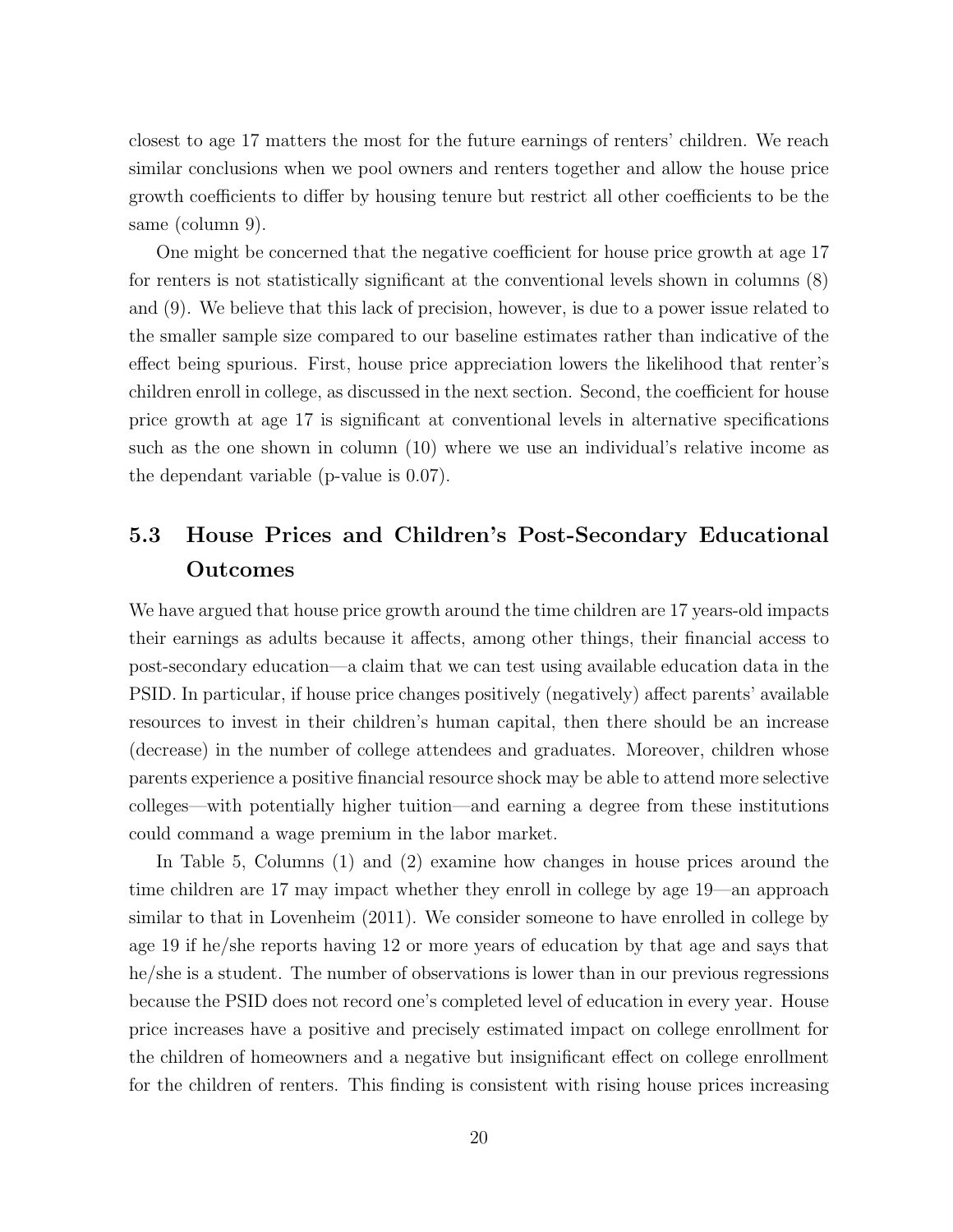closest to age 17 matters the most for the future earnings of renters' children. We reach similar conclusions when we pool owners and renters together and allow the house price growth coefficients to differ by housing tenure but restrict all other coefficients to be the same (column 9).

One might be concerned that the negative coefficient for house price growth at age 17 for renters is not statistically significant at the conventional levels shown in columns (8) and (9). We believe that this lack of precision, however, is due to a power issue related to the smaller sample size compared to our baseline estimates rather than indicative of the effect being spurious. First, house price appreciation lowers the likelihood that renter's children enroll in college, as discussed in the next section. Second, the coefficient for house price growth at age 17 is significant at conventional levels in alternative specifications such as the one shown in column (10) where we use an individual's relative income as the dependant variable (p-value is 0.07).

## 5.3 House Prices and Children's Post-Secondary Educational Outcomes

We have argued that house price growth around the time children are 17 years-old impacts their earnings as adults because it affects, among other things, their financial access to post-secondary education—a claim that we can test using available education data in the PSID. In particular, if house price changes positively (negatively) affect parents' available resources to invest in their children's human capital, then there should be an increase (decrease) in the number of college attendees and graduates. Moreover, children whose parents experience a positive financial resource shock may be able to attend more selective colleges—with potentially higher tuition—and earning a degree from these institutions could command a wage premium in the labor market.

In Table 5, Columns (1) and (2) examine how changes in house prices around the time children are 17 may impact whether they enroll in college by age 19—an approach similar to that in Lovenheim (2011). We consider someone to have enrolled in college by age 19 if he/she reports having 12 or more years of education by that age and says that he/she is a student. The number of observations is lower than in our previous regressions because the PSID does not record one's completed level of education in every year. House price increases have a positive and precisely estimated impact on college enrollment for the children of homeowners and a negative but insignificant effect on college enrollment for the children of renters. This finding is consistent with rising house prices increasing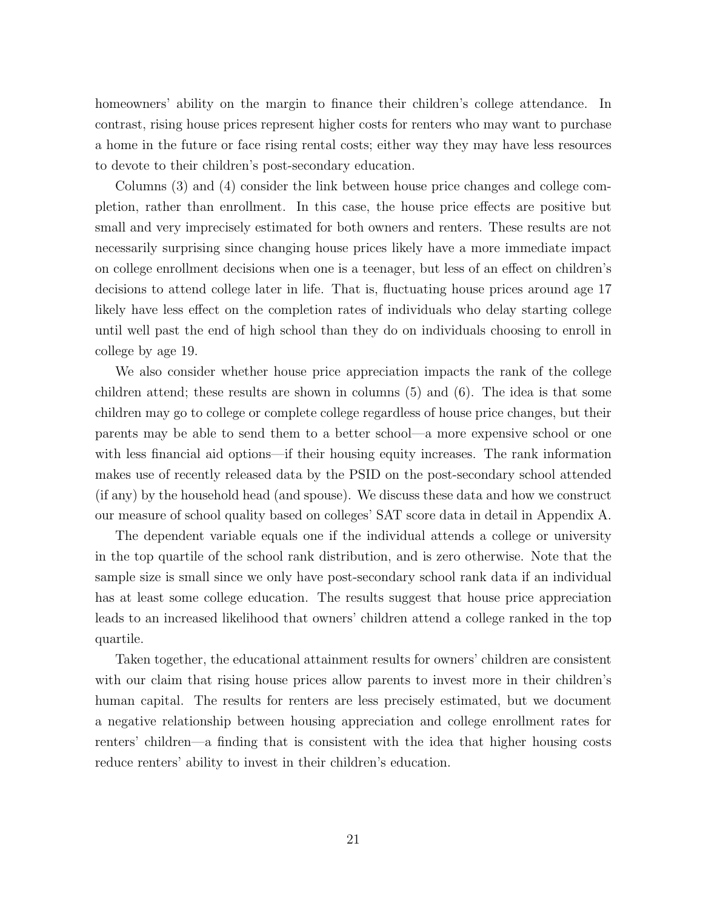homeowners' ability on the margin to finance their children's college attendance. In contrast, rising house prices represent higher costs for renters who may want to purchase a home in the future or face rising rental costs; either way they may have less resources to devote to their children's post-secondary education.

Columns (3) and (4) consider the link between house price changes and college completion, rather than enrollment. In this case, the house price effects are positive but small and very imprecisely estimated for both owners and renters. These results are not necessarily surprising since changing house prices likely have a more immediate impact on college enrollment decisions when one is a teenager, but less of an effect on children's decisions to attend college later in life. That is, fluctuating house prices around age 17 likely have less effect on the completion rates of individuals who delay starting college until well past the end of high school than they do on individuals choosing to enroll in college by age 19.

We also consider whether house price appreciation impacts the rank of the college children attend; these results are shown in columns (5) and (6). The idea is that some children may go to college or complete college regardless of house price changes, but their parents may be able to send them to a better school—a more expensive school or one with less financial aid options—if their housing equity increases. The rank information makes use of recently released data by the PSID on the post-secondary school attended (if any) by the household head (and spouse). We discuss these data and how we construct our measure of school quality based on colleges' SAT score data in detail in Appendix A.

The dependent variable equals one if the individual attends a college or university in the top quartile of the school rank distribution, and is zero otherwise. Note that the sample size is small since we only have post-secondary school rank data if an individual has at least some college education. The results suggest that house price appreciation leads to an increased likelihood that owners' children attend a college ranked in the top quartile.

Taken together, the educational attainment results for owners' children are consistent with our claim that rising house prices allow parents to invest more in their children's human capital. The results for renters are less precisely estimated, but we document a negative relationship between housing appreciation and college enrollment rates for renters' children—a finding that is consistent with the idea that higher housing costs reduce renters' ability to invest in their children's education.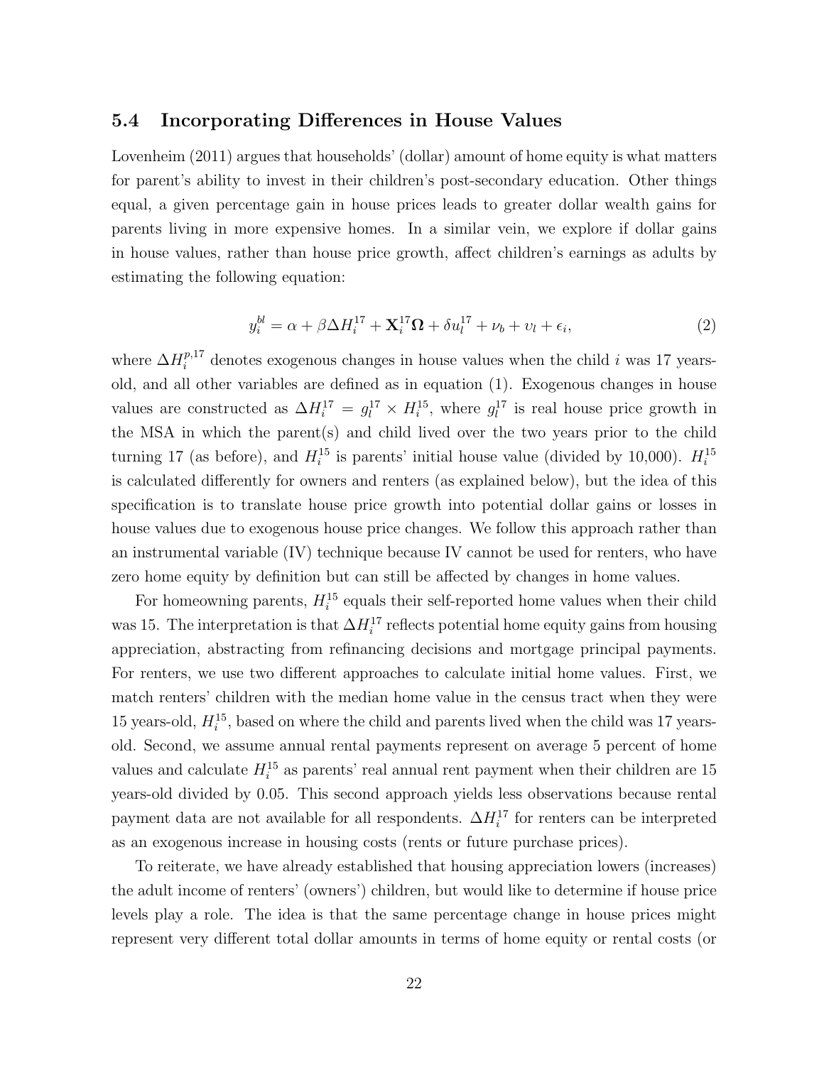### 5.4 Incorporating Differences in House Values

Lovenheim (2011) argues that households' (dollar) amount of home equity is what matters for parent's ability to invest in their children's post-secondary education. Other things equal, a given percentage gain in house prices leads to greater dollar wealth gains for parents living in more expensive homes. In a similar vein, we explore if dollar gains in house values, rather than house price growth, affect children's earnings as adults by estimating the following equation:

$$y_i^{bl} = \alpha + \beta \Delta H_i^{17} + \mathbf{X}_i^{17} \mathbf{\Omega} + \delta u_l^{17} + \nu_b + \upsilon_l + \epsilon_i, \tag{2}$$

where $\Delta H_i^{p,17}$ denotes exogenous changes in house values when the child $i$ was 17 years-old, and all other variables are defined as in equation (1). Exogenous changes in house values are constructed as $\Delta H_i^{17} = g_l^{17} \times H_i^{15}$, where $g_l^{17}$ is real house price growth in the MSA in which the parent(s) and child lived over the two years prior to the child turning 17 (as before), and $H_i^{15}$ is parents' initial house value (divided by 10,000). $H_i^{15}$ is calculated differently for owners and renters (as explained below), but the idea of this specification is to translate house price growth into potential dollar gains or losses in house values due to exogenous house price changes. We follow this approach rather than an instrumental variable (IV) technique because IV cannot be used for renters, who have zero home equity by definition but can still be affected by changes in home values.

For homeowning parents, $H_i^{15}$ equals their self-reported home values when their child was 15. The interpretation is that $\Delta H_i^{17}$ reflects potential home equity gains from housing appreciation, abstracting from refinancing decisions and mortgage principal payments. For renters, we use two different approaches to calculate initial home values. First, we match renters' children with the median home value in the census tract when they were 15 years-old, $H_i^{15}$, based on where the child and parents lived when the child was 17 years-old. Second, we assume annual rental payments represent on average 5 percent of home values and calculate $H_i^{15}$ as parents' real annual rent payment when their children are 15 years-old divided by 0.05. This second approach yields less observations because rental payment data are not available for all respondents. $\Delta H_i^{17}$ for renters can be interpreted as an exogenous increase in housing costs (rents or future purchase prices).

To reiterate, we have already established that housing appreciation lowers (increases) the adult income of renters' (owners') children, but would like to determine if house price levels play a role. The idea is that the same percentage change in house prices might represent very different total dollar amounts in terms of home equity or rental costs (or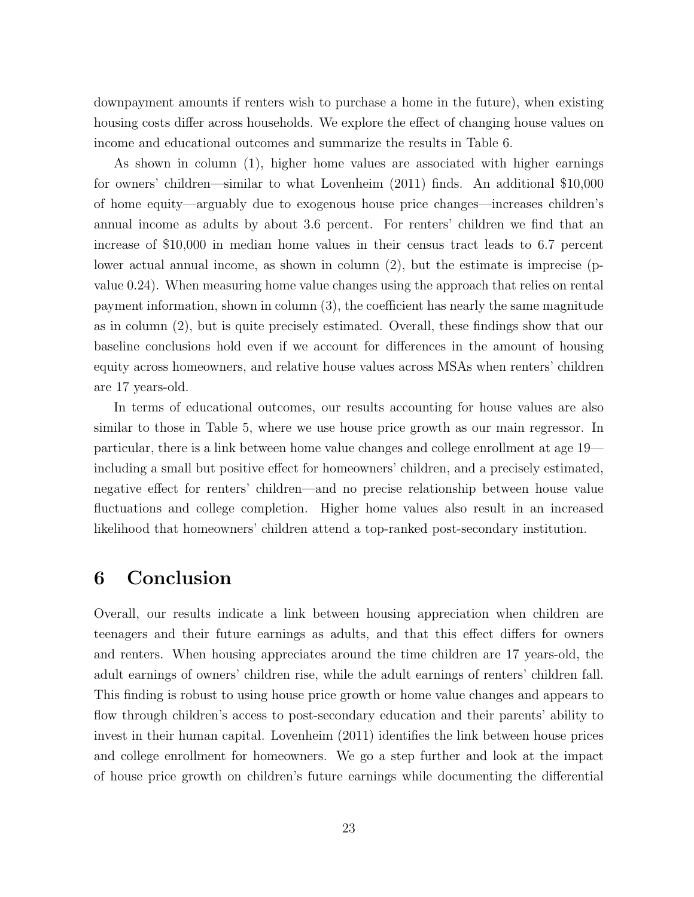downpayment amounts if renters wish to purchase a home in the future), when existing housing costs differ across households. We explore the effect of changing house values on income and educational outcomes and summarize the results in Table 6.

As shown in column (1), higher home values are associated with higher earnings for owners' children—similar to what Lovenheim (2011) finds. An additional \$10,000 of home equity—arguably due to exogenous house price changes—increases children's annual income as adults by about 3.6 percent. For renters' children we find that an increase of \$10,000 in median home values in their census tract leads to 6.7 percent lower actual annual income, as shown in column (2), but the estimate is imprecise (p-value 0.24). When measuring home value changes using the approach that relies on rental payment information, shown in column (3), the coefficient has nearly the same magnitude as in column (2), but is quite precisely estimated. Overall, these findings show that our baseline conclusions hold even if we account for differences in the amount of housing equity across homeowners, and relative house values across MSAs when renters' children are 17 years-old.

In terms of educational outcomes, our results accounting for house values are also similar to those in Table 5, where we use house price growth as our main regressor. In particular, there is a link between home value changes and college enrollment at age 19—including a small but positive effect for homeowners' children, and a precisely estimated, negative effect for renters' children—and no precise relationship between house value fluctuations and college completion. Higher home values also result in an increased likelihood that homeowners' children attend a top-ranked post-secondary institution.

# 6 Conclusion

Overall, our results indicate a link between housing appreciation when children are teenagers and their future earnings as adults, and that this effect differs for owners and renters. When housing appreciates around the time children are 17 years-old, the adult earnings of owners' children rise, while the adult earnings of renters' children fall. This finding is robust to using house price growth or home value changes and appears to flow through children's access to post-secondary education and their parents' ability to invest in their human capital. Lovenheim (2011) identifies the link between house prices and college enrollment for homeowners. We go a step further and look at the impact of house price growth on children's future earnings while documenting the differential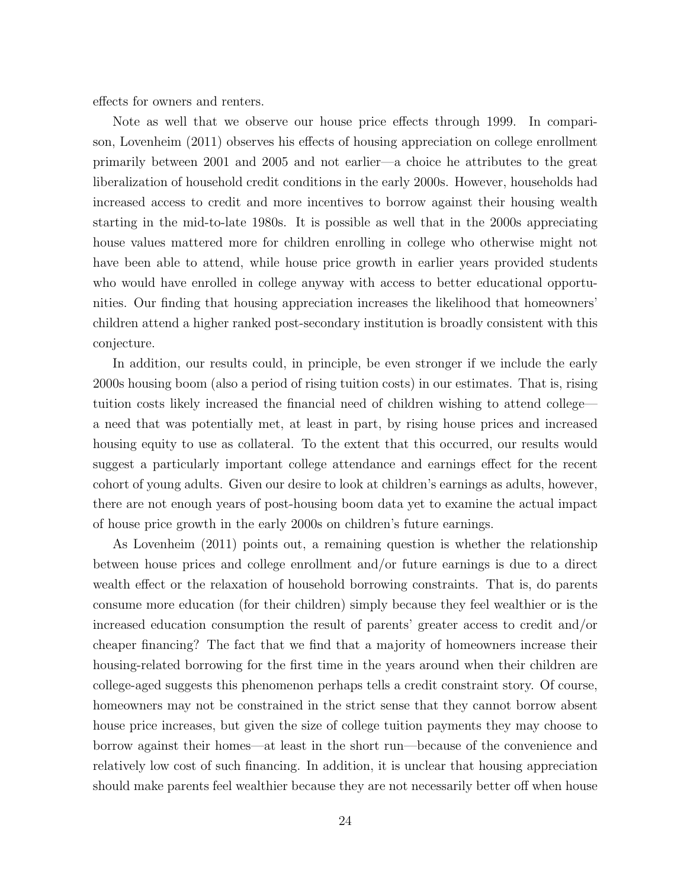effects for owners and renters.

Note as well that we observe our house price effects through 1999. In comparison, Lovenheim (2011) observes his effects of housing appreciation on college enrollment primarily between 2001 and 2005 and not earlier—a choice he attributes to the great liberalization of household credit conditions in the early 2000s. However, households had increased access to credit and more incentives to borrow against their housing wealth starting in the mid-to-late 1980s. It is possible as well that in the 2000s appreciating house values mattered more for children enrolling in college who otherwise might not have been able to attend, while house price growth in earlier years provided students who would have enrolled in college anyway with access to better educational opportunities. Our finding that housing appreciation increases the likelihood that homeowners' children attend a higher ranked post-secondary institution is broadly consistent with this conjecture.

In addition, our results could, in principle, be even stronger if we include the early 2000s housing boom (also a period of rising tuition costs) in our estimates. That is, rising tuition costs likely increased the financial need of children wishing to attend college—a need that was potentially met, at least in part, by rising house prices and increased housing equity to use as collateral. To the extent that this occurred, our results would suggest a particularly important college attendance and earnings effect for the recent cohort of young adults. Given our desire to look at children's earnings as adults, however, there are not enough years of post-housing boom data yet to examine the actual impact of house price growth in the early 2000s on children's future earnings.

As Lovenheim (2011) points out, a remaining question is whether the relationship between house prices and college enrollment and/or future earnings is due to a direct wealth effect or the relaxation of household borrowing constraints. That is, do parents consume more education (for their children) simply because they feel wealthier or is the increased education consumption the result of parents' greater access to credit and/or cheaper financing? The fact that we find that a majority of homeowners increase their housing-related borrowing for the first time in the years around when their children are college-aged suggests this phenomenon perhaps tells a credit constraint story. Of course, homeowners may not be constrained in the strict sense that they cannot borrow absent house price increases, but given the size of college tuition payments they may choose to borrow against their homes—at least in the short run—because of the convenience and relatively low cost of such financing. In addition, it is unclear that housing appreciation should make parents feel wealthier because they are not necessarily better off when house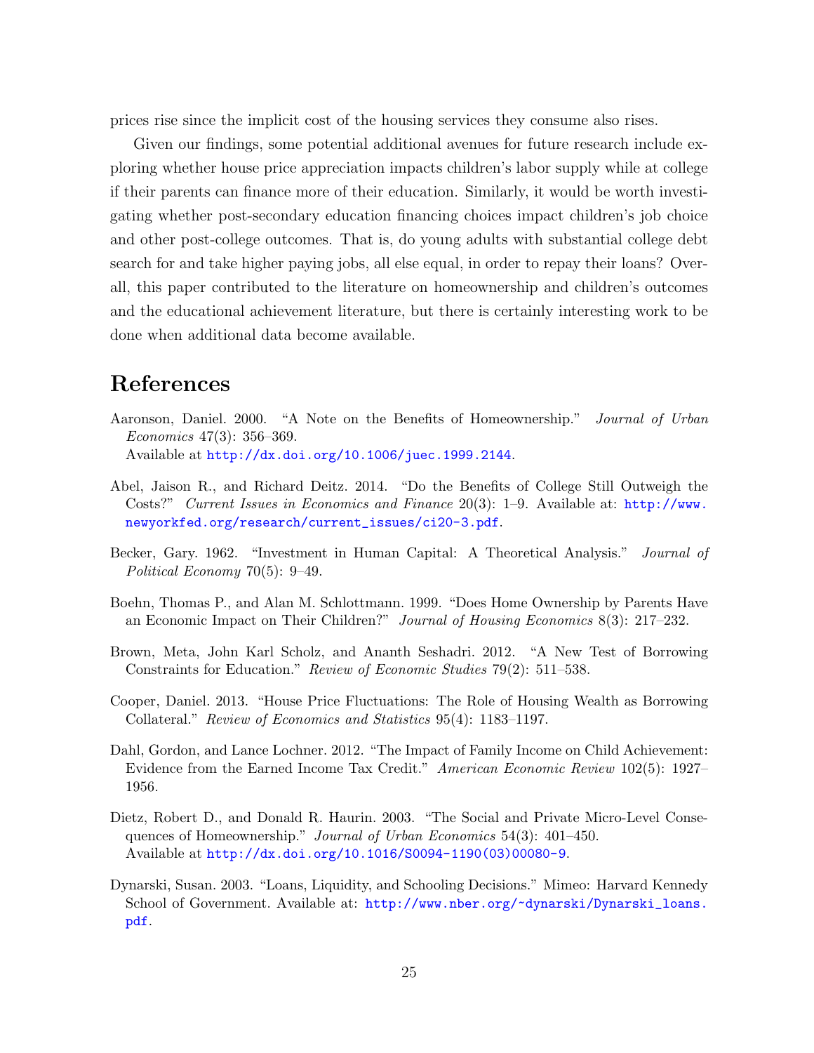prices rise since the implicit cost of the housing services they consume also rises.

Given our findings, some potential additional avenues for future research include exploring whether house price appreciation impacts children's labor supply while at college if their parents can finance more of their education. Similarly, it would be worth investigating whether post-secondary education financing choices impact children's job choice and other post-college outcomes. That is, do young adults with substantial college debt search for and take higher paying jobs, all else equal, in order to repay their loans? Overall, this paper contributed to the literature on homeownership and children's outcomes and the educational achievement literature, but there is certainly interesting work to be done when additional data become available.

# References

Aaronson, Daniel. 2000. "A Note on the Benefits of Homeownership." *Journal of Urban Economics* 47(3): 356–369.
Available at http://dx.doi.org/10.1006/juec.1999.2144.

Abel, Jaison R., and Richard Deitz. 2014. "Do the Benefits of College Still Outweigh the Costs?" *Current Issues in Economics and Finance* 20(3): 1–9. Available at: http://www.newyorkfed.org/research/current_issues/ci20-3.pdf.

Becker, Gary. 1962. "Investment in Human Capital: A Theoretical Analysis." *Journal of Political Economy* 70(5): 9–49.

Boehn, Thomas P., and Alan M. Schlottmann. 1999. "Does Home Ownership by Parents Have an Economic Impact on Their Children?" *Journal of Housing Economics* 8(3): 217–232.

Brown, Meta, John Karl Scholz, and Ananth Seshadri. 2012. "A New Test of Borrowing Constraints for Education." *Review of Economic Studies* 79(2): 511–538.

Cooper, Daniel. 2013. "House Price Fluctuations: The Role of Housing Wealth as Borrowing Collateral." *Review of Economics and Statistics* 95(4): 1183–1197.

Dahl, Gordon, and Lance Lochner. 2012. "The Impact of Family Income on Child Achievement: Evidence from the Earned Income Tax Credit." *American Economic Review* 102(5): 1927–1956.

Dietz, Robert D., and Donald R. Haurin. 2003. "The Social and Private Micro-Level Consequences of Homeownership." *Journal of Urban Economics* 54(3): 401–450.
Available at http://dx.doi.org/10.1016/S0094-1190(03)00080-9.

Dynarski, Susan. 2003. "Loans, Liquidity, and Schooling Decisions." Mimeo: Harvard Kennedy School of Government. Available at: http://www.nber.org/~dynarski/Dynarski_loans.pdf.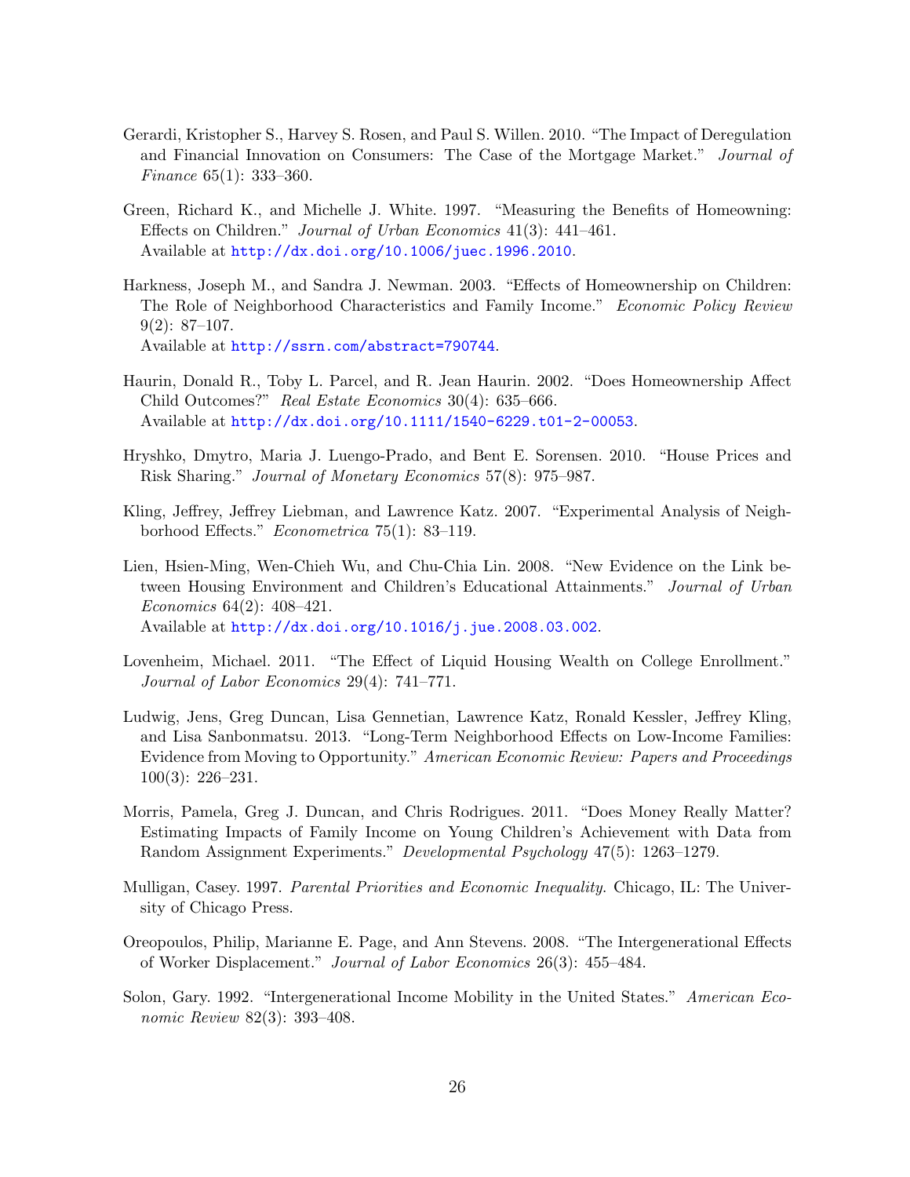Gerardi, Kristopher S., Harvey S. Rosen, and Paul S. Willen. 2010. "The Impact of Deregulation and Financial Innovation on Consumers: The Case of the Mortgage Market." *Journal of Finance* 65(1): 333–360.

Green, Richard K., and Michelle J. White. 1997. "Measuring the Benefits of Homeowning: Effects on Children." *Journal of Urban Economics* 41(3): 441–461.
Available at http://dx.doi.org/10.1006/juec.1996.2010.

Harkness, Joseph M., and Sandra J. Newman. 2003. "Effects of Homeownership on Children: The Role of Neighborhood Characteristics and Family Income." *Economic Policy Review* 9(2): 87–107.
Available at http://ssrn.com/abstract=790744.

Haurin, Donald R., Toby L. Parcel, and R. Jean Haurin. 2002. "Does Homeownership Affect Child Outcomes?" *Real Estate Economics* 30(4): 635–666.
Available at http://dx.doi.org/10.1111/1540-6229.t01-2-00053.

Hryshko, Dmytro, Maria J. Luengo-Prado, and Bent E. Sorensen. 2010. "House Prices and Risk Sharing." *Journal of Monetary Economics* 57(8): 975–987.

Kling, Jeffrey, Jeffrey Liebman, and Lawrence Katz. 2007. "Experimental Analysis of Neighborhood Effects." *Econometrica* 75(1): 83–119.

Lien, Hsien-Ming, Wen-Chieh Wu, and Chu-Chia Lin. 2008. "New Evidence on the Link between Housing Environment and Children's Educational Attainments." *Journal of Urban Economics* 64(2): 408–421.
Available at http://dx.doi.org/10.1016/j.jue.2008.03.002.

Lovenheim, Michael. 2011. "The Effect of Liquid Housing Wealth on College Enrollment." *Journal of Labor Economics* 29(4): 741–771.

Ludwig, Jens, Greg Duncan, Lisa Gennetian, Lawrence Katz, Ronald Kessler, Jeffrey Kling, and Lisa Sanbonmatsu. 2013. "Long-Term Neighborhood Effects on Low-Income Families: Evidence from Moving to Opportunity." *American Economic Review: Papers and Proceedings* 100(3): 226–231.

Morris, Pamela, Greg J. Duncan, and Chris Rodrigues. 2011. "Does Money Really Matter? Estimating Impacts of Family Income on Young Children's Achievement with Data from Random Assignment Experiments." *Developmental Psychology* 47(5): 1263–1279.

Mulligan, Casey. 1997. *Parental Priorities and Economic Inequality.* Chicago, IL: The University of Chicago Press.

Oreopoulos, Philip, Marianne E. Page, and Ann Stevens. 2008. "The Intergenerational Effects of Worker Displacement." *Journal of Labor Economics* 26(3): 455–484.

Solon, Gary. 1992. "Intergenerational Income Mobility in the United States." *American Economic Review* 82(3): 393–408.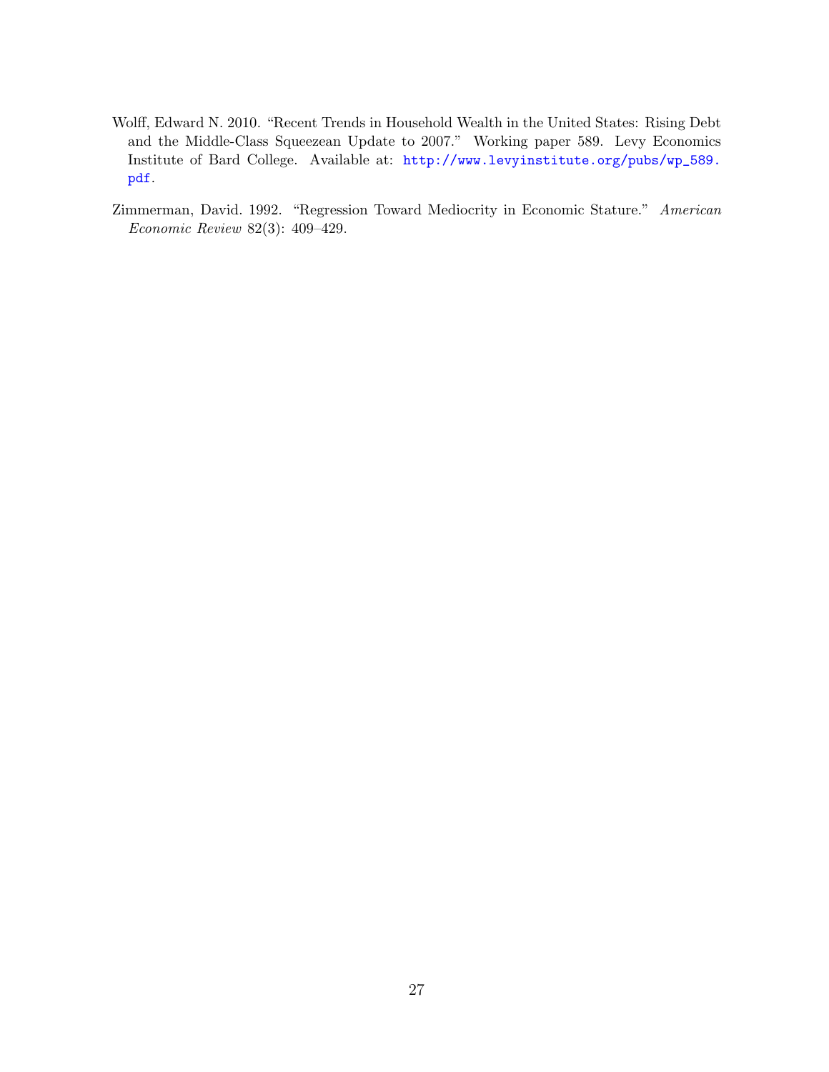Wolff, Edward N. 2010. "Recent Trends in Household Wealth in the United States: Rising Debt and the Middle-Class Squeezean Update to 2007." Working paper 589. Levy Economics Institute of Bard College. Available at: http://www.levyinstitute.org/pubs/wp_589.pdf.

Zimmerman, David. 1992. "Regression Toward Mediocrity in Economic Stature." *American Economic Review* 82(3): 409–429.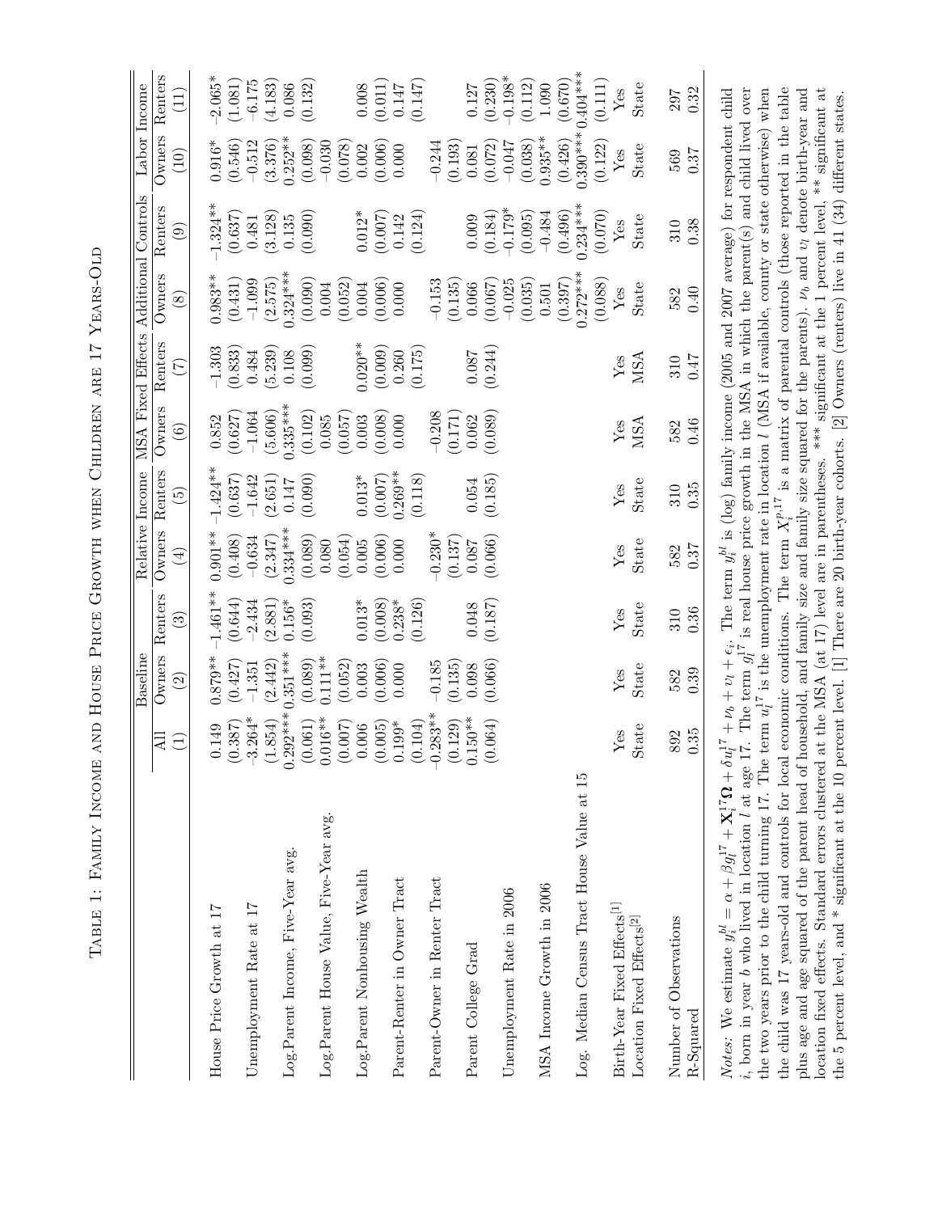# Table 1: Family Income and House Price Growth when Children are 17 Years-Old

| | All | Baseline | | Relative Income | | MSA Fixed Effects | | Additional Controls | | Labor Income | |
|---|---|---|---|---|---|---|---|---|---|---|---|
| | All | Owners | Renters | Owners | Renters | Owners | Renters | Owners | Renters | Owners | Renters |
| | (1) | (2) | (3) | (4) | (5) | (6) | (7) | (8) | (9) | (10) | (11) |
| House Price Growth at 17 | 0.149 | 0.879** | -1.461** | 0.901** | -1.424** | 0.852 | -1.303 | 0.983** | -1.324** | 0.916* | -2.065* |
| | (0.387) | (0.427) | (0.644) | (0.408) | (0.637) | (0.627) | (0.833) | (0.431) | (0.637) | (0.546) | (1.081) |
| Unemployment Rate at 17 | -3.264* | -1.351 | -2.434 | -0.634 | -1.642 | -1.064 | 0.484 | -1.099 | 0.481 | -0.512 | -6.175 |
| | (1.854) | (2.442) | (2.881) | (2.347) | (2.651) | (5.606) | (5.239) | (2.575) | (3.128) | (3.376) | (4.183) |
| Log.Parent Income, Five-Year avg. | 0.292*** | 0.351*** | 0.156* | 0.334*** | 0.147 | 0.335*** | 0.108 | 0.324*** | 0.135 | 0.252** | 0.086 |
| | (0.061) | (0.089) | (0.093) | (0.089) | (0.090) | (0.102) | (0.099) | (0.090) | (0.090) | (0.098) | (0.132) |
| Log.Parent House Value, Five-Year avg. | 0.016** | 0.111** | | 0.080 | | 0.085 | | 0.004 | | -0.030 | |
| | (0.007) | (0.052) | | (0.054) | | (0.057) | | (0.052) | | (0.078) | |
| Log.Parent Nonhousing Wealth | 0.006 | 0.003 | 0.013* | 0.005 | 0.013* | 0.003 | 0.020** | 0.004 | 0.012* | 0.002 | 0.008 |
| | (0.005) | (0.006) | (0.008) | (0.006) | (0.007) | (0.008) | (0.009) | (0.006) | (0.007) | (0.006) | (0.011) |
| Parent-Renter in Owner Tract | 0.199* | 0.000 | 0.238* | 0.000 | 0.269** | 0.000 | 0.260 | 0.000 | 0.142 | 0.000 | 0.147 |
| | (0.104) | | (0.126) | | (0.118) | | (0.175) | | (0.124) | | (0.147) |
| Parent-Owner in Renter Tract | -0.283** | -0.185 | | -0.230* | | -0.208 | | -0.153 | | -0.244 | |
| | (0.129) | (0.135) | | (0.137) | | (0.171) | | (0.135) | | (0.193) | |
| Parent College Grad | 0.150** | 0.098 | 0.048 | 0.087 | 0.054 | 0.062 | 0.087 | 0.066 | 0.009 | 0.081 | 0.127 |
| | (0.064) | (0.066) | (0.187) | (0.066) | (0.185) | (0.089) | (0.244) | (0.067) | (0.184) | (0.072) | (0.230) |
| Unemployment Rate in 2006 | | | | | | | | -0.025 | -0.179* | -0.047 | -0.198* |
| | | | | | | | | (0.035) | (0.095) | (0.038) | (0.112) |
| MSA Income Growth in 2006 | | | | | | | | 0.501 | -0.484 | 0.935** | 1.090 |
| | | | | | | | | (0.397) | (0.496) | (0.426) | (0.670) |
| Log. Median Census Tract House Value at 15 | | | | | | | | 0.272*** | 0.234*** | 0.390*** | 0.404*** |
| | | | | | | | | (0.088) | (0.070) | (0.122) | (0.111) |
| Birth-Year Fixed Effects[1] | Yes | Yes | Yes | Yes | Yes | Yes | Yes | Yes | Yes | Yes | Yes |
| Location Fixed Effects[2] | State | State | State | State | State | MSA | MSA | State | State | State | State |
| Number of Observations | 892 | 582 | 310 | 582 | 310 | 582 | 310 | 582 | 310 | 569 | 297 |
| R-Squared | 0.35 | 0.39 | 0.36 | 0.37 | 0.35 | 0.46 | 0.47 | 0.40 | 0.38 | 0.37 | 0.32 |

*Notes:* We estimate $y_i^{bl} = \alpha + \beta g_l^{17} + \mathbf{X}_i^{17}\mathbf{\Omega} + \delta u_l^{17} + \nu_b + \upsilon_l + \epsilon_i$. The term $y_i^{bl}$ is (log) family income (2005 and 2007 average) for respondent child $i$, born in year $b$ who lived in location $l$ at age 17. The term $g_l^{17}$ is real house price growth in the MSA in which the parent(s) and child lived over the two years prior to the child turning 17. The term $u_l^{17}$ is the unemployment rate in location $l$ (MSA if available, county or state otherwise) when the child was 17 years-old and controls for local economic conditions. The term $X_i^{p,17}$ is a matrix of parental controls (those reported in the table plus age and age squared of the parent head of household, and family size and family size squared for the parents). $\nu_b$ and $\upsilon_l$ denote birth-year and location fixed effects. Standard errors clustered at the MSA (at 17) level are in parentheses. *** significant at the 1 percent level, ** significant at the 5 percent level, and * significant at the 10 percent level. [1] There are 20 birth-year cohorts. [2] Owners (renters) live in 41 (34) different states.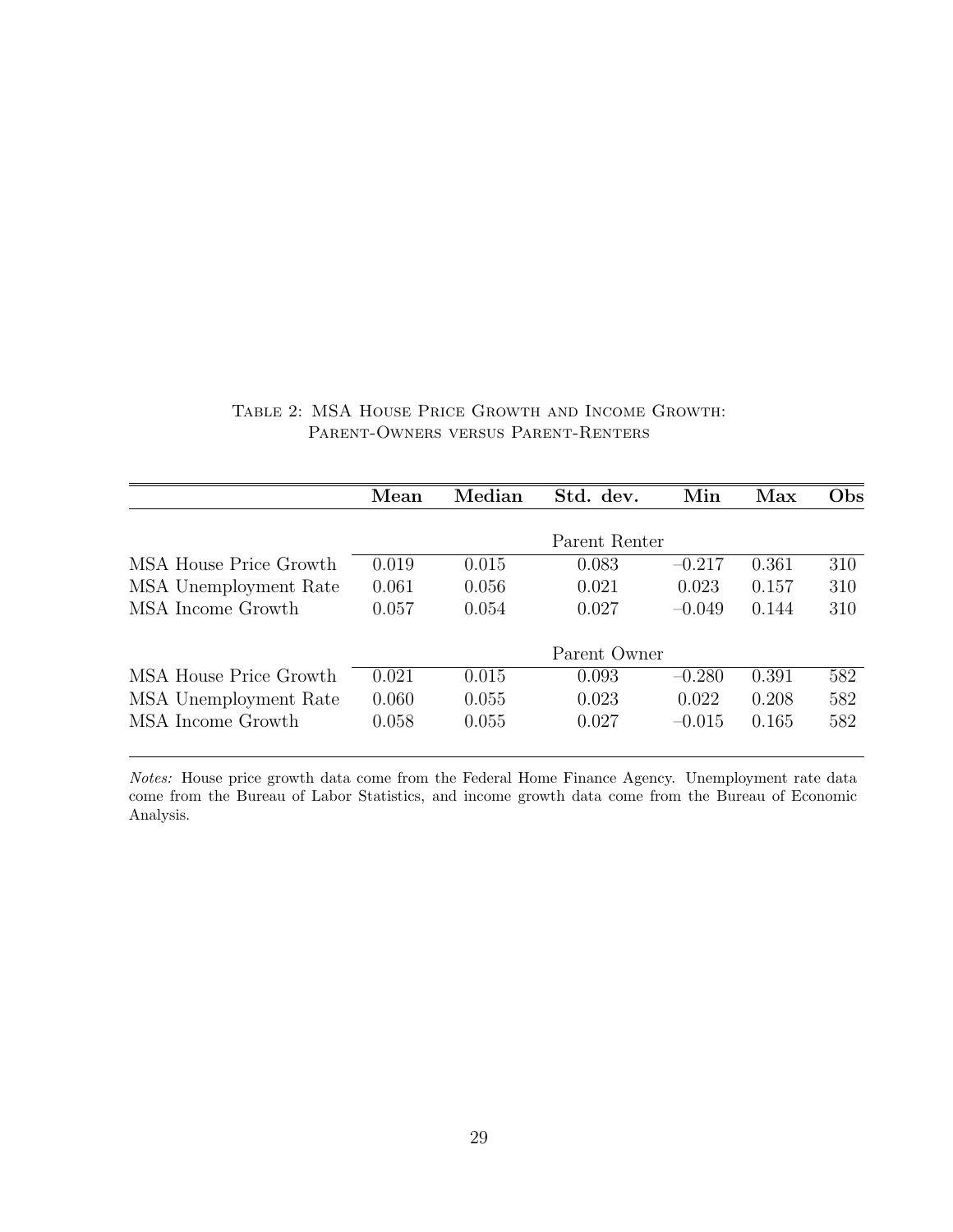Table 2: MSA House Price Growth and Income Growth: Parent-Owners versus Parent-Renters

| | **Mean** | **Median** | **Std. dev.** | **Min** | **Max** | **Obs** |
|---|---|---|---|---|---|---|
| | | | Parent Renter | | | |
| MSA House Price Growth | 0.019 | 0.015 | 0.083 | −0.217 | 0.361 | 310 |
| MSA Unemployment Rate | 0.061 | 0.056 | 0.021 | 0.023 | 0.157 | 310 |
| MSA Income Growth | 0.057 | 0.054 | 0.027 | −0.049 | 0.144 | 310 |
| | | | Parent Owner | | | |
| MSA House Price Growth | 0.021 | 0.015 | 0.093 | −0.280 | 0.391 | 582 |
| MSA Unemployment Rate | 0.060 | 0.055 | 0.023 | 0.022 | 0.208 | 582 |
| MSA Income Growth | 0.058 | 0.055 | 0.027 | −0.015 | 0.165 | 582 |

*Notes:* House price growth data come from the Federal Home Finance Agency. Unemployment rate data come from the Bureau of Labor Statistics, and income growth data come from the Bureau of Economic Analysis.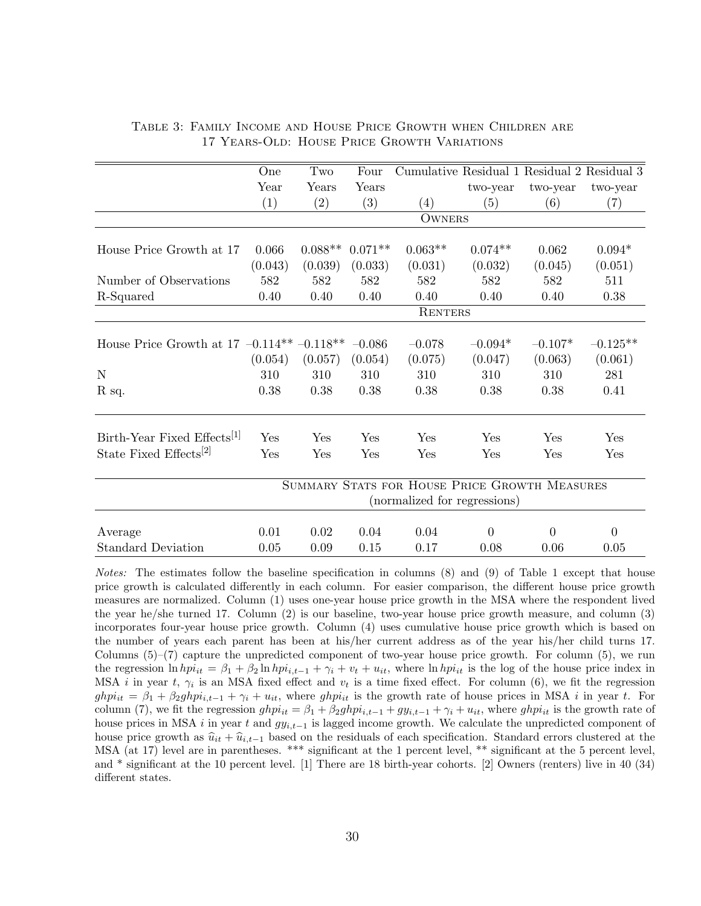Table 3: Family Income and House Price Growth when Children are 17 Years-Old: House Price Growth Variations

| | One Year (1) | Two Years (2) | Four Years (3) | Cumulative (4) | Residual 1 two-year (5) | Residual 2 two-year (6) | Residual 3 two-year (7) |
|---|---|---|---|---|---|---|---|
| | | | | **Owners** | | | |
| House Price Growth at 17 | 0.066 | 0.088** | 0.071** | 0.063** | 0.074** | 0.062 | 0.094* |
| | (0.043) | (0.039) | (0.033) | (0.031) | (0.032) | (0.045) | (0.051) |
| Number of Observations | 582 | 582 | 582 | 582 | 582 | 582 | 511 |
| R-Squared | 0.40 | 0.40 | 0.40 | 0.40 | 0.40 | 0.40 | 0.38 |
| | | | | **Renters** | | | |
| House Price Growth at 17 | –0.114** | –0.118** | –0.086 | –0.078 | –0.094* | –0.107* | –0.125** |
| | (0.054) | (0.057) | (0.054) | (0.075) | (0.047) | (0.063) | (0.061) |
| N | 310 | 310 | 310 | 310 | 310 | 310 | 281 |
| R sq. | 0.38 | 0.38 | 0.38 | 0.38 | 0.38 | 0.38 | 0.41 |
| Birth-Year Fixed Effects[1] | Yes | Yes | Yes | Yes | Yes | Yes | Yes |
| State Fixed Effects[2] | Yes | Yes | Yes | Yes | Yes | Yes | Yes |
| | | | | **Summary Stats for House Price Growth Measures (normalized for regressions)** | | | |
| Average | 0.01 | 0.02 | 0.04 | 0.04 | 0 | 0 | 0 |
| Standard Deviation | 0.05 | 0.09 | 0.15 | 0.17 | 0.08 | 0.06 | 0.05 |

*Notes:* The estimates follow the baseline specification in columns (8) and (9) of Table 1 except that house price growth is calculated differently in each column. For easier comparison, the different house price growth measures are normalized. Column (1) uses one-year house price growth in the MSA where the respondent lived the year he/she turned 17. Column (2) is our baseline, two-year house price growth measure, and column (3) incorporates four-year house price growth. Column (4) uses cumulative house price growth which is based on the number of years each parent has been at his/her current address as of the year his/her child turns 17. Columns (5)–(7) capture the unpredicted component of two-year house price growth. For column (5), we run the regression $\ln hpi_{it} = \beta_1 + \beta_2 \ln hpi_{i,t-1} + \gamma_i + v_t + u_{it}$, where $\ln hpi_{it}$ is the log of the house price index in MSA $i$ in year $t$, $\gamma_i$ is an MSA fixed effect and $v_t$ is a time fixed effect. For column (6), we fit the regression $ghpi_{it} = \beta_1 + \beta_2 ghpi_{i,t-1} + \gamma_i + u_{it}$, where $ghpi_{it}$ is the growth rate of house prices in MSA $i$ in year $t$. For column (7), we fit the regression $ghpi_{it} = \beta_1 + \beta_2 ghpi_{i,t-1} + gy_{i,t-1} + \gamma_i + u_{it}$, where $ghpi_{it}$ is the growth rate of house prices in MSA $i$ in year $t$ and $gy_{i,t-1}$ is lagged income growth. We calculate the unpredicted component of house price growth as $\widehat{u}_{it} + \widehat{u}_{i,t-1}$ based on the residuals of each specification. Standard errors clustered at the MSA (at 17) level are in parentheses. *** significant at the 1 percent level, ** significant at the 5 percent level, and * significant at the 10 percent level. [1] There are 18 birth-year cohorts. [2] Owners (renters) live in 40 (34) different states.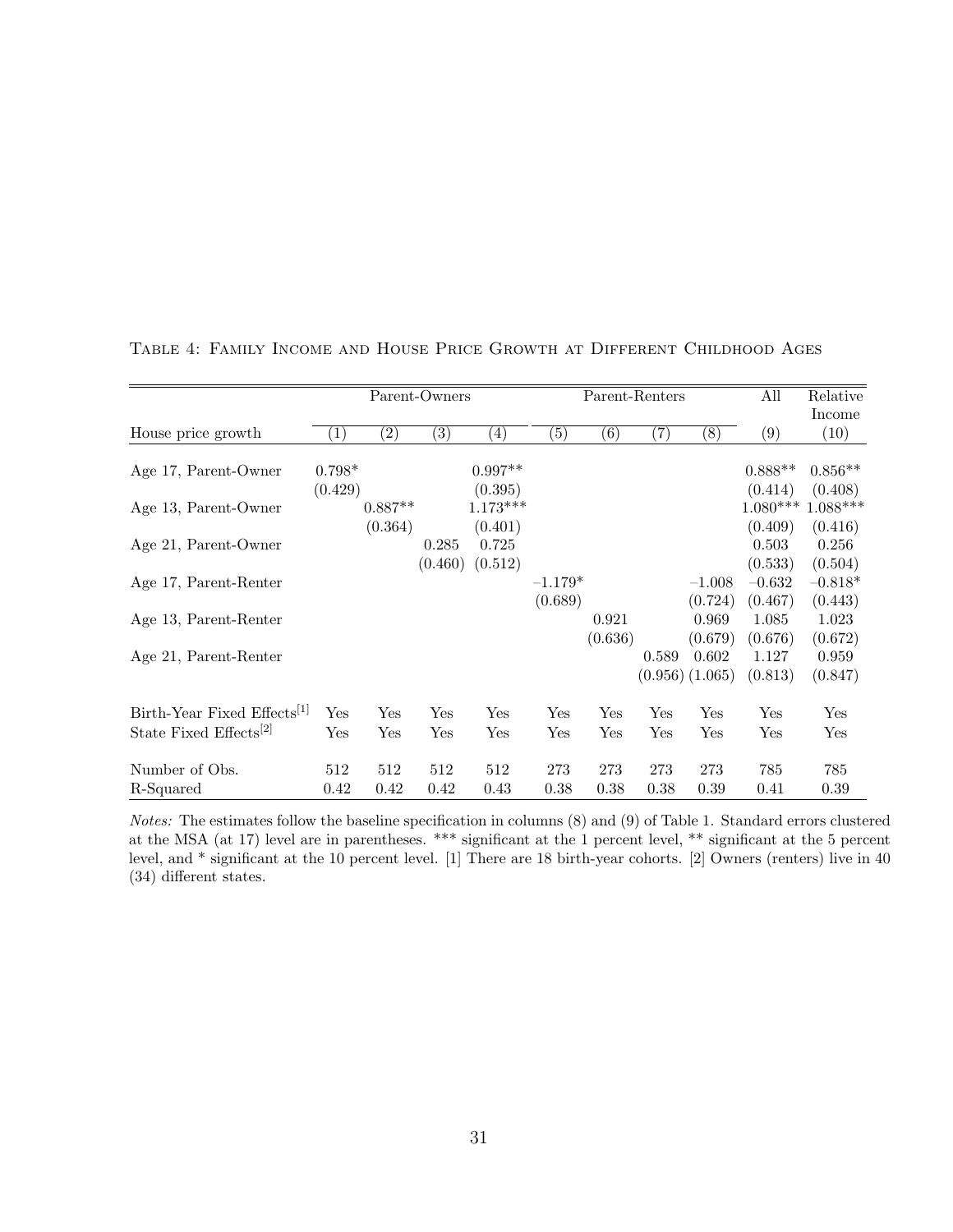Table 4: Family Income and House Price Growth at Different Childhood Ages

| | Parent-Owners | | | | Parent-Renters | | | | All | Relative Income |
|---|---|---|---|---|---|---|---|---|---|---|
| House price growth | (1) | (2) | (3) | (4) | (5) | (6) | (7) | (8) | (9) | (10) |
| Age 17, Parent-Owner | 0.798* | | | 0.997** | | | | | 0.888** | 0.856** |
| | (0.429) | | | (0.395) | | | | | (0.414) | (0.408) |
| Age 13, Parent-Owner | | 0.887** | | 1.173*** | | | | | 1.080*** | 1.088*** |
| | | (0.364) | | (0.401) | | | | | (0.409) | (0.416) |
| Age 21, Parent-Owner | | | 0.285 | 0.725 | | | | | 0.503 | 0.256 |
| | | | (0.460) | (0.512) | | | | | (0.533) | (0.504) |
| Age 17, Parent-Renter | | | | | −1.179* | | | −1.008 | −0.632 | −0.818* |
| | | | | | (0.689) | | | (0.724) | (0.467) | (0.443) |
| Age 13, Parent-Renter | | | | | | 0.921 | | 0.969 | 1.085 | 1.023 |
| | | | | | | (0.636) | | (0.679) | (0.676) | (0.672) |
| Age 21, Parent-Renter | | | | | | | 0.589 | 0.602 | 1.127 | 0.959 |
| | | | | | | | (0.956) | (1.065) | (0.813) | (0.847) |
| Birth-Year Fixed Effects[1] | Yes | Yes | Yes | Yes | Yes | Yes | Yes | Yes | Yes | Yes |
| State Fixed Effects[2] | Yes | Yes | Yes | Yes | Yes | Yes | Yes | Yes | Yes | Yes |
| Number of Obs. | 512 | 512 | 512 | 512 | 273 | 273 | 273 | 273 | 785 | 785 |
| R-Squared | 0.42 | 0.42 | 0.42 | 0.43 | 0.38 | 0.38 | 0.38 | 0.39 | 0.41 | 0.39 |

*Notes:* The estimates follow the baseline specification in columns (8) and (9) of Table 1. Standard errors clustered at the MSA (at 17) level are in parentheses. *** significant at the 1 percent level, ** significant at the 5 percent level, and * significant at the 10 percent level. [1] There are 18 birth-year cohorts. [2] Owners (renters) live in 40 (34) different states.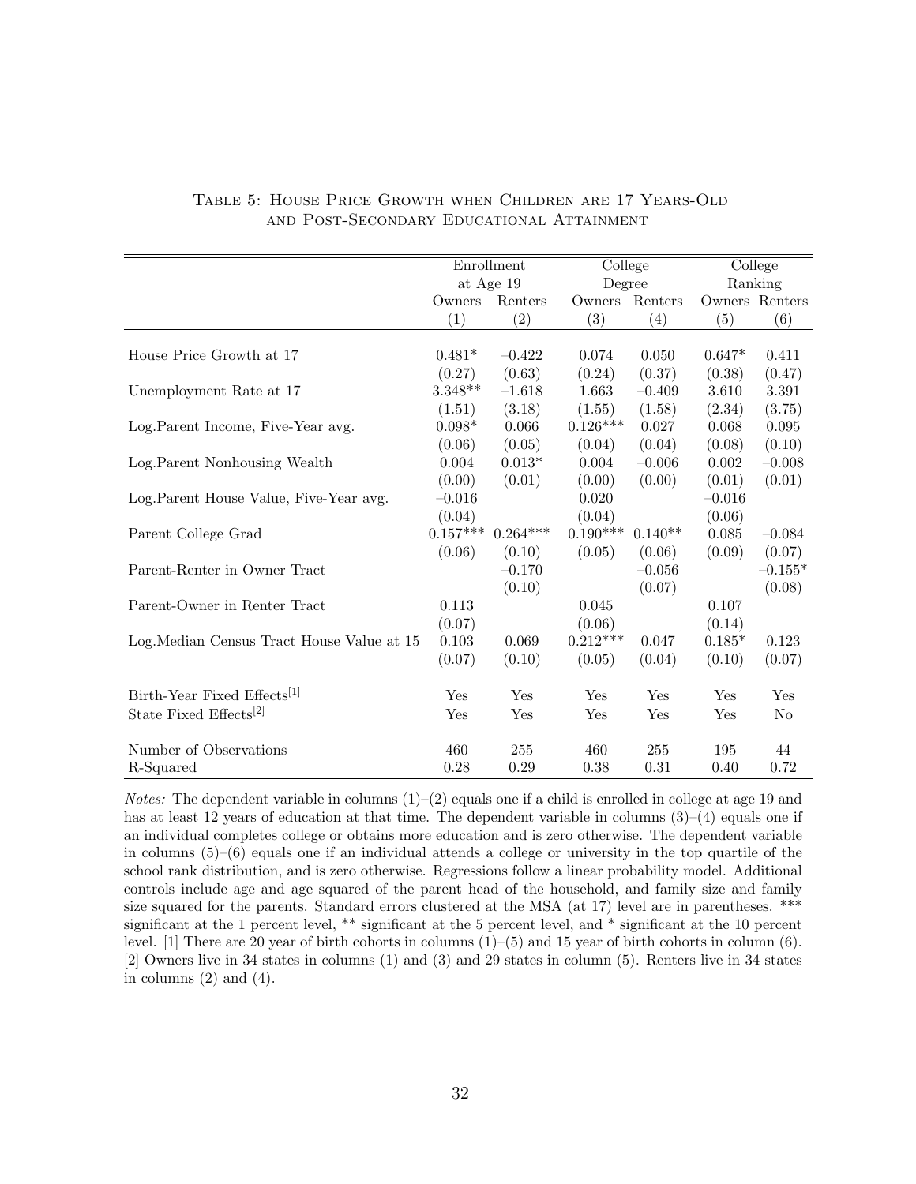Table 5: House Price Growth when Children are 17 Years-Old and Post-Secondary Educational Attainment

| | Enrollment at Age 19 | | College Degree | | College Ranking | |
|---|---|---|---|---|---|---|
| | Owners | Renters | Owners | Renters | Owners | Renters |
| | (1) | (2) | (3) | (4) | (5) | (6) |
| House Price Growth at 17 | 0.481* | −0.422 | 0.074 | 0.050 | 0.647* | 0.411 |
| | (0.27) | (0.63) | (0.24) | (0.37) | (0.38) | (0.47) |
| Unemployment Rate at 17 | 3.348** | −1.618 | 1.663 | −0.409 | 3.610 | 3.391 |
| | (1.51) | (3.18) | (1.55) | (1.58) | (2.34) | (3.75) |
| Log.Parent Income, Five-Year avg. | 0.098* | 0.066 | 0.126*** | 0.027 | 0.068 | 0.095 |
| | (0.06) | (0.05) | (0.04) | (0.04) | (0.08) | (0.10) |
| Log.Parent Nonhousing Wealth | 0.004 | 0.013* | 0.004 | −0.006 | 0.002 | −0.008 |
| | (0.00) | (0.01) | (0.00) | (0.00) | (0.01) | (0.01) |
| Log.Parent House Value, Five-Year avg. | −0.016 | | 0.020 | | −0.016 | |
| | (0.04) | | (0.04) | | (0.06) | |
| Parent College Grad | 0.157*** | 0.264*** | 0.190*** | 0.140** | 0.085 | −0.084 |
| | (0.06) | (0.10) | (0.05) | (0.06) | (0.09) | (0.07) |
| Parent-Renter in Owner Tract | | −0.170 | | −0.056 | | −0.155* |
| | | (0.10) | | (0.07) | | (0.08) |
| Parent-Owner in Renter Tract | 0.113 | | 0.045 | | 0.107 | |
| | (0.07) | | (0.06) | | (0.14) | |
| Log.Median Census Tract House Value at 15 | 0.103 | 0.069 | 0.212*** | 0.047 | 0.185* | 0.123 |
| | (0.07) | (0.10) | (0.05) | (0.04) | (0.10) | (0.07) |
| Birth-Year Fixed Effects[1] | Yes | Yes | Yes | Yes | Yes | Yes |
| State Fixed Effects[2] | Yes | Yes | Yes | Yes | Yes | No |
| Number of Observations | 460 | 255 | 460 | 255 | 195 | 44 |
| R-Squared | 0.28 | 0.29 | 0.38 | 0.31 | 0.40 | 0.72 |

*Notes:* The dependent variable in columns (1)–(2) equals one if a child is enrolled in college at age 19 and has at least 12 years of education at that time. The dependent variable in columns (3)–(4) equals one if an individual completes college or obtains more education and is zero otherwise. The dependent variable in columns (5)–(6) equals one if an individual attends a college or university in the top quartile of the school rank distribution, and is zero otherwise. Regressions follow a linear probability model. Additional controls include age and age squared of the parent head of the household, and family size and family size squared for the parents. Standard errors clustered at the MSA (at 17) level are in parentheses. *** significant at the 1 percent level, ** significant at the 5 percent level, and * significant at the 10 percent level. [1] There are 20 year of birth cohorts in columns (1)–(5) and 15 year of birth cohorts in column (6). [2] Owners live in 34 states in columns (1) and (3) and 29 states in column (5). Renters live in 34 states in columns (2) and (4).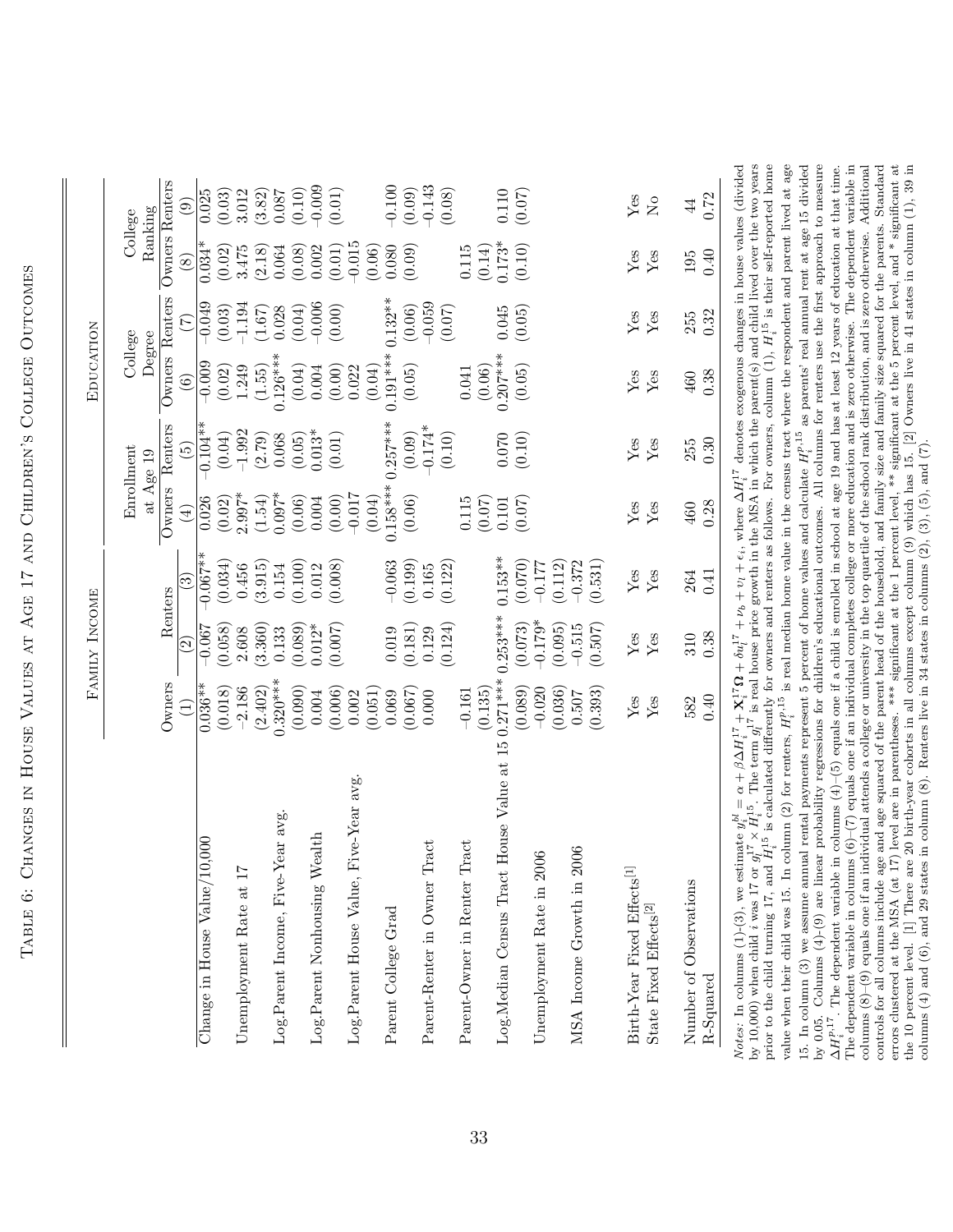# Table 6: Changes in House Values at Age 17 and Children's College Outcomes

| | Family Income | | | Education | | | | | |
|---|---|---|---|---|---|---|---|---|---|
| | | | | Enrollment at Age 19 | | College Degree | | College Ranking | |
| | Owners | Renters | | Owners | Renters | Owners | Renters | Owners | Renters |
| | (1) | (2) | (3) | (4) | (5) | (6) | (7) | (8) | (9) |
| Change in House Value/10,000 | 0.036** | −0.067 | −0.067** | 0.026 | −0.104** | −0.009 | −0.049 | 0.034* | 0.025 |
| | (0.018) | (0.058) | (0.034) | (0.02) | (0.04) | (0.02) | (0.03) | (0.02) | (0.03) |
| Unemployment Rate at 17 | −2.186 | 2.608 | 0.456 | 2.997* | −1.992 | 1.249 | −1.194 | 3.475 | 3.012 |
| | (2.402) | (3.360) | (3.915) | (1.54) | (2.79) | (1.55) | (1.67) | (2.18) | (3.82) |
| Log Parent Income, Five-Year avg. | 0.320*** | 0.133 | 0.154 | 0.097* | 0.068 | 0.126*** | 0.028 | 0.064 | 0.087 |
| | (0.090) | (0.089) | (0.100) | (0.06) | (0.05) | (0.04) | (0.04) | (0.08) | (0.10) |
| Log Parent Nonhousing Wealth | 0.004 | 0.012* | 0.012 | 0.004 | 0.013* | 0.004 | −0.006 | 0.002 | −0.009 |
| | (0.006) | (0.007) | (0.008) | (0.00) | (0.01) | (0.00) | (0.00) | (0.01) | (0.01) |
| Log Parent House Value, Five-Year avg. | 0.002 | | | −0.017 | | 0.022 | | −0.015 | |
| | (0.051) | | | (0.04) | | (0.04) | | (0.06) | |
| Parent College Grad | 0.069 | 0.019 | −0.063 | 0.158*** | 0.257*** | 0.191*** | 0.132** | 0.080 | −0.100 |
| | (0.067) | (0.181) | (0.199) | (0.06) | (0.09) | (0.05) | (0.06) | (0.09) | (0.09) |
| Parent-Renter in Owner Tract | 0.000 | 0.129 | 0.165 | | −0.174* | | −0.059 | | −0.143 |
| | | (0.124) | (0.122) | | (0.10) | | (0.07) | | (0.08) |
| Parent-Owner in Renter Tract | −0.161 | | | 0.115 | | 0.041 | | 0.115 | |
| | (0.135) | | | (0.07) | | (0.06) | | (0.14) | |
| Log Median Census Tract House Value at 15 | 0.271*** | 0.253*** | 0.153** | 0.101 | 0.070 | 0.207*** | 0.045 | 0.173* | 0.110 |
| | (0.089) | (0.073) | (0.070) | (0.07) | (0.10) | (0.05) | (0.05) | (0.10) | (0.07) |
| Unemployment Rate in 2006 | −0.020 | −0.179* | −0.177 | | | | | | |
| | (0.036) | (0.095) | (0.112) | | | | | | |
| MSA Income Growth in 2006 | 0.507 | −0.515 | −0.372 | | | | | | |
| | (0.393) | (0.507) | (0.531) | | | | | | |
| Birth-Year Fixed Effects[1] | Yes | Yes | Yes | Yes | Yes | Yes | Yes | Yes | Yes |
| State Fixed Effects[2] | Yes | Yes | Yes | Yes | Yes | Yes | Yes | Yes | No |
| Number of Observations | 582 | 310 | 264 | 460 | 255 | 460 | 255 | 195 | 44 |
| R-Squared | 0.40 | 0.38 | 0.41 | 0.28 | 0.30 | 0.38 | 0.32 | 0.40 | 0.72 |

*Notes:* In columns (1)–(3), we estimate $y_i^{bl} = \alpha + \beta \Delta H_i^{17} + \mathbf{X}_i^{17}\mathbf{\Omega} + \delta u_l^{17} + \nu_b + \upsilon_l + \epsilon_i$, where $\Delta H_i^{17}$ denotes exogenous changes in house values (divided by 10,000) when child $i$ was 17 or $q_l^{17} \times H_i^{15}$. The term $q_l^{17}$ is real house price growth in the MSA in which the parent(s) and child lived over the two years prior to the child turning 17, and $H_i^{15}$ is calculated differently for owners and renters as follows. For owners, column (1), $H_i^{15}$ is their self-reported home value when their child was 15. In column (2) for renters, $H_i^{p,15}$ is real median home value in the census tract where the respondent and parent lived at age 15. In column (3) we assume annual rental payments represent 5 percent of home values and calculate $H_i^{p,15}$ as parents' real annual rent at age 15 divided by 0.05. Columns (4)–(9) are linear probability regressions for children's educational outcomes. All columns for renters use the first approach to measure $\Delta H_i^{p,17}$. The dependent variable in columns (4)–(5) equals one if a child is enrolled in school at age 19 and has at least 12 years of education at that time. The dependent variable in columns (6)–(7) equals one if an individual completes college or more education and is zero otherwise. The dependent variable in columns (8)–(9) equals one if an individual attends a college or university in the top quartile of the school rank distribution, and is zero otherwise. Additional controls for all columns include age and age squared of the parent head of the household, and family size and family size squared for the parents. Standard errors clustered at the MSA (at 17) level are in parentheses. *** significant at the 1 percent level, ** significant at the 5 percent level, and * significant at the 10 percent level. [1] There are 20 birth-year cohorts in all columns except column (9) which has 15. [2] Owners live in 41 states in column (1), 39 in columns (4) and (6), and 29 states in column (8). Renters live in 34 states in columns (2), (3), (5), and (7).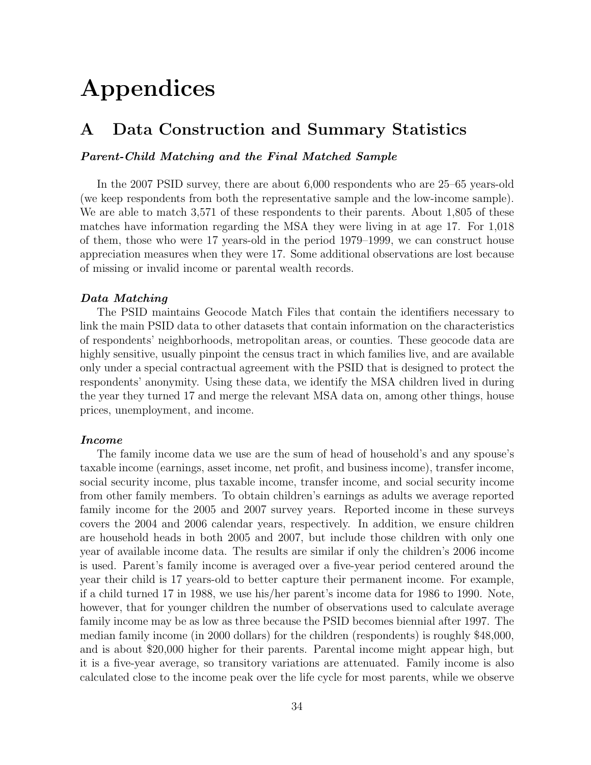# Appendices

## A Data Construction and Summary Statistics

***Parent-Child Matching and the Final Matched Sample***

In the 2007 PSID survey, there are about 6,000 respondents who are 25–65 years-old (we keep respondents from both the representative sample and the low-income sample). We are able to match 3,571 of these respondents to their parents. About 1,805 of these matches have information regarding the MSA they were living in at age 17. For 1,018 of them, those who were 17 years-old in the period 1979–1999, we can construct house appreciation measures when they were 17. Some additional observations are lost because of missing or invalid income or parental wealth records.

***Data Matching***

The PSID maintains Geocode Match Files that contain the identifiers necessary to link the main PSID data to other datasets that contain information on the characteristics of respondents' neighborhoods, metropolitan areas, or counties. These geocode data are highly sensitive, usually pinpoint the census tract in which families live, and are available only under a special contractual agreement with the PSID that is designed to protect the respondents' anonymity. Using these data, we identify the MSA children lived in during the year they turned 17 and merge the relevant MSA data on, among other things, house prices, unemployment, and income.

***Income***

The family income data we use are the sum of head of household's and any spouse's taxable income (earnings, asset income, net profit, and business income), transfer income, social security income, plus taxable income, transfer income, and social security income from other family members. To obtain children's earnings as adults we average reported family income for the 2005 and 2007 survey years. Reported income in these surveys covers the 2004 and 2006 calendar years, respectively. In addition, we ensure children are household heads in both 2005 and 2007, but include those children with only one year of available income data. The results are similar if only the children's 2006 income is used. Parent's family income is averaged over a five-year period centered around the year their child is 17 years-old to better capture their permanent income. For example, if a child turned 17 in 1988, we use his/her parent's income data for 1986 to 1990. Note, however, that for younger children the number of observations used to calculate average family income may be as low as three because the PSID becomes biennial after 1997. The median family income (in 2000 dollars) for the children (respondents) is roughly $48,000, and is about $20,000 higher for their parents. Parental income might appear high, but it is a five-year average, so transitory variations are attenuated. Family income is also calculated close to the income peak over the life cycle for most parents, while we observe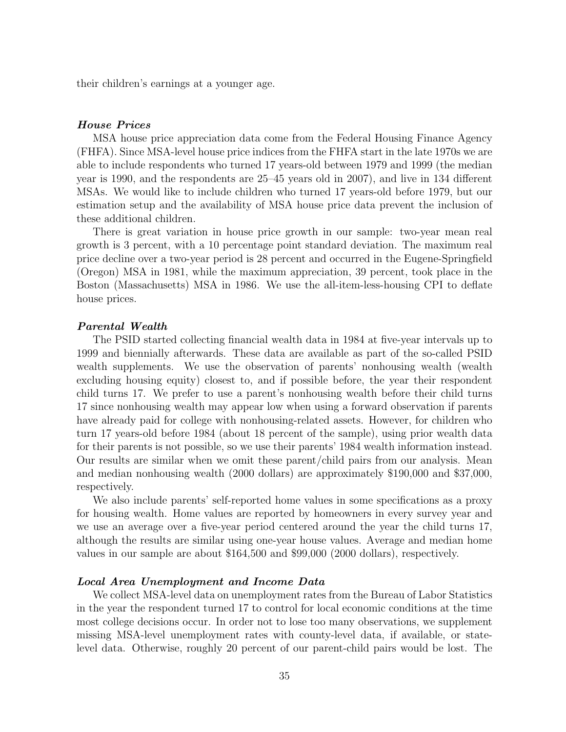their children's earnings at a younger age.

***House Prices***

MSA house price appreciation data come from the Federal Housing Finance Agency (FHFA). Since MSA-level house price indices from the FHFA start in the late 1970s we are able to include respondents who turned 17 years-old between 1979 and 1999 (the median year is 1990, and the respondents are 25–45 years old in 2007), and live in 134 different MSAs. We would like to include children who turned 17 years-old before 1979, but our estimation setup and the availability of MSA house price data prevent the inclusion of these additional children.

There is great variation in house price growth in our sample: two-year mean real growth is 3 percent, with a 10 percentage point standard deviation. The maximum real price decline over a two-year period is 28 percent and occurred in the Eugene-Springfield (Oregon) MSA in 1981, while the maximum appreciation, 39 percent, took place in the Boston (Massachusetts) MSA in 1986. We use the all-item-less-housing CPI to deflate house prices.

***Parental Wealth***

The PSID started collecting financial wealth data in 1984 at five-year intervals up to 1999 and biennially afterwards. These data are available as part of the so-called PSID wealth supplements. We use the observation of parents' nonhousing wealth (wealth excluding housing equity) closest to, and if possible before, the year their respondent child turns 17. We prefer to use a parent's nonhousing wealth before their child turns 17 since nonhousing wealth may appear low when using a forward observation if parents have already paid for college with nonhousing-related assets. However, for children who turn 17 years-old before 1984 (about 18 percent of the sample), using prior wealth data for their parents is not possible, so we use their parents' 1984 wealth information instead. Our results are similar when we omit these parent/child pairs from our analysis. Mean and median nonhousing wealth (2000 dollars) are approximately $190,000 and $37,000, respectively.

We also include parents' self-reported home values in some specifications as a proxy for housing wealth. Home values are reported by homeowners in every survey year and we use an average over a five-year period centered around the year the child turns 17, although the results are similar using one-year house values. Average and median home values in our sample are about $164,500 and $99,000 (2000 dollars), respectively.

***Local Area Unemployment and Income Data***

We collect MSA-level data on unemployment rates from the Bureau of Labor Statistics in the year the respondent turned 17 to control for local economic conditions at the time most college decisions occur. In order not to lose too many observations, we supplement missing MSA-level unemployment rates with county-level data, if available, or state-level data. Otherwise, roughly 20 percent of our parent-child pairs would be lost. The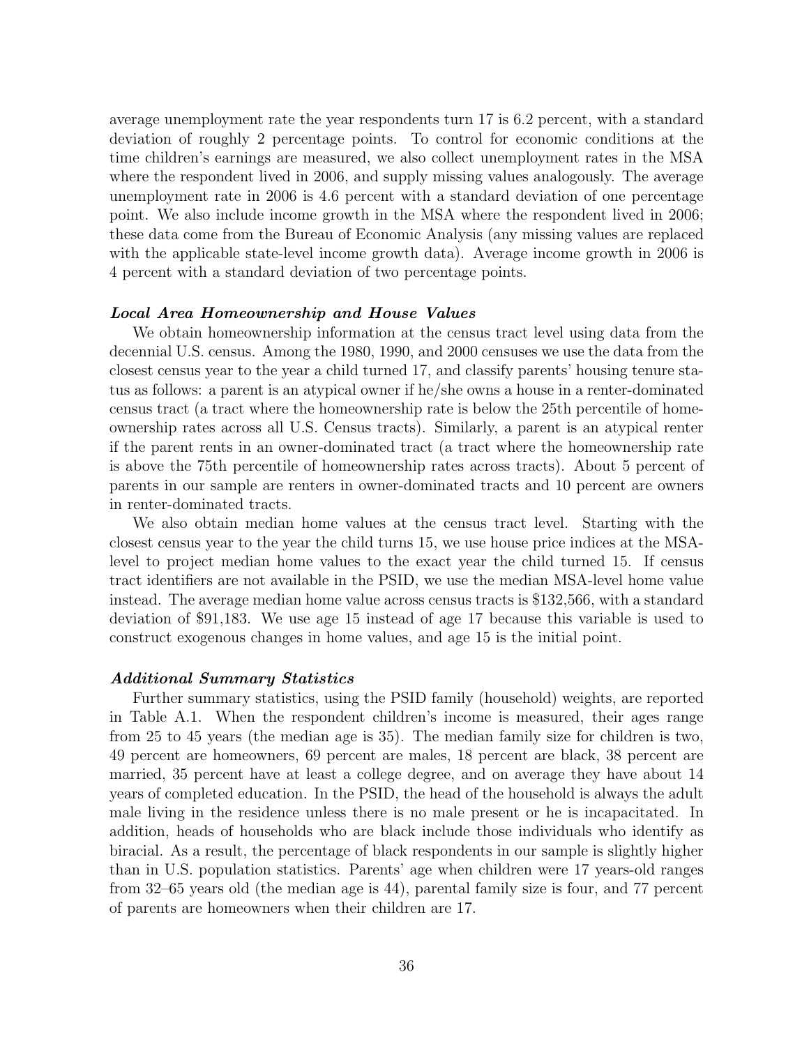average unemployment rate the year respondents turn 17 is 6.2 percent, with a standard deviation of roughly 2 percentage points. To control for economic conditions at the time children's earnings are measured, we also collect unemployment rates in the MSA where the respondent lived in 2006, and supply missing values analogously. The average unemployment rate in 2006 is 4.6 percent with a standard deviation of one percentage point. We also include income growth in the MSA where the respondent lived in 2006; these data come from the Bureau of Economic Analysis (any missing values are replaced with the applicable state-level income growth data). Average income growth in 2006 is 4 percent with a standard deviation of two percentage points.

***Local Area Homeownership and House Values***

We obtain homeownership information at the census tract level using data from the decennial U.S. census. Among the 1980, 1990, and 2000 censuses we use the data from the closest census year to the year a child turned 17, and classify parents' housing tenure status as follows: a parent is an atypical owner if he/she owns a house in a renter-dominated census tract (a tract where the homeownership rate is below the 25th percentile of homeownership rates across all U.S. Census tracts). Similarly, a parent is an atypical renter if the parent rents in an owner-dominated tract (a tract where the homeownership rate is above the 75th percentile of homeownership rates across tracts). About 5 percent of parents in our sample are renters in owner-dominated tracts and 10 percent are owners in renter-dominated tracts.

We also obtain median home values at the census tract level. Starting with the closest census year to the year the child turns 15, we use house price indices at the MSA-level to project median home values to the exact year the child turned 15. If census tract identifiers are not available in the PSID, we use the median MSA-level home value instead. The average median home value across census tracts is $132,566, with a standard deviation of $91,183. We use age 15 instead of age 17 because this variable is used to construct exogenous changes in home values, and age 15 is the initial point.

***Additional Summary Statistics***

Further summary statistics, using the PSID family (household) weights, are reported in Table A.1. When the respondent children's income is measured, their ages range from 25 to 45 years (the median age is 35). The median family size for children is two, 49 percent are homeowners, 69 percent are males, 18 percent are black, 38 percent are married, 35 percent have at least a college degree, and on average they have about 14 years of completed education. In the PSID, the head of the household is always the adult male living in the residence unless there is no male present or he is incapacitated. In addition, heads of households who are black include those individuals who identify as biracial. As a result, the percentage of black respondents in our sample is slightly higher than in U.S. population statistics. Parents' age when children were 17 years-old ranges from 32–65 years old (the median age is 44), parental family size is four, and 77 percent of parents are homeowners when their children are 17.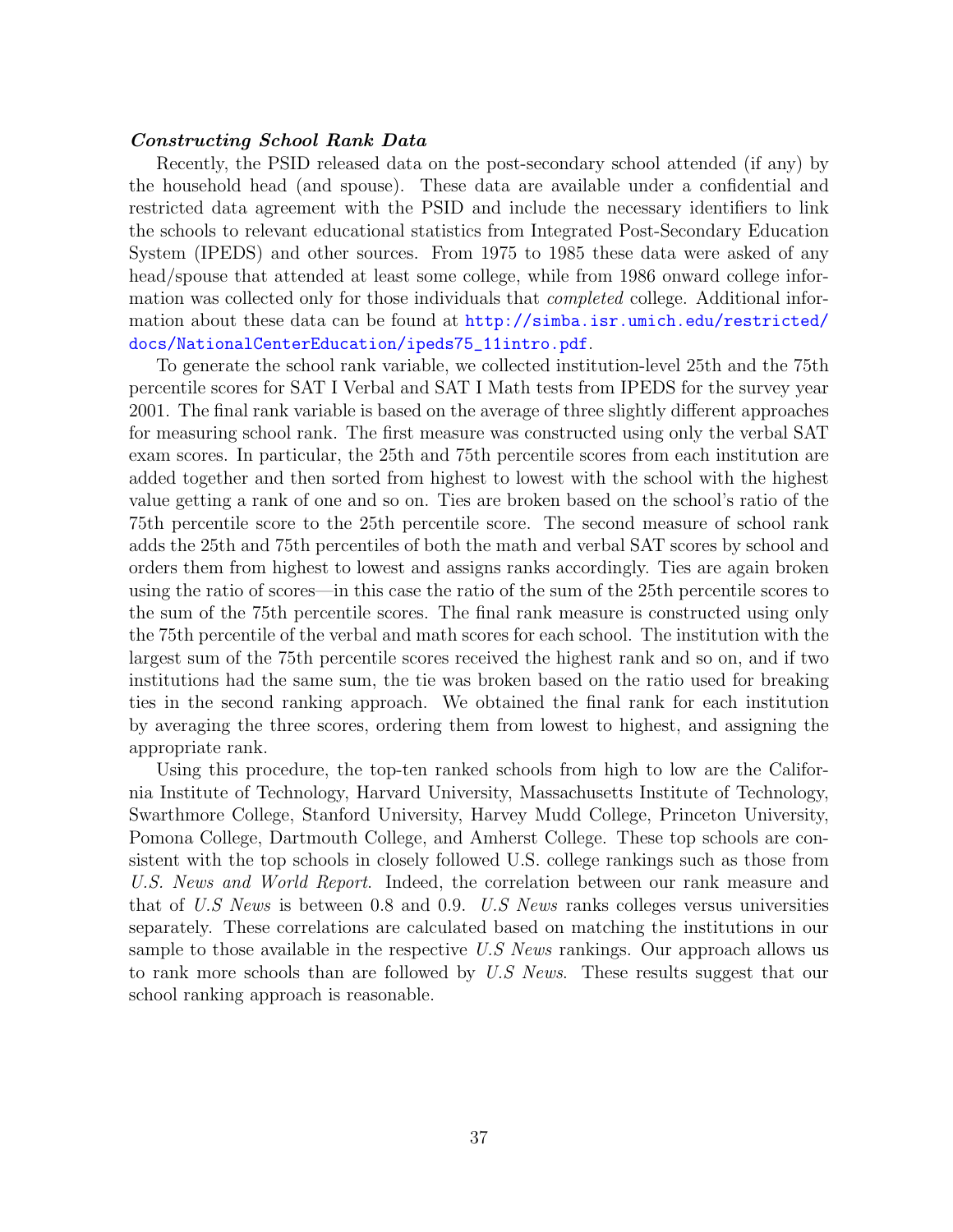***Constructing School Rank Data***

Recently, the PSID released data on the post-secondary school attended (if any) by the household head (and spouse). These data are available under a confidential and restricted data agreement with the PSID and include the necessary identifiers to link the schools to relevant educational statistics from Integrated Post-Secondary Education System (IPEDS) and other sources. From 1975 to 1985 these data were asked of any head/spouse that attended at least some college, while from 1986 onward college information was collected only for those individuals that *completed* college. Additional information about these data can be found at http://simba.isr.umich.edu/restricted/docs/NationalCenterEducation/ipeds75_11intro.pdf.

To generate the school rank variable, we collected institution-level 25th and the 75th percentile scores for SAT I Verbal and SAT I Math tests from IPEDS for the survey year 2001. The final rank variable is based on the average of three slightly different approaches for measuring school rank. The first measure was constructed using only the verbal SAT exam scores. In particular, the 25th and 75th percentile scores from each institution are added together and then sorted from highest to lowest with the school with the highest value getting a rank of one and so on. Ties are broken based on the school's ratio of the 75th percentile score to the 25th percentile score. The second measure of school rank adds the 25th and 75th percentiles of both the math and verbal SAT scores by school and orders them from highest to lowest and assigns ranks accordingly. Ties are again broken using the ratio of scores—in this case the ratio of the sum of the 25th percentile scores to the sum of the 75th percentile scores. The final rank measure is constructed using only the 75th percentile of the verbal and math scores for each school. The institution with the largest sum of the 75th percentile scores received the highest rank and so on, and if two institutions had the same sum, the tie was broken based on the ratio used for breaking ties in the second ranking approach. We obtained the final rank for each institution by averaging the three scores, ordering them from lowest to highest, and assigning the appropriate rank.

Using this procedure, the top-ten ranked schools from high to low are the California Institute of Technology, Harvard University, Massachusetts Institute of Technology, Swarthmore College, Stanford University, Harvey Mudd College, Princeton University, Pomona College, Dartmouth College, and Amherst College. These top schools are consistent with the top schools in closely followed U.S. college rankings such as those from *U.S. News and World Report*. Indeed, the correlation between our rank measure and that of *U.S News* is between 0.8 and 0.9. *U.S News* ranks colleges versus universities separately. These correlations are calculated based on matching the institutions in our sample to those available in the respective *U.S News* rankings. Our approach allows us to rank more schools than are followed by *U.S News*. These results suggest that our school ranking approach is reasonable.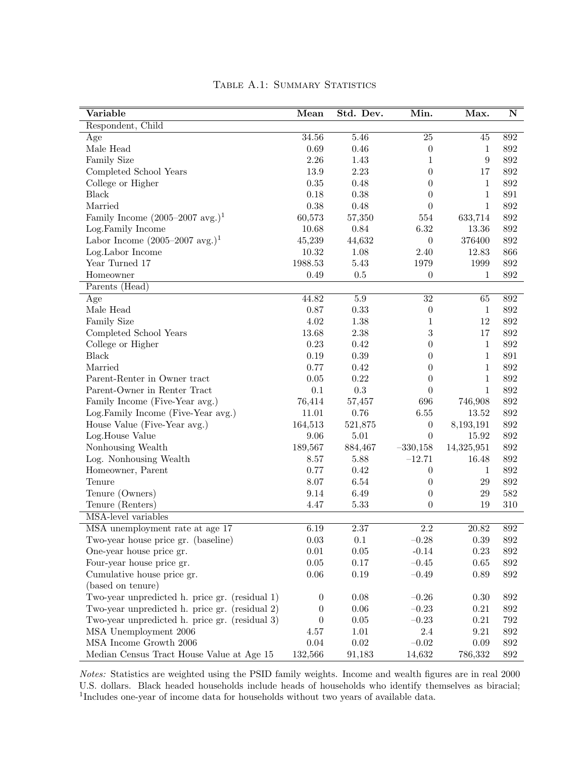Table A.1: Summary Statistics

| Variable | Mean | Std. Dev. | Min. | Max. | N |
|---|---|---|---|---|---|
| **Respondent, Child** | | | | | |
| Age | 34.56 | 5.46 | 25 | 45 | 892 |
| Male Head | 0.69 | 0.46 | 0 | 1 | 892 |
| Family Size | 2.26 | 1.43 | 1 | 9 | 892 |
| Completed School Years | 13.9 | 2.23 | 0 | 17 | 892 |
| College or Higher | 0.35 | 0.48 | 0 | 1 | 892 |
| Black | 0.18 | 0.38 | 0 | 1 | 891 |
| Married | 0.38 | 0.48 | 0 | 1 | 892 |
| Family Income (2005–2007 avg.)[1] | 60,573 | 57,350 | 554 | 633,714 | 892 |
| Log.Family Income | 10.68 | 0.84 | 6.32 | 13.36 | 892 |
| Labor Income (2005–2007 avg.)[1] | 45,239 | 44,632 | 0 | 376400 | 892 |
| Log.Labor Income | 10.32 | 1.08 | 2.40 | 12.83 | 866 |
| Year Turned 17 | 1988.53 | 5.43 | 1979 | 1999 | 892 |
| Homeowner | 0.49 | 0.5 | 0 | 1 | 892 |
| **Parents (Head)** | | | | | |
| Age | 44.82 | 5.9 | 32 | 65 | 892 |
| Male Head | 0.87 | 0.33 | 0 | 1 | 892 |
| Family Size | 4.02 | 1.38 | 1 | 12 | 892 |
| Completed School Years | 13.68 | 2.38 | 3 | 17 | 892 |
| College or Higher | 0.23 | 0.42 | 0 | 1 | 892 |
| Black | 0.19 | 0.39 | 0 | 1 | 891 |
| Married | 0.77 | 0.42 | 0 | 1 | 892 |
| Parent-Renter in Owner tract | 0.05 | 0.22 | 0 | 1 | 892 |
| Parent-Owner in Renter Tract | 0.1 | 0.3 | 0 | 1 | 892 |
| Family Income (Five-Year avg.) | 76,414 | 57,457 | 696 | 746,908 | 892 |
| Log.Family Income (Five-Year avg.) | 11.01 | 0.76 | 6.55 | 13.52 | 892 |
| House Value (Five-Year avg.) | 164,513 | 521,875 | 0 | 8,193,191 | 892 |
| Log.House Value | 9.06 | 5.01 | 0 | 15.92 | 892 |
| Nonhousing Wealth | 189,567 | 884,467 | −330,158 | 14,325,951 | 892 |
| Log. Nonhousing Wealth | 8.57 | 5.88 | −12.71 | 16.48 | 892 |
| Homeowner, Parent | 0.77 | 0.42 | 0 | 1 | 892 |
| Tenure | 8.07 | 6.54 | 0 | 29 | 892 |
| Tenure (Owners) | 9.14 | 6.49 | 0 | 29 | 582 |
| Tenure (Renters) | 4.47 | 5.33 | 0 | 19 | 310 |
| **MSA-level variables** | | | | | |
| MSA unemployment rate at age 17 | 6.19 | 2.37 | 2.2 | 20.82 | 892 |
| Two-year house price gr. (baseline) | 0.03 | 0.1 | −0.28 | 0.39 | 892 |
| One-year house price gr. | 0.01 | 0.05 | -0.14 | 0.23 | 892 |
| Four-year house price gr. | 0.05 | 0.17 | −0.45 | 0.65 | 892 |
| Cumulative house price gr. (based on tenure) | 0.06 | 0.19 | −0.49 | 0.89 | 892 |
| Two-year unpredicted h. price gr. (residual 1) | 0 | 0.08 | −0.26 | 0.30 | 892 |
| Two-year unpredicted h. price gr. (residual 2) | 0 | 0.06 | −0.23 | 0.21 | 892 |
| Two-year unpredicted h. price gr. (residual 3) | 0 | 0.05 | −0.23 | 0.21 | 792 |
| MSA Unemployment 2006 | 4.57 | 1.01 | 2.4 | 9.21 | 892 |
| MSA Income Growth 2006 | 0.04 | 0.02 | −0.02 | 0.09 | 892 |
| Median Census Tract House Value at Age 15 | 132,566 | 91,183 | 14,632 | 786,332 | 892 |

*Notes:* Statistics are weighted using the PSID family weights. Income and wealth figures are in real 2000 U.S. dollars. Black headed households include heads of households who identify themselves as biracial; [1]Includes one-year of income data for households without two years of available data.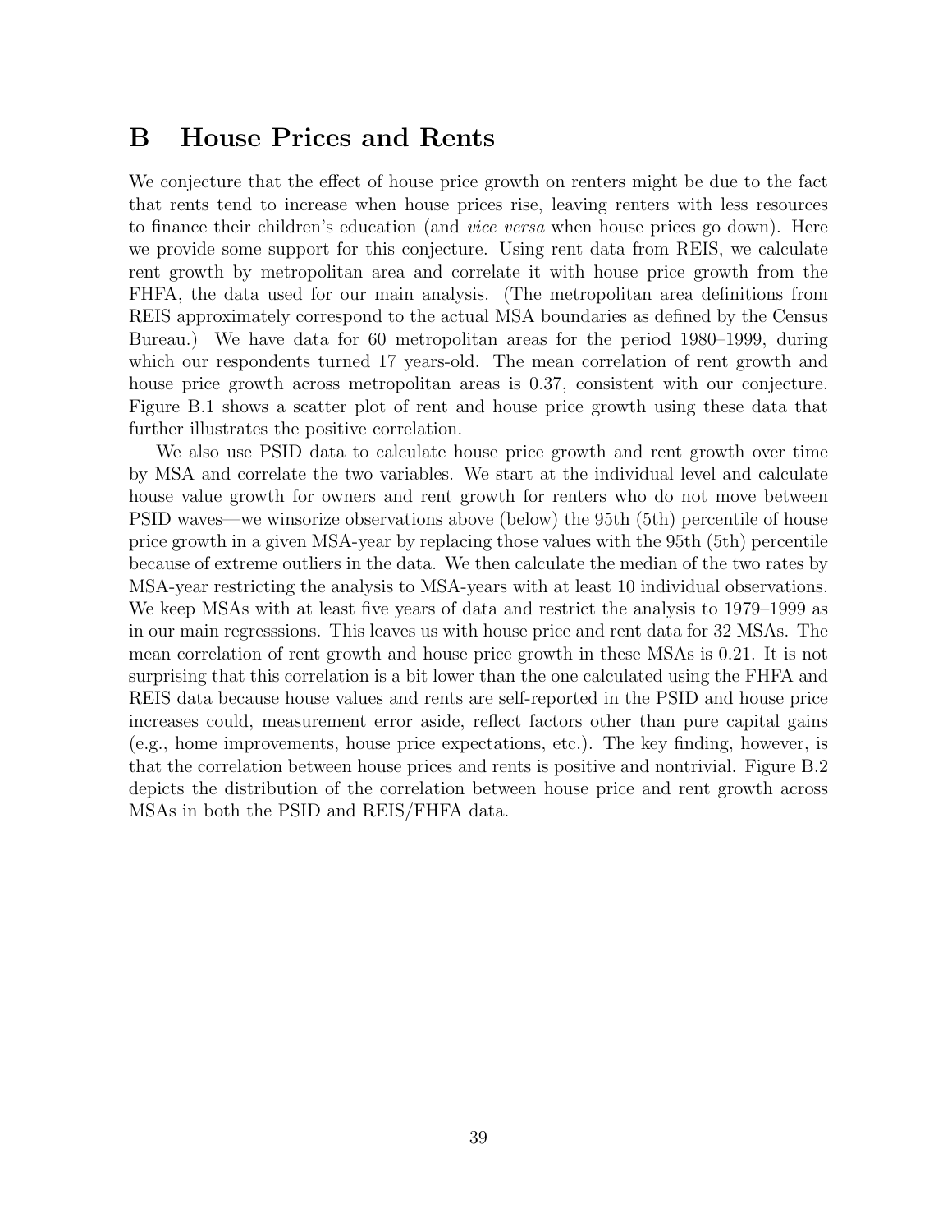# B House Prices and Rents

We conjecture that the effect of house price growth on renters might be due to the fact that rents tend to increase when house prices rise, leaving renters with less resources to finance their children's education (and *vice versa* when house prices go down). Here we provide some support for this conjecture. Using rent data from REIS, we calculate rent growth by metropolitan area and correlate it with house price growth from the FHFA, the data used for our main analysis. (The metropolitan area definitions from REIS approximately correspond to the actual MSA boundaries as defined by the Census Bureau.) We have data for 60 metropolitan areas for the period 1980–1999, during which our respondents turned 17 years-old. The mean correlation of rent growth and house price growth across metropolitan areas is 0.37, consistent with our conjecture. Figure B.1 shows a scatter plot of rent and house price growth using these data that further illustrates the positive correlation.

We also use PSID data to calculate house price growth and rent growth over time by MSA and correlate the two variables. We start at the individual level and calculate house value growth for owners and rent growth for renters who do not move between PSID waves—we winsorize observations above (below) the 95th (5th) percentile of house price growth in a given MSA-year by replacing those values with the 95th (5th) percentile because of extreme outliers in the data. We then calculate the median of the two rates by MSA-year restricting the analysis to MSA-years with at least 10 individual observations. We keep MSAs with at least five years of data and restrict the analysis to 1979–1999 as in our main regresssions. This leaves us with house price and rent data for 32 MSAs. The mean correlation of rent growth and house price growth in these MSAs is 0.21. It is not surprising that this correlation is a bit lower than the one calculated using the FHFA and REIS data because house values and rents are self-reported in the PSID and house price increases could, measurement error aside, reflect factors other than pure capital gains (e.g., home improvements, house price expectations, etc.). The key finding, however, is that the correlation between house prices and rents is positive and nontrivial. Figure B.2 depicts the distribution of the correlation between house price and rent growth across MSAs in both the PSID and REIS/FHFA data.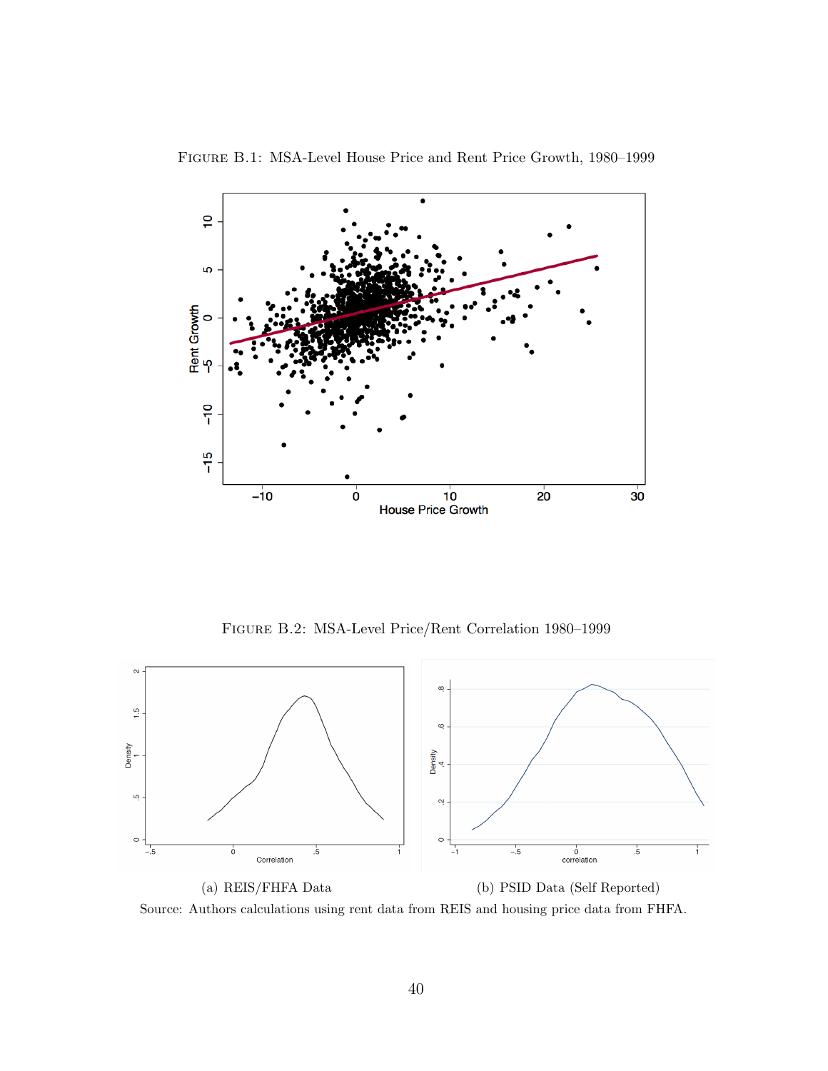Figure B.1: MSA-Level House Price and Rent Price Growth, 1980–1999

Figure B.2: MSA-Level Price/Rent Correlation 1980–1999

(a) REIS/FHFA Data

(b) PSID Data (Self Reported)

Source: Authors calculations using rent data from REIS and housing price data from FHFA.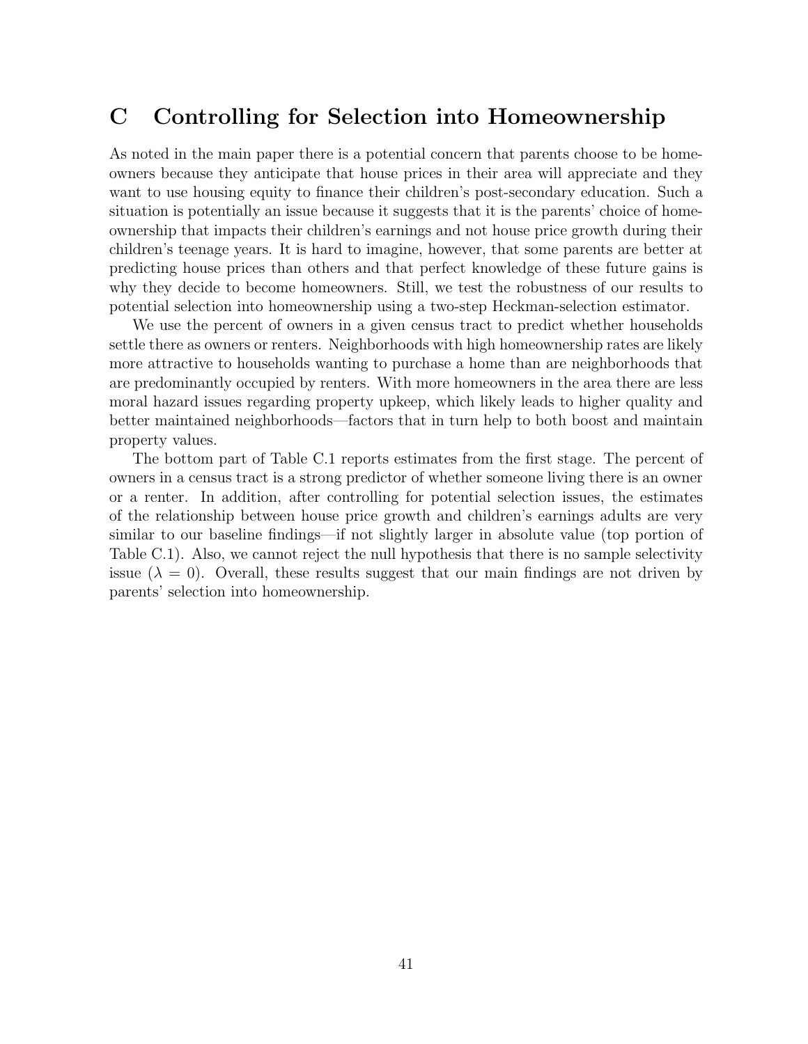# C Controlling for Selection into Homeownership

As noted in the main paper there is a potential concern that parents choose to be homeowners because they anticipate that house prices in their area will appreciate and they want to use housing equity to finance their children's post-secondary education. Such a situation is potentially an issue because it suggests that it is the parents' choice of homeownership that impacts their children's earnings and not house price growth during their children's teenage years. It is hard to imagine, however, that some parents are better at predicting house prices than others and that perfect knowledge of these future gains is why they decide to become homeowners. Still, we test the robustness of our results to potential selection into homeownership using a two-step Heckman-selection estimator.

We use the percent of owners in a given census tract to predict whether households settle there as owners or renters. Neighborhoods with high homeownership rates are likely more attractive to households wanting to purchase a home than are neighborhoods that are predominantly occupied by renters. With more homeowners in the area there are less moral hazard issues regarding property upkeep, which likely leads to higher quality and better maintained neighborhoods—factors that in turn help to both boost and maintain property values.

The bottom part of Table C.1 reports estimates from the first stage. The percent of owners in a census tract is a strong predictor of whether someone living there is an owner or a renter. In addition, after controlling for potential selection issues, the estimates of the relationship between house price growth and children's earnings adults are very similar to our baseline findings—if not slightly larger in absolute value (top portion of Table C.1). Also, we cannot reject the null hypothesis that there is no sample selectivity issue ($\lambda = 0$). Overall, these results suggest that our main findings are not driven by parents' selection into homeownership.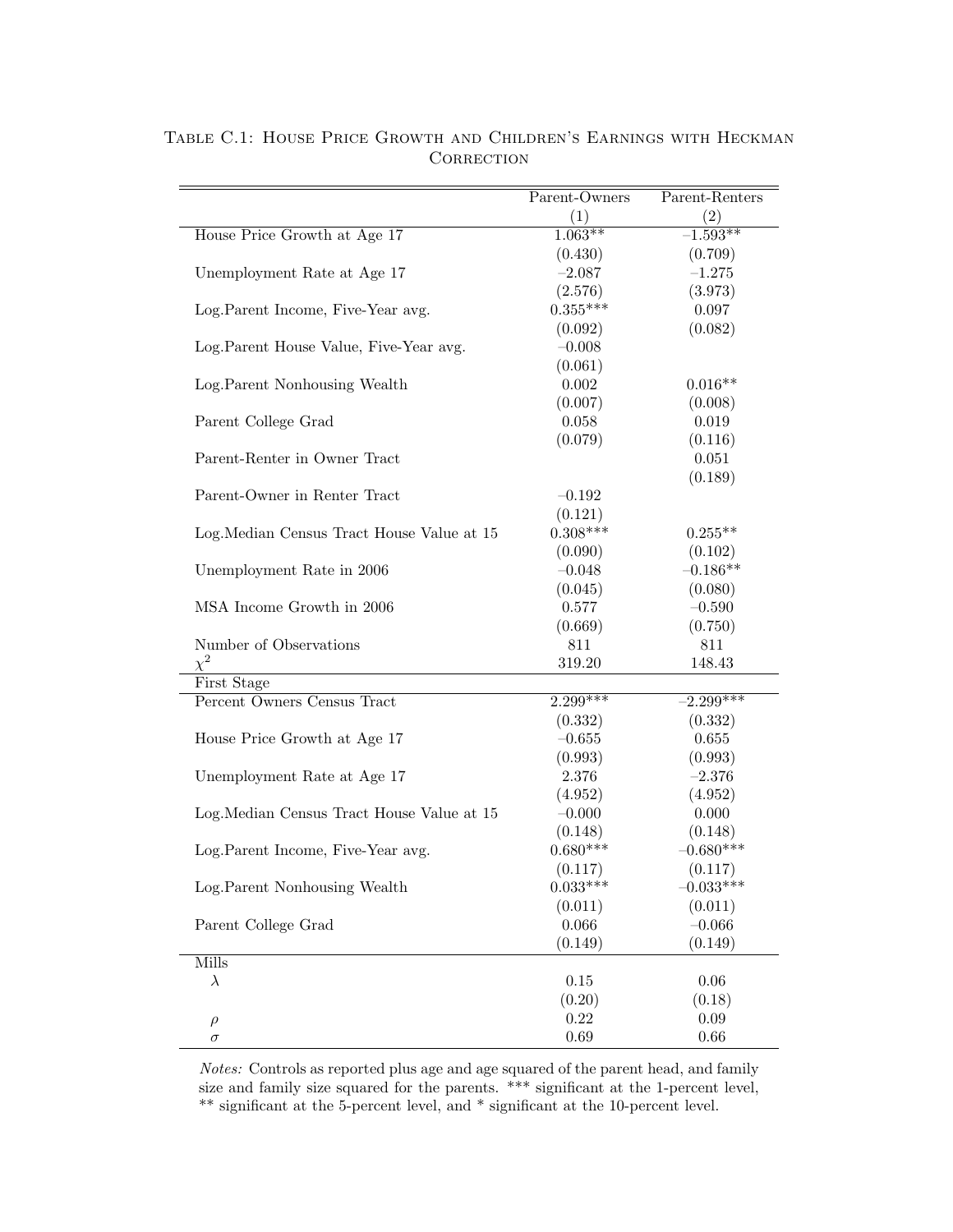Table C.1: House Price Growth and Children's Earnings with Heckman Correction

| | Parent-Owners | Parent-Renters |
|---|---|---|
| | (1) | (2) |
| House Price Growth at Age 17 | 1.063** | –1.593** |
| | (0.430) | (0.709) |
| Unemployment Rate at Age 17 | –2.087 | –1.275 |
| | (2.576) | (3.973) |
| Log.Parent Income, Five-Year avg. | 0.355*** | 0.097 |
| | (0.092) | (0.082) |
| Log.Parent House Value, Five-Year avg. | –0.008 | |
| | (0.061) | |
| Log.Parent Nonhousing Wealth | 0.002 | 0.016** |
| | (0.007) | (0.008) |
| Parent College Grad | 0.058 | 0.019 |
| | (0.079) | (0.116) |
| Parent-Renter in Owner Tract | | 0.051 |
| | | (0.189) |
| Parent-Owner in Renter Tract | –0.192 | |
| | (0.121) | |
| Log.Median Census Tract House Value at 15 | 0.308*** | 0.255** |
| | (0.090) | (0.102) |
| Unemployment Rate in 2006 | –0.048 | –0.186** |
| | (0.045) | (0.080) |
| MSA Income Growth in 2006 | 0.577 | –0.590 |
| | (0.669) | (0.750) |
| Number of Observations | 811 | 811 |
| $\chi^2$ | 319.20 | 148.43 |
| **First Stage** | | |
| Percent Owners Census Tract | 2.299*** | –2.299*** |
| | (0.332) | (0.332) |
| House Price Growth at Age 17 | –0.655 | 0.655 |
| | (0.993) | (0.993) |
| Unemployment Rate at Age 17 | 2.376 | –2.376 |
| | (4.952) | (4.952) |
| Log.Median Census Tract House Value at 15 | –0.000 | 0.000 |
| | (0.148) | (0.148) |
| Log.Parent Income, Five-Year avg. | 0.680*** | –0.680*** |
| | (0.117) | (0.117) |
| Log.Parent Nonhousing Wealth | 0.033*** | –0.033*** |
| | (0.011) | (0.011) |
| Parent College Grad | 0.066 | –0.066 |
| | (0.149) | (0.149) |
| **Mills** | | |
| $\lambda$ | 0.15 | 0.06 |
| | (0.20) | (0.18) |
| $\rho$ | 0.22 | 0.09 |
| $\sigma$ | 0.69 | 0.66 |

*Notes:* Controls as reported plus age and age squared of the parent head, and family size and family size squared for the parents. *** significant at the 1-percent level, ** significant at the 5-percent level, and * significant at the 10-percent level.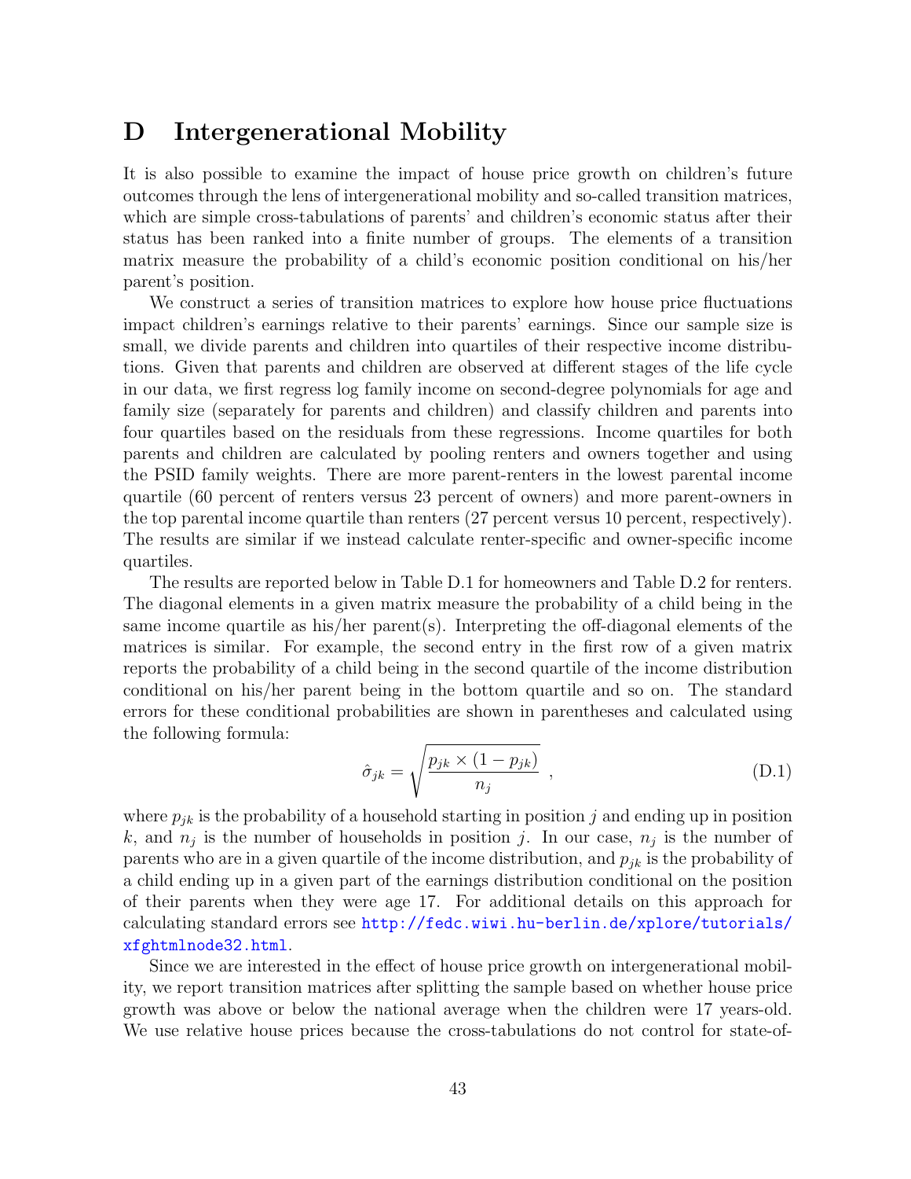# D Intergenerational Mobility

It is also possible to examine the impact of house price growth on children's future outcomes through the lens of intergenerational mobility and so-called transition matrices, which are simple cross-tabulations of parents' and children's economic status after their status has been ranked into a finite number of groups. The elements of a transition matrix measure the probability of a child's economic position conditional on his/her parent's position.

We construct a series of transition matrices to explore how house price fluctuations impact children's earnings relative to their parents' earnings. Since our sample size is small, we divide parents and children into quartiles of their respective income distributions. Given that parents and children are observed at different stages of the life cycle in our data, we first regress log family income on second-degree polynomials for age and family size (separately for parents and children) and classify children and parents into four quartiles based on the residuals from these regressions. Income quartiles for both parents and children are calculated by pooling renters and owners together and using the PSID family weights. There are more parent-renters in the lowest parental income quartile (60 percent of renters versus 23 percent of owners) and more parent-owners in the top parental income quartile than renters (27 percent versus 10 percent, respectively). The results are similar if we instead calculate renter-specific and owner-specific income quartiles.

The results are reported below in Table D.1 for homeowners and Table D.2 for renters. The diagonal elements in a given matrix measure the probability of a child being in the same income quartile as his/her parent(s). Interpreting the off-diagonal elements of the matrices is similar. For example, the second entry in the first row of a given matrix reports the probability of a child being in the second quartile of the income distribution conditional on his/her parent being in the bottom quartile and so on. The standard errors for these conditional probabilities are shown in parentheses and calculated using the following formula:

$$\hat{\sigma}_{jk} = \sqrt{\frac{p_{jk} \times (1 - p_{jk})}{n_j}} \ , \tag{D.1}$$

where $p_{jk}$ is the probability of a household starting in position $j$ and ending up in position $k$, and $n_j$ is the number of households in position $j$. In our case, $n_j$ is the number of parents who are in a given quartile of the income distribution, and $p_{jk}$ is the probability of a child ending up in a given part of the earnings distribution conditional on the position of their parents when they were age 17. For additional details on this approach for calculating standard errors see http://fedc.wiwi.hu-berlin.de/xplore/tutorials/xfghtmlnode32.html.

Since we are interested in the effect of house price growth on intergenerational mobility, we report transition matrices after splitting the sample based on whether house price growth was above or below the national average when the children were 17 years-old. We use relative house prices because the cross-tabulations do not control for state-of-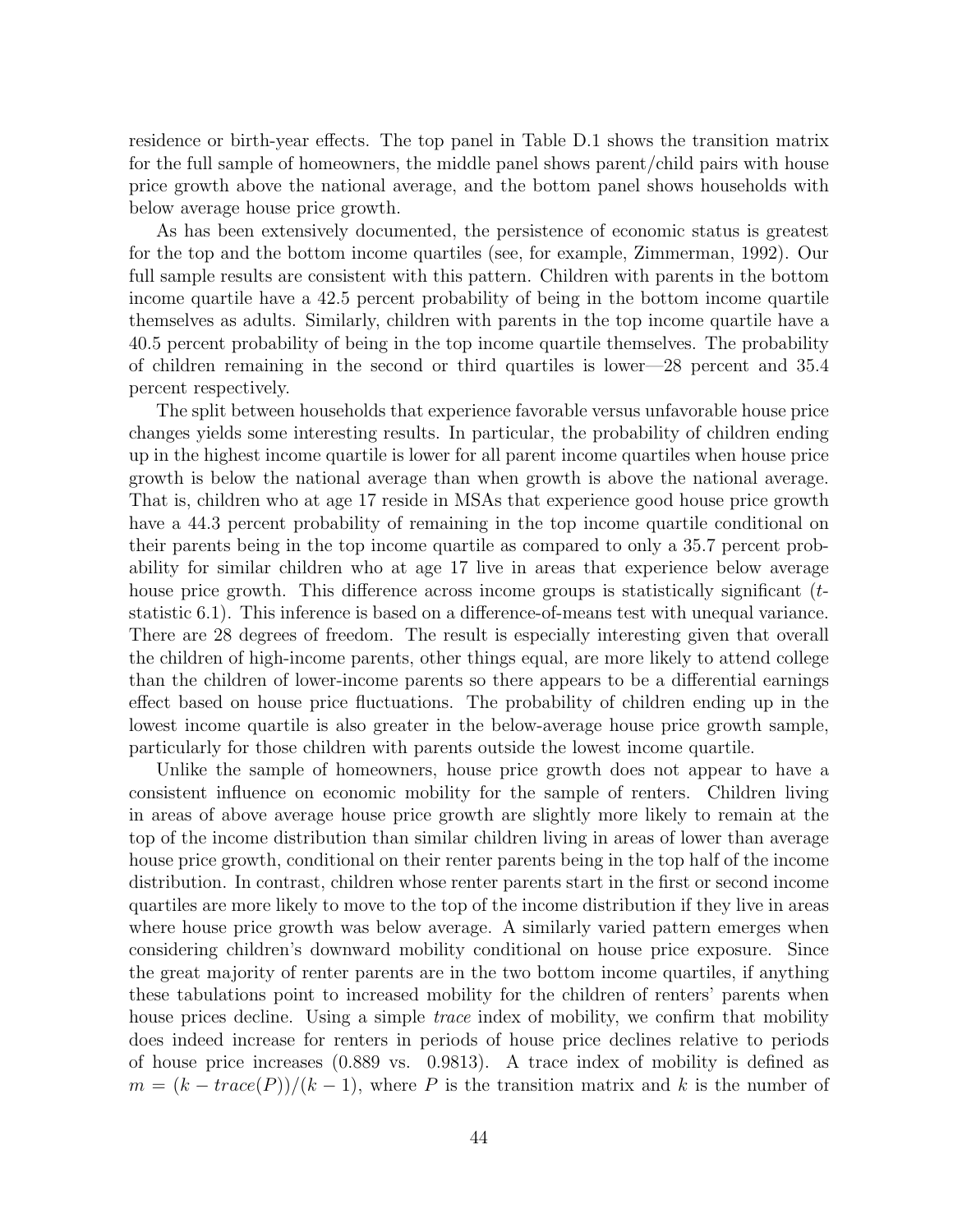residence or birth-year effects. The top panel in Table D.1 shows the transition matrix for the full sample of homeowners, the middle panel shows parent/child pairs with house price growth above the national average, and the bottom panel shows households with below average house price growth.

As has been extensively documented, the persistence of economic status is greatest for the top and the bottom income quartiles (see, for example, Zimmerman, 1992). Our full sample results are consistent with this pattern. Children with parents in the bottom income quartile have a 42.5 percent probability of being in the bottom income quartile themselves as adults. Similarly, children with parents in the top income quartile have a 40.5 percent probability of being in the top income quartile themselves. The probability of children remaining in the second or third quartiles is lower—28 percent and 35.4 percent respectively.

The split between households that experience favorable versus unfavorable house price changes yields some interesting results. In particular, the probability of children ending up in the highest income quartile is lower for all parent income quartiles when house price growth is below the national average than when growth is above the national average. That is, children who at age 17 reside in MSAs that experience good house price growth have a 44.3 percent probability of remaining in the top income quartile conditional on their parents being in the top income quartile as compared to only a 35.7 percent probability for similar children who at age 17 live in areas that experience below average house price growth. This difference across income groups is statistically significant ($t$-statistic 6.1). This inference is based on a difference-of-means test with unequal variance. There are 28 degrees of freedom. The result is especially interesting given that overall the children of high-income parents, other things equal, are more likely to attend college than the children of lower-income parents so there appears to be a differential earnings effect based on house price fluctuations. The probability of children ending up in the lowest income quartile is also greater in the below-average house price growth sample, particularly for those children with parents outside the lowest income quartile.

Unlike the sample of homeowners, house price growth does not appear to have a consistent influence on economic mobility for the sample of renters. Children living in areas of above average house price growth are slightly more likely to remain at the top of the income distribution than similar children living in areas of lower than average house price growth, conditional on their renter parents being in the top half of the income distribution. In contrast, children whose renter parents start in the first or second income quartiles are more likely to move to the top of the income distribution if they live in areas where house price growth was below average. A similarly varied pattern emerges when considering children's downward mobility conditional on house price exposure. Since the great majority of renter parents are in the two bottom income quartiles, if anything these tabulations point to increased mobility for the children of renters' parents when house prices decline. Using a simple *trace* index of mobility, we confirm that mobility does indeed increase for renters in periods of house price declines relative to periods of house price increases (0.889 vs. 0.9813). A trace index of mobility is defined as $m = (k - trace(P))/(k - 1)$, where $P$ is the transition matrix and $k$ is the number of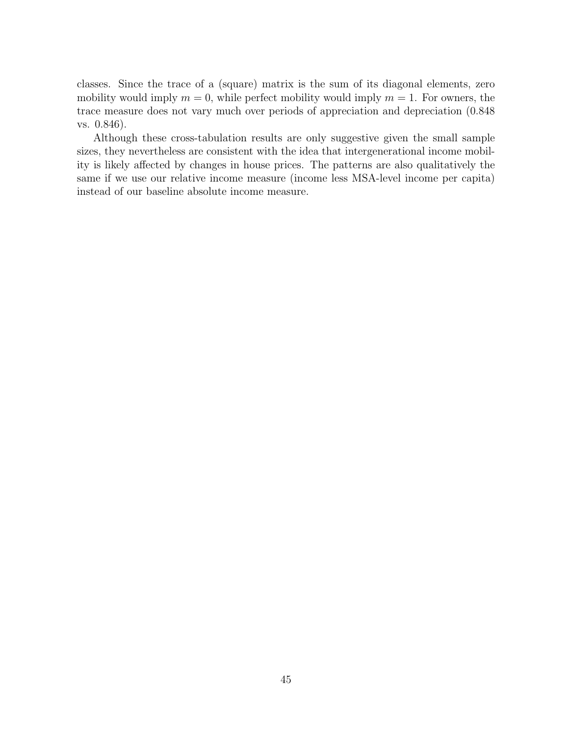classes. Since the trace of a (square) matrix is the sum of its diagonal elements, zero mobility would imply $m = 0$, while perfect mobility would imply $m = 1$. For owners, the trace measure does not vary much over periods of appreciation and depreciation (0.848 vs. 0.846).

Although these cross-tabulation results are only suggestive given the small sample sizes, they nevertheless are consistent with the idea that intergenerational income mobility is likely affected by changes in house prices. The patterns are also qualitatively the same if we use our relative income measure (income less MSA-level income per capita) instead of our baseline absolute income measure.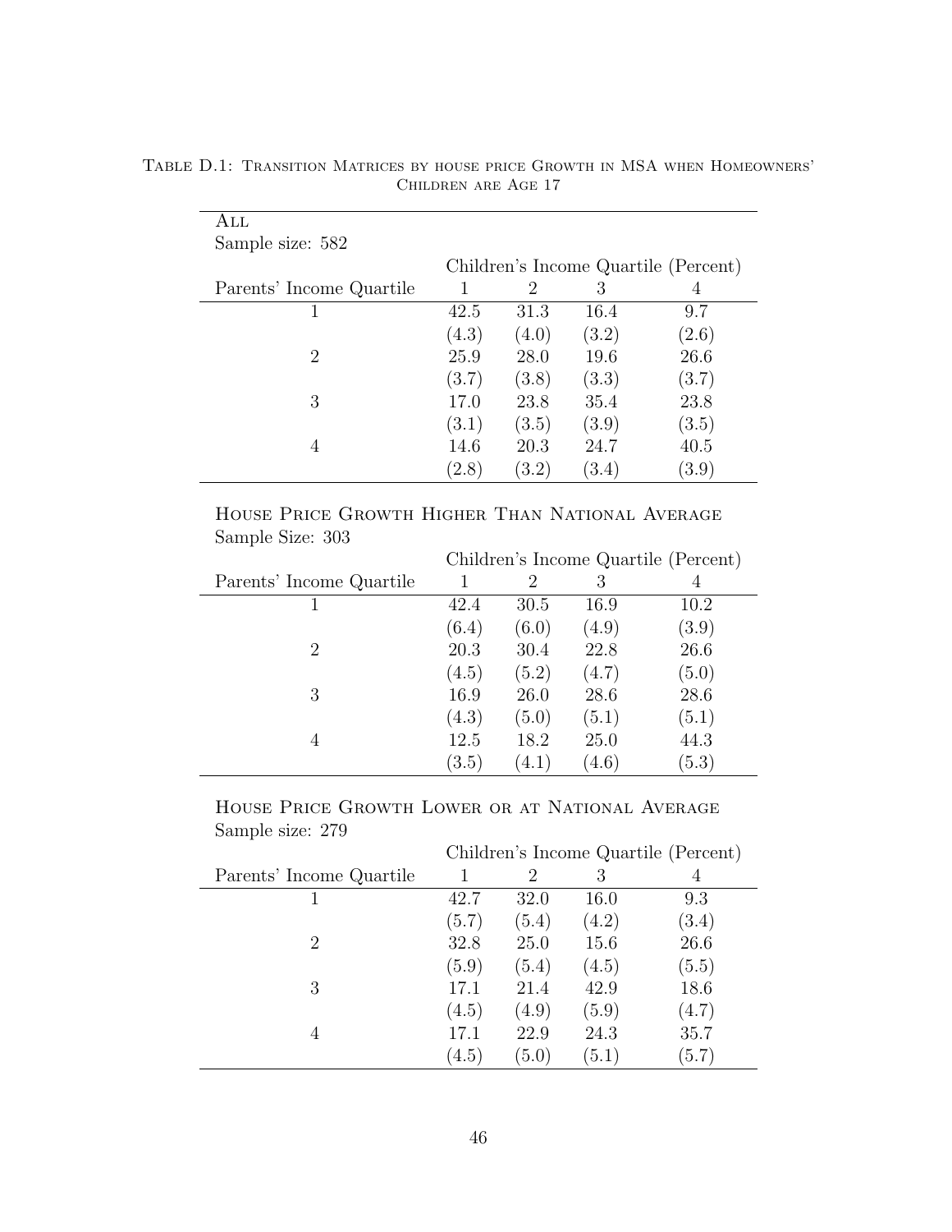Table D.1: Transition Matrices by house price Growth in MSA when Homeowners' Children are Age 17

**All**

Sample size: 582

| | Children's Income Quartile (Percent) | | | |
|---|---|---|---|---|
| Parents' Income Quartile | 1 | 2 | 3 | 4 |
| 1 | 42.5 | 31.3 | 16.4 | 9.7 |
| | (4.3) | (4.0) | (3.2) | (2.6) |
| 2 | 25.9 | 28.0 | 19.6 | 26.6 |
| | (3.7) | (3.8) | (3.3) | (3.7) |
| 3 | 17.0 | 23.8 | 35.4 | 23.8 |
| | (3.1) | (3.5) | (3.9) | (3.5) |
| 4 | 14.6 | 20.3 | 24.7 | 40.5 |
| | (2.8) | (3.2) | (3.4) | (3.9) |

**House Price Growth Higher Than National Average**

Sample Size: 303

| | Children's Income Quartile (Percent) | | | |
|---|---|---|---|---|
| Parents' Income Quartile | 1 | 2 | 3 | 4 |
| 1 | 42.4 | 30.5 | 16.9 | 10.2 |
| | (6.4) | (6.0) | (4.9) | (3.9) |
| 2 | 20.3 | 30.4 | 22.8 | 26.6 |
| | (4.5) | (5.2) | (4.7) | (5.0) |
| 3 | 16.9 | 26.0 | 28.6 | 28.6 |
| | (4.3) | (5.0) | (5.1) | (5.1) |
| 4 | 12.5 | 18.2 | 25.0 | 44.3 |
| | (3.5) | (4.1) | (4.6) | (5.3) |

**House Price Growth Lower or at National Average**

Sample size: 279

| | Children's Income Quartile (Percent) | | | |
|---|---|---|---|---|
| Parents' Income Quartile | 1 | 2 | 3 | 4 |
| 1 | 42.7 | 32.0 | 16.0 | 9.3 |
| | (5.7) | (5.4) | (4.2) | (3.4) |
| 2 | 32.8 | 25.0 | 15.6 | 26.6 |
| | (5.9) | (5.4) | (4.5) | (5.5) |
| 3 | 17.1 | 21.4 | 42.9 | 18.6 |
| | (4.5) | (4.9) | (5.9) | (4.7) |
| 4 | 17.1 | 22.9 | 24.3 | 35.7 |
| | (4.5) | (5.0) | (5.1) | (5.7) |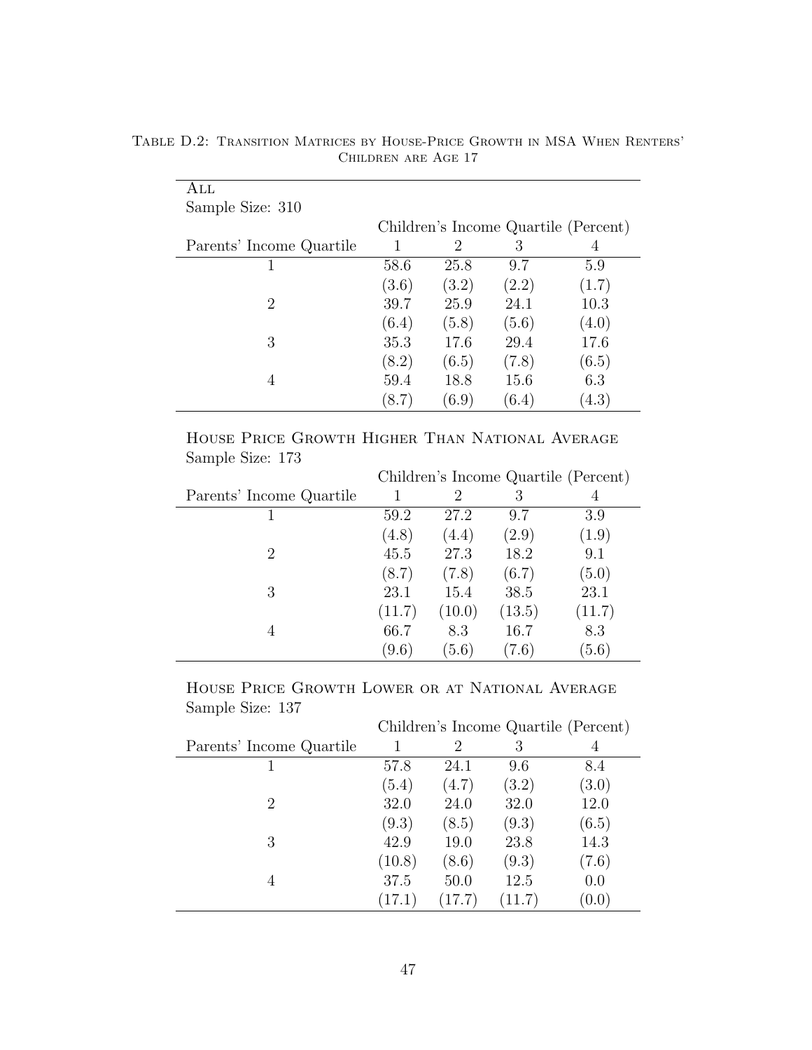Table D.2: Transition Matrices by House-Price Growth in MSA When Renters' Children are Age 17

All

Sample Size: 310

| | Children's Income Quartile (Percent) | | | |
|---|---|---|---|---|
| Parents' Income Quartile | 1 | 2 | 3 | 4 |
| 1 | 58.6 | 25.8 | 9.7 | 5.9 |
| | (3.6) | (3.2) | (2.2) | (1.7) |
| 2 | 39.7 | 25.9 | 24.1 | 10.3 |
| | (6.4) | (5.8) | (5.6) | (4.0) |
| 3 | 35.3 | 17.6 | 29.4 | 17.6 |
| | (8.2) | (6.5) | (7.8) | (6.5) |
| 4 | 59.4 | 18.8 | 15.6 | 6.3 |
| | (8.7) | (6.9) | (6.4) | (4.3) |

House Price Growth Higher Than National Average

Sample Size: 173

| | Children's Income Quartile (Percent) | | | |
|---|---|---|---|---|
| Parents' Income Quartile | 1 | 2 | 3 | 4 |
| 1 | 59.2 | 27.2 | 9.7 | 3.9 |
| | (4.8) | (4.4) | (2.9) | (1.9) |
| 2 | 45.5 | 27.3 | 18.2 | 9.1 |
| | (8.7) | (7.8) | (6.7) | (5.0) |
| 3 | 23.1 | 15.4 | 38.5 | 23.1 |
| | (11.7) | (10.0) | (13.5) | (11.7) |
| 4 | 66.7 | 8.3 | 16.7 | 8.3 |
| | (9.6) | (5.6) | (7.6) | (5.6) |

House Price Growth Lower or at National Average

Sample Size: 137

| | Children's Income Quartile (Percent) | | | |
|---|---|---|---|---|
| Parents' Income Quartile | 1 | 2 | 3 | 4 |
| 1 | 57.8 | 24.1 | 9.6 | 8.4 |
| | (5.4) | (4.7) | (3.2) | (3.0) |
| 2 | 32.0 | 24.0 | 32.0 | 12.0 |
| | (9.3) | (8.5) | (9.3) | (6.5) |
| 3 | 42.9 | 19.0 | 23.8 | 14.3 |
| | (10.8) | (8.6) | (9.3) | (7.6) |
| 4 | 37.5 | 50.0 | 12.5 | 0.0 |
| | (17.1) | (17.7) | (11.7) | (0.0) |